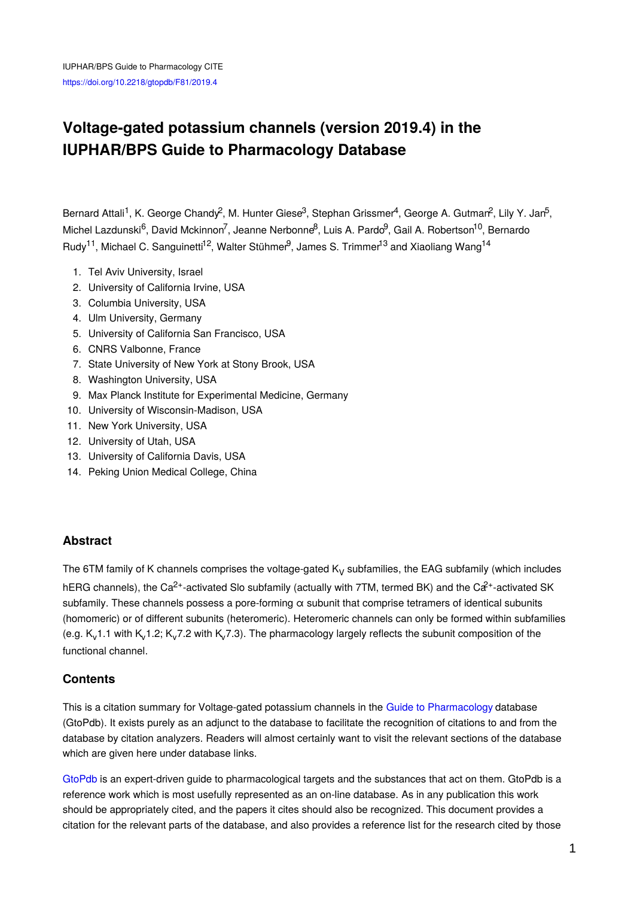IUPHAR/BPS Guide to Pharmacology CITE
https://doi.org/10.2218/gtopdb/F81/2019.4

# Voltage-gated potassium channels (version 2019.4) in the IUPHAR/BPS Guide to Pharmacology Database

Bernard Attali[1], K. George Chandy[2], M. Hunter Giese[3], Stephan Grissmer[4], George A. Gutman[2], Lily Y. Jan[5], Michel Lazdunski[6], David Mckinnon[7], Jeanne Nerbonne[8], Luis A. Pardo[9], Gail A. Robertson[10], Bernardo Rudy[11], Michael C. Sanguinetti[12], Walter Stühmer[9], James S. Trimmer[13] and Xiaoliang Wang[14]

1. Tel Aviv University, Israel
2. University of California Irvine, USA
3. Columbia University, USA
4. Ulm University, Germany
5. University of California San Francisco, USA
6. CNRS Valbonne, France
7. State University of New York at Stony Brook, USA
8. Washington University, USA
9. Max Planck Institute for Experimental Medicine, Germany
10. University of Wisconsin-Madison, USA
11. New York University, USA
12. University of Utah, USA
13. University of California Davis, USA
14. Peking Union Medical College, China

## Abstract

The 6TM family of K channels comprises the voltage-gated $K_V$ subfamilies, the EAG subfamily (which includes hERG channels), the $Ca^{2+}$-activated Slo subfamily (actually with 7TM, termed BK) and the $Ca^{2+}$-activated SK subfamily. These channels possess a pore-forming α subunit that comprise tetramers of identical subunits (homomeric) or of different subunits (heteromeric). Heteromeric channels can only be formed within subfamilies (e.g. $K_v$1.1 with $K_v$1.2; $K_v$7.2 with $K_v$7.3). The pharmacology largely reflects the subunit composition of the functional channel.

## Contents

This is a citation summary for Voltage-gated potassium channels in the Guide to Pharmacology database (GtoPdb). It exists purely as an adjunct to the database to facilitate the recognition of citations to and from the database by citation analyzers. Readers will almost certainly want to visit the relevant sections of the database which are given here under database links.

GtoPdb is an expert-driven guide to pharmacological targets and the substances that act on them. GtoPdb is a reference work which is most usefully represented as an on-line database. As in any publication this work should be appropriately cited, and the papers it cites should also be recognized. This document provides a citation for the relevant parts of the database, and also provides a reference list for the research cited by those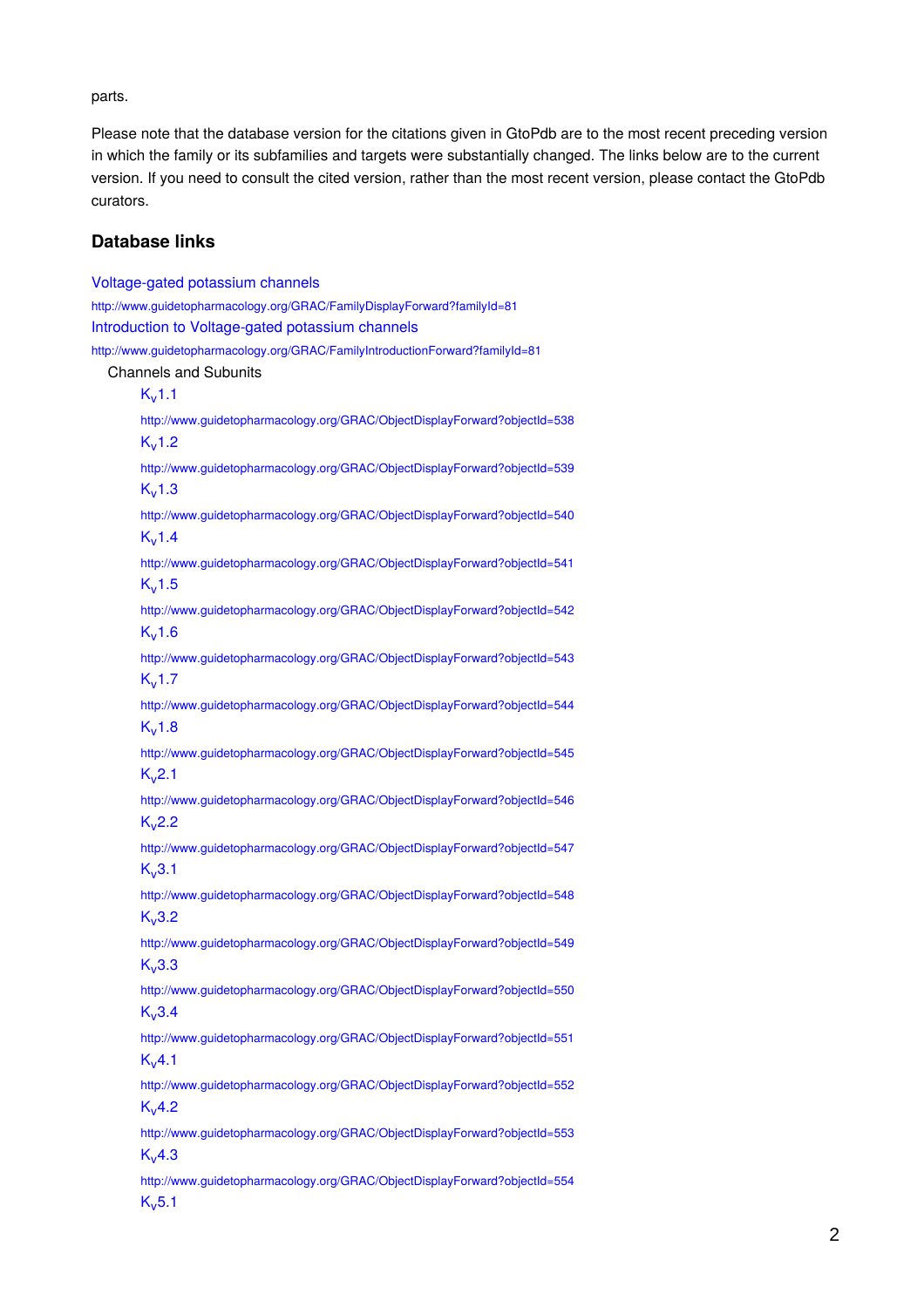parts.

Please note that the database version for the citations given in GtoPdb are to the most recent preceding version in which the family or its subfamilies and targets were substantially changed. The links below are to the current version. If you need to consult the cited version, rather than the most recent version, please contact the GtoPdb curators.

## Database links

Voltage-gated potassium channels
http://www.guidetopharmacology.org/GRAC/FamilyDisplayForward?familyId=81

Introduction to Voltage-gated potassium channels
http://www.guidetopharmacology.org/GRAC/FamilyIntroductionForward?familyId=81

Channels and Subunits

- $K_v$1.1
  http://www.guidetopharmacology.org/GRAC/ObjectDisplayForward?objectId=538
- $K_v$1.2
  http://www.guidetopharmacology.org/GRAC/ObjectDisplayForward?objectId=539
- $K_v$1.3
  http://www.guidetopharmacology.org/GRAC/ObjectDisplayForward?objectId=540
- $K_v$1.4
  http://www.guidetopharmacology.org/GRAC/ObjectDisplayForward?objectId=541
- $K_v$1.5
  http://www.guidetopharmacology.org/GRAC/ObjectDisplayForward?objectId=542
- $K_v$1.6
  http://www.guidetopharmacology.org/GRAC/ObjectDisplayForward?objectId=543
- $K_v$1.7
  http://www.guidetopharmacology.org/GRAC/ObjectDisplayForward?objectId=544
- $K_v$1.8
  http://www.guidetopharmacology.org/GRAC/ObjectDisplayForward?objectId=545
- $K_v$2.1
  http://www.guidetopharmacology.org/GRAC/ObjectDisplayForward?objectId=546
- $K_v$2.2
  http://www.guidetopharmacology.org/GRAC/ObjectDisplayForward?objectId=547
- $K_v$3.1
  http://www.guidetopharmacology.org/GRAC/ObjectDisplayForward?objectId=548
- $K_v$3.2
  http://www.guidetopharmacology.org/GRAC/ObjectDisplayForward?objectId=549
- $K_v$3.3
  http://www.guidetopharmacology.org/GRAC/ObjectDisplayForward?objectId=550
- $K_v$3.4
  http://www.guidetopharmacology.org/GRAC/ObjectDisplayForward?objectId=551
- $K_v$4.1
  http://www.guidetopharmacology.org/GRAC/ObjectDisplayForward?objectId=552
- $K_v$4.2
  http://www.guidetopharmacology.org/GRAC/ObjectDisplayForward?objectId=553
- $K_v$4.3
  http://www.guidetopharmacology.org/GRAC/ObjectDisplayForward?objectId=554
- $K_v$5.1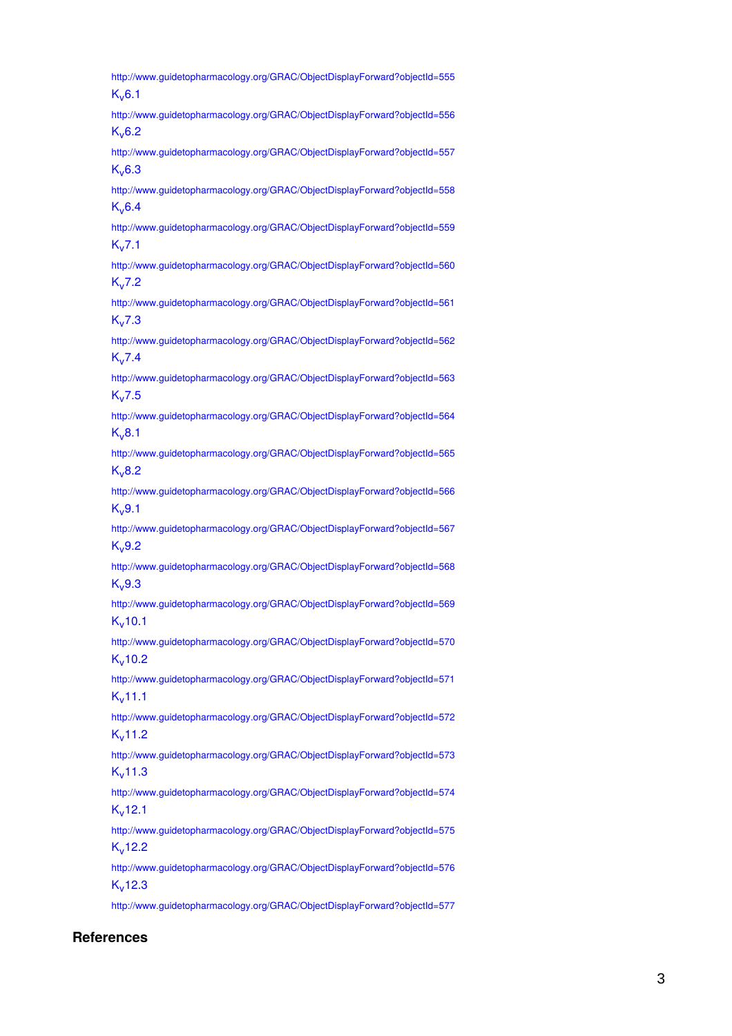http://www.guidetopharmacology.org/GRAC/ObjectDisplayForward?objectId=555

$K_v$6.1

http://www.guidetopharmacology.org/GRAC/ObjectDisplayForward?objectId=556

$K_v$6.2

http://www.guidetopharmacology.org/GRAC/ObjectDisplayForward?objectId=557

$K_v$6.3

http://www.guidetopharmacology.org/GRAC/ObjectDisplayForward?objectId=558

$K_v$6.4

http://www.guidetopharmacology.org/GRAC/ObjectDisplayForward?objectId=559

$K_v$7.1

http://www.guidetopharmacology.org/GRAC/ObjectDisplayForward?objectId=560

$K_v$7.2

http://www.guidetopharmacology.org/GRAC/ObjectDisplayForward?objectId=561

$K_v$7.3

http://www.guidetopharmacology.org/GRAC/ObjectDisplayForward?objectId=562

$K_v$7.4

http://www.guidetopharmacology.org/GRAC/ObjectDisplayForward?objectId=563

$K_v$7.5

http://www.guidetopharmacology.org/GRAC/ObjectDisplayForward?objectId=564

$K_v$8.1

http://www.guidetopharmacology.org/GRAC/ObjectDisplayForward?objectId=565

$K_v$8.2

http://www.guidetopharmacology.org/GRAC/ObjectDisplayForward?objectId=566

$K_v$9.1

http://www.guidetopharmacology.org/GRAC/ObjectDisplayForward?objectId=567

$K_v$9.2

http://www.guidetopharmacology.org/GRAC/ObjectDisplayForward?objectId=568

$K_v$9.3

http://www.guidetopharmacology.org/GRAC/ObjectDisplayForward?objectId=569

$K_v$10.1

http://www.guidetopharmacology.org/GRAC/ObjectDisplayForward?objectId=570

$K_v$10.2

http://www.guidetopharmacology.org/GRAC/ObjectDisplayForward?objectId=571

$K_v$11.1

http://www.guidetopharmacology.org/GRAC/ObjectDisplayForward?objectId=572

$K_v$11.2

http://www.guidetopharmacology.org/GRAC/ObjectDisplayForward?objectId=573

$K_v$11.3

http://www.guidetopharmacology.org/GRAC/ObjectDisplayForward?objectId=574

$K_v$12.1

http://www.guidetopharmacology.org/GRAC/ObjectDisplayForward?objectId=575

$K_v$12.2

http://www.guidetopharmacology.org/GRAC/ObjectDisplayForward?objectId=576

$K_v$12.3

http://www.guidetopharmacology.org/GRAC/ObjectDisplayForward?objectId=577

## References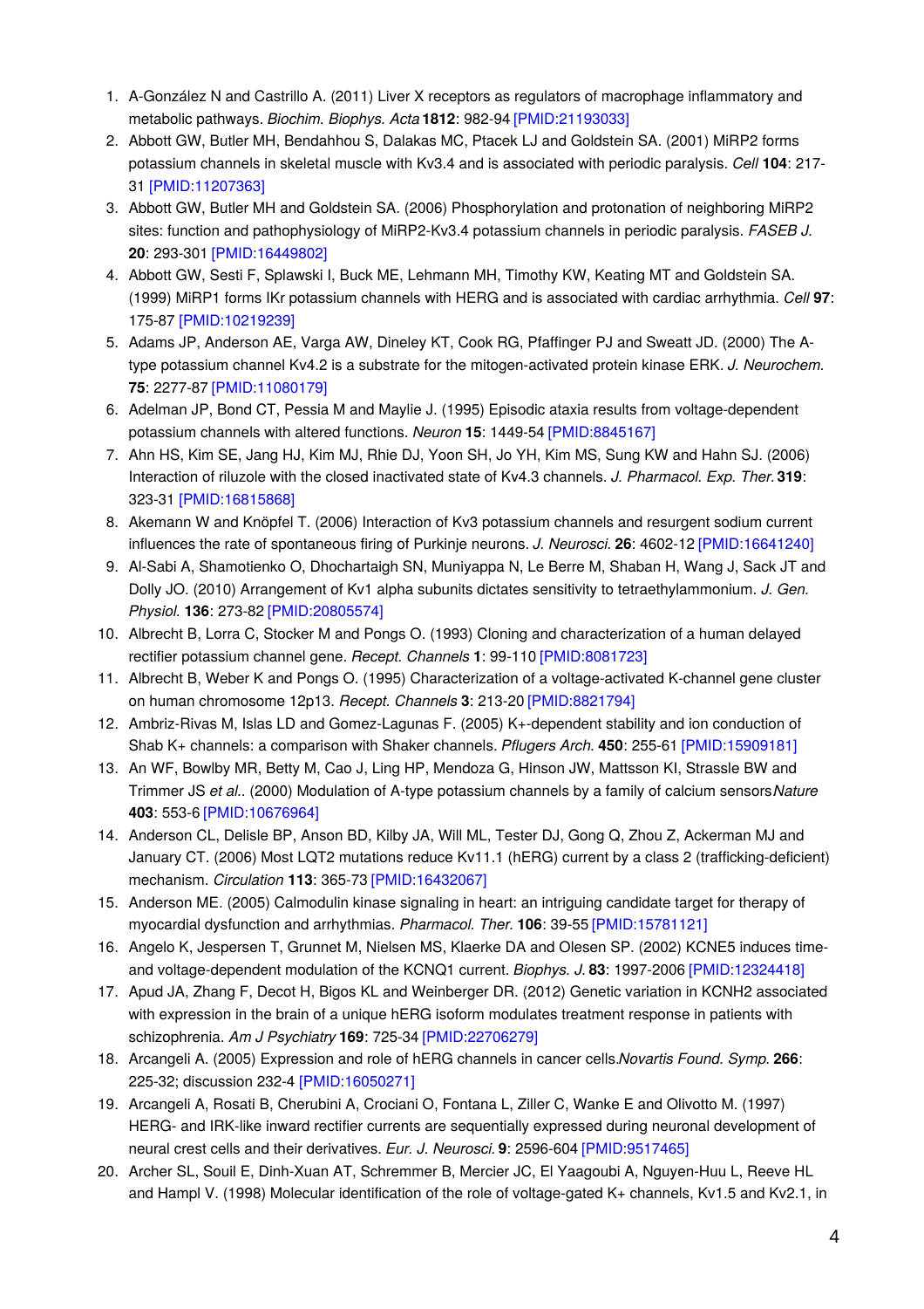1. A-González N and Castrillo A. (2011) Liver X receptors as regulators of macrophage inflammatory and metabolic pathways. *Biochim. Biophys. Acta* **1812**: 982-94 [PMID:21193033]
2. Abbott GW, Butler MH, Bendahhou S, Dalakas MC, Ptacek LJ and Goldstein SA. (2001) MiRP2 forms potassium channels in skeletal muscle with Kv3.4 and is associated with periodic paralysis. *Cell* **104**: 217-31 [PMID:11207363]
3. Abbott GW, Butler MH and Goldstein SA. (2006) Phosphorylation and protonation of neighboring MiRP2 sites: function and pathophysiology of MiRP2-Kv3.4 potassium channels in periodic paralysis. *FASEB J.* **20**: 293-301 [PMID:16449802]
4. Abbott GW, Sesti F, Splawski I, Buck ME, Lehmann MH, Timothy KW, Keating MT and Goldstein SA. (1999) MiRP1 forms IKr potassium channels with HERG and is associated with cardiac arrhythmia. *Cell* **97**: 175-87 [PMID:10219239]
5. Adams JP, Anderson AE, Varga AW, Dineley KT, Cook RG, Pfaffinger PJ and Sweatt JD. (2000) The A-type potassium channel Kv4.2 is a substrate for the mitogen-activated protein kinase ERK. *J. Neurochem.* **75**: 2277-87 [PMID:11080179]
6. Adelman JP, Bond CT, Pessia M and Maylie J. (1995) Episodic ataxia results from voltage-dependent potassium channels with altered functions. *Neuron* **15**: 1449-54 [PMID:8845167]
7. Ahn HS, Kim SE, Jang HJ, Kim MJ, Rhie DJ, Yoon SH, Jo YH, Kim MS, Sung KW and Hahn SJ. (2006) Interaction of riluzole with the closed inactivated state of Kv4.3 channels. *J. Pharmacol. Exp. Ther.* **319**: 323-31 [PMID:16815868]
8. Akemann W and Knöpfel T. (2006) Interaction of Kv3 potassium channels and resurgent sodium current influences the rate of spontaneous firing of Purkinje neurons. *J. Neurosci.* **26**: 4602-12 [PMID:16641240]
9. Al-Sabi A, Shamotienko O, Dhochartaigh SN, Muniyappa N, Le Berre M, Shaban H, Wang J, Sack JT and Dolly JO. (2010) Arrangement of Kv1 alpha subunits dictates sensitivity to tetraethylammonium. *J. Gen. Physiol.* **136**: 273-82 [PMID:20805574]
10. Albrecht B, Lorra C, Stocker M and Pongs O. (1993) Cloning and characterization of a human delayed rectifier potassium channel gene. *Recept. Channels* **1**: 99-110 [PMID:8081723]
11. Albrecht B, Weber K and Pongs O. (1995) Characterization of a voltage-activated K-channel gene cluster on human chromosome 12p13. *Recept. Channels* **3**: 213-20 [PMID:8821794]
12. Ambriz-Rivas M, Islas LD and Gomez-Lagunas F. (2005) K+-dependent stability and ion conduction of Shab K+ channels: a comparison with Shaker channels. *Pflugers Arch.* **450**: 255-61 [PMID:15909181]
13. An WF, Bowlby MR, Betty M, Cao J, Ling HP, Mendoza G, Hinson JW, Mattsson KI, Strassle BW and Trimmer JS *et al.*. (2000) Modulation of A-type potassium channels by a family of calcium sensors *Nature* **403**: 553-6 [PMID:10676964]
14. Anderson CL, Delisle BP, Anson BD, Kilby JA, Will ML, Tester DJ, Gong Q, Zhou Z, Ackerman MJ and January CT. (2006) Most LQT2 mutations reduce Kv11.1 (hERG) current by a class 2 (trafficking-deficient) mechanism. *Circulation* **113**: 365-73 [PMID:16432067]
15. Anderson ME. (2005) Calmodulin kinase signaling in heart: an intriguing candidate target for therapy of myocardial dysfunction and arrhythmias. *Pharmacol. Ther.* **106**: 39-55 [PMID:15781121]
16. Angelo K, Jespersen T, Grunnet M, Nielsen MS, Klaerke DA and Olesen SP. (2002) KCNE5 induces time- and voltage-dependent modulation of the KCNQ1 current. *Biophys. J.* **83**: 1997-2006 [PMID:12324418]
17. Apud JA, Zhang F, Decot H, Bigos KL and Weinberger DR. (2012) Genetic variation in KCNH2 associated with expression in the brain of a unique hERG isoform modulates treatment response in patients with schizophrenia. *Am J Psychiatry* **169**: 725-34 [PMID:22706279]
18. Arcangeli A. (2005) Expression and role of hERG channels in cancer cells. *Novartis Found. Symp.* **266**: 225-32; discussion 232-4 [PMID:16050271]
19. Arcangeli A, Rosati B, Cherubini A, Crociani O, Fontana L, Ziller C, Wanke E and Olivotto M. (1997) HERG- and IRK-like inward rectifier currents are sequentially expressed during neuronal development of neural crest cells and their derivatives. *Eur. J. Neurosci.* **9**: 2596-604 [PMID:9517465]
20. Archer SL, Souil E, Dinh-Xuan AT, Schremmer B, Mercier JC, El Yaagoubi A, Nguyen-Huu L, Reeve HL and Hampl V. (1998) Molecular identification of the role of voltage-gated K+ channels, Kv1.5 and Kv2.1, in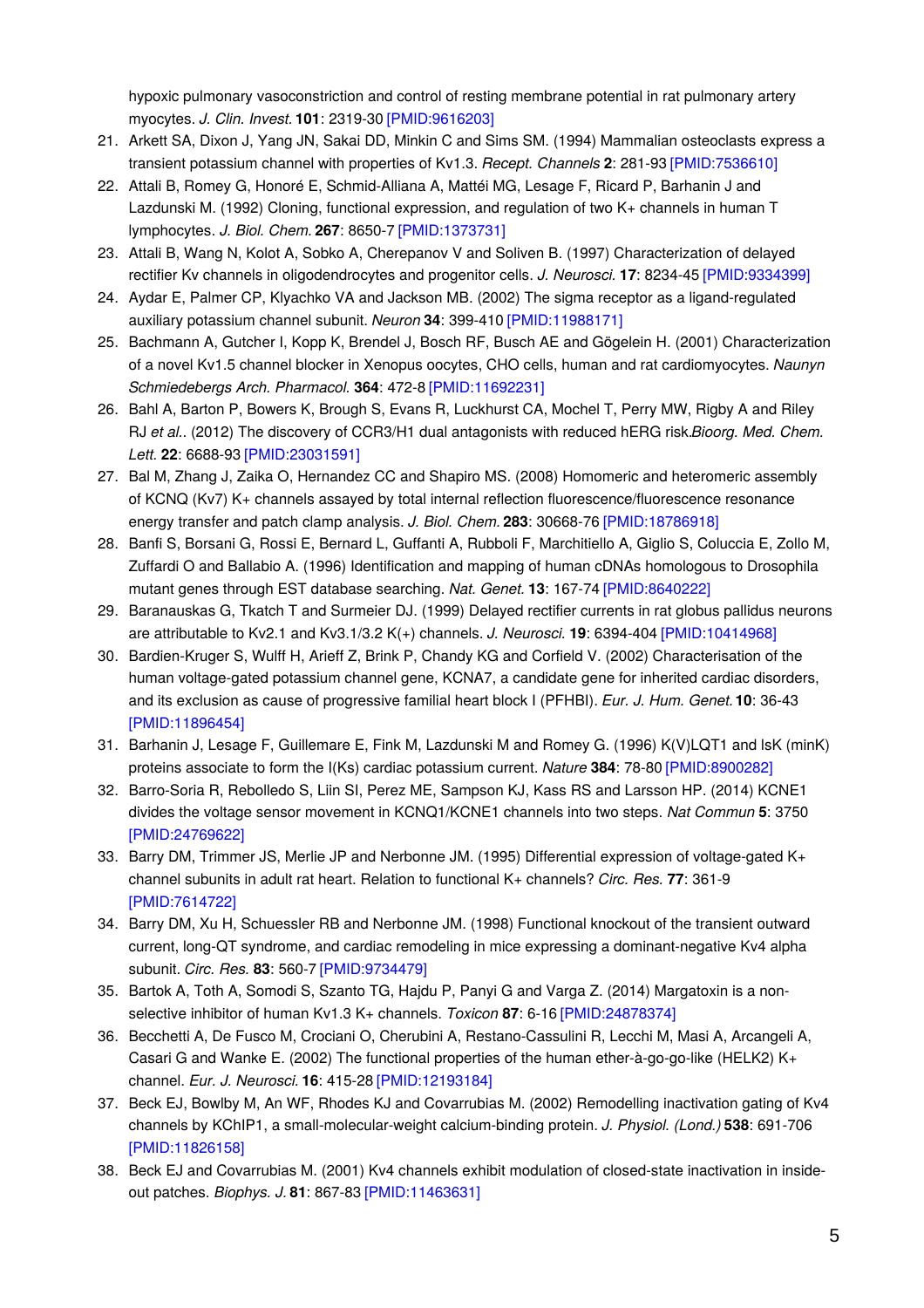hypoxic pulmonary vasoconstriction and control of resting membrane potential in rat pulmonary artery myocytes. *J. Clin. Invest.* **101**: 2319-30 [PMID:9616203]

21. Arkett SA, Dixon J, Yang JN, Sakai DD, Minkin C and Sims SM. (1994) Mammalian osteoclasts express a transient potassium channel with properties of Kv1.3. *Recept. Channels* **2**: 281-93 [PMID:7536610]
22. Attali B, Romey G, Honoré E, Schmid-Alliana A, Mattéi MG, Lesage F, Ricard P, Barhanin J and Lazdunski M. (1992) Cloning, functional expression, and regulation of two K+ channels in human T lymphocytes. *J. Biol. Chem.* **267**: 8650-7 [PMID:1373731]
23. Attali B, Wang N, Kolot A, Sobko A, Cherepanov V and Soliven B. (1997) Characterization of delayed rectifier Kv channels in oligodendrocytes and progenitor cells. *J. Neurosci.* **17**: 8234-45 [PMID:9334399]
24. Aydar E, Palmer CP, Klyachko VA and Jackson MB. (2002) The sigma receptor as a ligand-regulated auxiliary potassium channel subunit. *Neuron* **34**: 399-410 [PMID:11988171]
25. Bachmann A, Gutcher I, Kopp K, Brendel J, Bosch RF, Busch AE and Gögelein H. (2001) Characterization of a novel Kv1.5 channel blocker in Xenopus oocytes, CHO cells, human and rat cardiomyocytes. *Naunyn Schmiedebergs Arch. Pharmacol.* **364**: 472-8 [PMID:11692231]
26. Bahl A, Barton P, Bowers K, Brough S, Evans R, Luckhurst CA, Mochel T, Perry MW, Rigby A and Riley RJ *et al.*. (2012) The discovery of CCR3/H1 dual antagonists with reduced hERG risk.*Bioorg. Med. Chem. Lett.* **22**: 6688-93 [PMID:23031591]
27. Bal M, Zhang J, Zaika O, Hernandez CC and Shapiro MS. (2008) Homomeric and heteromeric assembly of KCNQ (Kv7) K+ channels assayed by total internal reflection fluorescence/fluorescence resonance energy transfer and patch clamp analysis. *J. Biol. Chem.* **283**: 30668-76 [PMID:18786918]
28. Banfi S, Borsani G, Rossi E, Bernard L, Guffanti A, Rubboli F, Marchitiello A, Giglio S, Coluccia E, Zollo M, Zuffardi O and Ballabio A. (1996) Identification and mapping of human cDNAs homologous to Drosophila mutant genes through EST database searching. *Nat. Genet.* **13**: 167-74 [PMID:8640222]
29. Baranauskas G, Tkatch T and Surmeier DJ. (1999) Delayed rectifier currents in rat globus pallidus neurons are attributable to Kv2.1 and Kv3.1/3.2 K(+) channels. *J. Neurosci.* **19**: 6394-404 [PMID:10414968]
30. Bardien-Kruger S, Wulff H, Arieff Z, Brink P, Chandy KG and Corfield V. (2002) Characterisation of the human voltage-gated potassium channel gene, KCNA7, a candidate gene for inherited cardiac disorders, and its exclusion as cause of progressive familial heart block I (PFHBI). *Eur. J. Hum. Genet.* **10**: 36-43 [PMID:11896454]
31. Barhanin J, Lesage F, Guillemare E, Fink M, Lazdunski M and Romey G. (1996) K(V)LQT1 and lsK (minK) proteins associate to form the I(Ks) cardiac potassium current. *Nature* **384**: 78-80 [PMID:8900282]
32. Barro-Soria R, Rebolledo S, Liin SI, Perez ME, Sampson KJ, Kass RS and Larsson HP. (2014) KCNE1 divides the voltage sensor movement in KCNQ1/KCNE1 channels into two steps. *Nat Commun* **5**: 3750 [PMID:24769622]
33. Barry DM, Trimmer JS, Merlie JP and Nerbonne JM. (1995) Differential expression of voltage-gated K+ channel subunits in adult rat heart. Relation to functional K+ channels? *Circ. Res.* **77**: 361-9 [PMID:7614722]
34. Barry DM, Xu H, Schuessler RB and Nerbonne JM. (1998) Functional knockout of the transient outward current, long-QT syndrome, and cardiac remodeling in mice expressing a dominant-negative Kv4 alpha subunit. *Circ. Res.* **83**: 560-7 [PMID:9734479]
35. Bartok A, Toth A, Somodi S, Szanto TG, Hajdu P, Panyi G and Varga Z. (2014) Margatoxin is a non-selective inhibitor of human Kv1.3 K+ channels. *Toxicon* **87**: 6-16 [PMID:24878374]
36. Becchetti A, De Fusco M, Crociani O, Cherubini A, Restano-Cassulini R, Lecchi M, Masi A, Arcangeli A, Casari G and Wanke E. (2002) The functional properties of the human ether-à-go-go-like (HELK2) K+ channel. *Eur. J. Neurosci.* **16**: 415-28 [PMID:12193184]
37. Beck EJ, Bowlby M, An WF, Rhodes KJ and Covarrubias M. (2002) Remodelling inactivation gating of Kv4 channels by KChIP1, a small-molecular-weight calcium-binding protein. *J. Physiol. (Lond.)* **538**: 691-706 [PMID:11826158]
38. Beck EJ and Covarrubias M. (2001) Kv4 channels exhibit modulation of closed-state inactivation in inside-out patches. *Biophys. J.* **81**: 867-83 [PMID:11463631]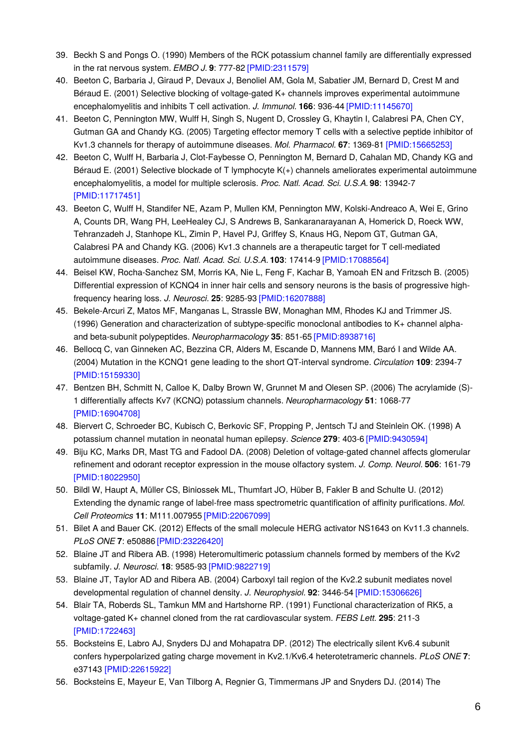39. Beckh S and Pongs O. (1990) Members of the RCK potassium channel family are differentially expressed in the rat nervous system. *EMBO J.* **9**: 777-82 [PMID:2311579]
40. Beeton C, Barbaria J, Giraud P, Devaux J, Benoliel AM, Gola M, Sabatier JM, Bernard D, Crest M and Béraud E. (2001) Selective blocking of voltage-gated K+ channels improves experimental autoimmune encephalomyelitis and inhibits T cell activation. *J. Immunol.* **166**: 936-44 [PMID:11145670]
41. Beeton C, Pennington MW, Wulff H, Singh S, Nugent D, Crossley G, Khaytin I, Calabresi PA, Chen CY, Gutman GA and Chandy KG. (2005) Targeting effector memory T cells with a selective peptide inhibitor of Kv1.3 channels for therapy of autoimmune diseases. *Mol. Pharmacol.* **67**: 1369-81 [PMID:15665253]
42. Beeton C, Wulff H, Barbaria J, Clot-Faybesse O, Pennington M, Bernard D, Cahalan MD, Chandy KG and Béraud E. (2001) Selective blockade of T lymphocyte K(+) channels ameliorates experimental autoimmune encephalomyelitis, a model for multiple sclerosis. *Proc. Natl. Acad. Sci. U.S.A.* **98**: 13942-7 [PMID:11717451]
43. Beeton C, Wulff H, Standifer NE, Azam P, Mullen KM, Pennington MW, Kolski-Andreaco A, Wei E, Grino A, Counts DR, Wang PH, LeeHealey CJ, S Andrews B, Sankaranarayanan A, Homerick D, Roeck WW, Tehranzadeh J, Stanhope KL, Zimin P, Havel PJ, Griffey S, Knaus HG, Nepom GT, Gutman GA, Calabresi PA and Chandy KG. (2006) Kv1.3 channels are a therapeutic target for T cell-mediated autoimmune diseases. *Proc. Natl. Acad. Sci. U.S.A.* **103**: 17414-9 [PMID:17088564]
44. Beisel KW, Rocha-Sanchez SM, Morris KA, Nie L, Feng F, Kachar B, Yamoah EN and Fritzsch B. (2005) Differential expression of KCNQ4 in inner hair cells and sensory neurons is the basis of progressive high-frequency hearing loss. *J. Neurosci.* **25**: 9285-93 [PMID:16207888]
45. Bekele-Arcuri Z, Matos MF, Manganas L, Strassle BW, Monaghan MM, Rhodes KJ and Trimmer JS. (1996) Generation and characterization of subtype-specific monoclonal antibodies to K+ channel alpha- and beta-subunit polypeptides. *Neuropharmacology* **35**: 851-65 [PMID:8938716]
46. Bellocq C, van Ginneken AC, Bezzina CR, Alders M, Escande D, Mannens MM, Baró I and Wilde AA. (2004) Mutation in the KCNQ1 gene leading to the short QT-interval syndrome. *Circulation* **109**: 2394-7 [PMID:15159330]
47. Bentzen BH, Schmitt N, Calloe K, Dalby Brown W, Grunnet M and Olesen SP. (2006) The acrylamide (S)-1 differentially affects Kv7 (KCNQ) potassium channels. *Neuropharmacology* **51**: 1068-77 [PMID:16904708]
48. Biervert C, Schroeder BC, Kubisch C, Berkovic SF, Propping P, Jentsch TJ and Steinlein OK. (1998) A potassium channel mutation in neonatal human epilepsy. *Science* **279**: 403-6 [PMID:9430594]
49. Biju KC, Marks DR, Mast TG and Fadool DA. (2008) Deletion of voltage-gated channel affects glomerular refinement and odorant receptor expression in the mouse olfactory system. *J. Comp. Neurol.* **506**: 161-79 [PMID:18022950]
50. Bildl W, Haupt A, Müller CS, Biniossek ML, Thumfart JO, Hüber B, Fakler B and Schulte U. (2012) Extending the dynamic range of label-free mass spectrometric quantification of affinity purifications. *Mol. Cell Proteomics* **11**: M111.007955 [PMID:22067099]
51. Bilet A and Bauer CK. (2012) Effects of the small molecule HERG activator NS1643 on Kv11.3 channels. *PLoS ONE* **7**: e50886 [PMID:23226420]
52. Blaine JT and Ribera AB. (1998) Heteromultimeric potassium channels formed by members of the Kv2 subfamily. *J. Neurosci.* **18**: 9585-93 [PMID:9822719]
53. Blaine JT, Taylor AD and Ribera AB. (2004) Carboxyl tail region of the Kv2.2 subunit mediates novel developmental regulation of channel density. *J. Neurophysiol.* **92**: 3446-54 [PMID:15306626]
54. Blair TA, Roberds SL, Tamkun MM and Hartshorne RP. (1991) Functional characterization of RK5, a voltage-gated K+ channel cloned from the rat cardiovascular system. *FEBS Lett.* **295**: 211-3 [PMID:1722463]
55. Bocksteins E, Labro AJ, Snyders DJ and Mohapatra DP. (2012) The electrically silent Kv6.4 subunit confers hyperpolarized gating charge movement in Kv2.1/Kv6.4 heterotetrameric channels. *PLoS ONE* **7**: e37143 [PMID:22615922]
56. Bocksteins E, Mayeur E, Van Tilborg A, Regnier G, Timmermans JP and Snyders DJ. (2014) The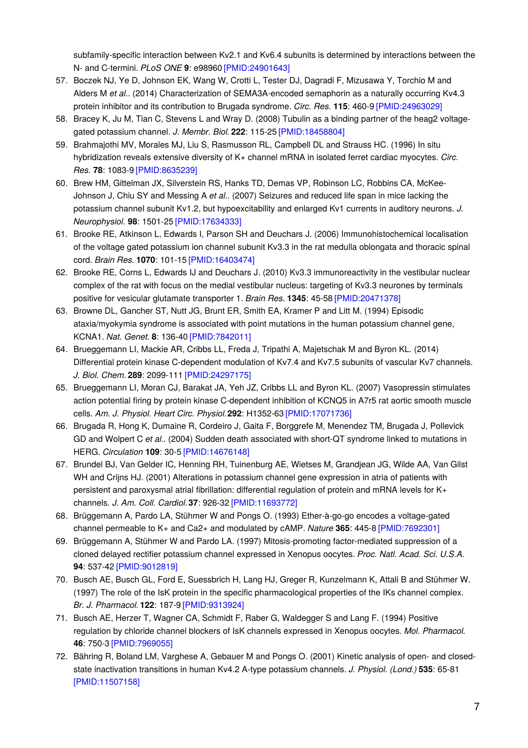subfamily-specific interaction between Kv2.1 and Kv6.4 subunits is determined by interactions between the N- and C-termini. *PLoS ONE* **9**: e98960 [PMID:24901643]

57. Boczek NJ, Ye D, Johnson EK, Wang W, Crotti L, Tester DJ, Dagradi F, Mizusawa Y, Torchio M and Alders M *et al.*. (2014) Characterization of SEMA3A-encoded semaphorin as a naturally occurring Kv4.3 protein inhibitor and its contribution to Brugada syndrome. *Circ. Res.* **115**: 460-9 [PMID:24963029]
58. Bracey K, Ju M, Tian C, Stevens L and Wray D. (2008) Tubulin as a binding partner of the heag2 voltage-gated potassium channel. *J. Membr. Biol.* **222**: 115-25 [PMID:18458804]
59. Brahmajothi MV, Morales MJ, Liu S, Rasmusson RL, Campbell DL and Strauss HC. (1996) In situ hybridization reveals extensive diversity of K+ channel mRNA in isolated ferret cardiac myocytes. *Circ. Res.* **78**: 1083-9 [PMID:8635239]
60. Brew HM, Gittelman JX, Silverstein RS, Hanks TD, Demas VP, Robinson LC, Robbins CA, McKee-Johnson J, Chiu SY and Messing A *et al.*. (2007) Seizures and reduced life span in mice lacking the potassium channel subunit Kv1.2, but hypoexcitability and enlarged Kv1 currents in auditory neurons. *J. Neurophysiol.* **98**: 1501-25 [PMID:17634333]
61. Brooke RE, Atkinson L, Edwards I, Parson SH and Deuchars J. (2006) Immunohistochemical localisation of the voltage gated potassium ion channel subunit Kv3.3 in the rat medulla oblongata and thoracic spinal cord. *Brain Res.* **1070**: 101-15 [PMID:16403474]
62. Brooke RE, Corns L, Edwards IJ and Deuchars J. (2010) Kv3.3 immunoreactivity in the vestibular nuclear complex of the rat with focus on the medial vestibular nucleus: targeting of Kv3.3 neurones by terminals positive for vesicular glutamate transporter 1. *Brain Res.* **1345**: 45-58 [PMID:20471378]
63. Browne DL, Gancher ST, Nutt JG, Brunt ER, Smith EA, Kramer P and Litt M. (1994) Episodic ataxia/myokymia syndrome is associated with point mutations in the human potassium channel gene, KCNA1. *Nat. Genet.* **8**: 136-40 [PMID:7842011]
64. Brueggemann LI, Mackie AR, Cribbs LL, Freda J, Tripathi A, Majetschak M and Byron KL. (2014) Differential protein kinase C-dependent modulation of Kv7.4 and Kv7.5 subunits of vascular Kv7 channels. *J. Biol. Chem.* **289**: 2099-111 [PMID:24297175]
65. Brueggemann LI, Moran CJ, Barakat JA, Yeh JZ, Cribbs LL and Byron KL. (2007) Vasopressin stimulates action potential firing by protein kinase C-dependent inhibition of KCNQ5 in A7r5 rat aortic smooth muscle cells. *Am. J. Physiol. Heart Circ. Physiol.* **292**: H1352-63 [PMID:17071736]
66. Brugada R, Hong K, Dumaine R, Cordeiro J, Gaita F, Borggrefe M, Menendez TM, Brugada J, Pollevick GD and Wolpert C *et al.*. (2004) Sudden death associated with short-QT syndrome linked to mutations in HERG. *Circulation* **109**: 30-5 [PMID:14676148]
67. Brundel BJ, Van Gelder IC, Henning RH, Tuinenburg AE, Wietses M, Grandjean JG, Wilde AA, Van Gilst WH and Crijns HJ. (2001) Alterations in potassium channel gene expression in atria of patients with persistent and paroxysmal atrial fibrillation: differential regulation of protein and mRNA levels for K+ channels. *J. Am. Coll. Cardiol.* **37**: 926-32 [PMID:11693772]
68. Brüggemann A, Pardo LA, Stühmer W and Pongs O. (1993) Ether-à-go-go encodes a voltage-gated channel permeable to K+ and Ca2+ and modulated by cAMP. *Nature* **365**: 445-8 [PMID:7692301]
69. Brüggemann A, Stühmer W and Pardo LA. (1997) Mitosis-promoting factor-mediated suppression of a cloned delayed rectifier potassium channel expressed in Xenopus oocytes. *Proc. Natl. Acad. Sci. U.S.A.* **94**: 537-42 [PMID:9012819]
70. Busch AE, Busch GL, Ford E, Suessbrich H, Lang HJ, Greger R, Kunzelmann K, Attali B and Stühmer W. (1997) The role of the IsK protein in the specific pharmacological properties of the IKs channel complex. *Br. J. Pharmacol.* **122**: 187-9 [PMID:9313924]
71. Busch AE, Herzer T, Wagner CA, Schmidt F, Raber G, Waldegger S and Lang F. (1994) Positive regulation by chloride channel blockers of IsK channels expressed in Xenopus oocytes. *Mol. Pharmacol.* **46**: 750-3 [PMID:7969055]
72. Bähring R, Boland LM, Varghese A, Gebauer M and Pongs O. (2001) Kinetic analysis of open- and closed-state inactivation transitions in human Kv4.2 A-type potassium channels. *J. Physiol. (Lond.)* **535**: 65-81 [PMID:11507158]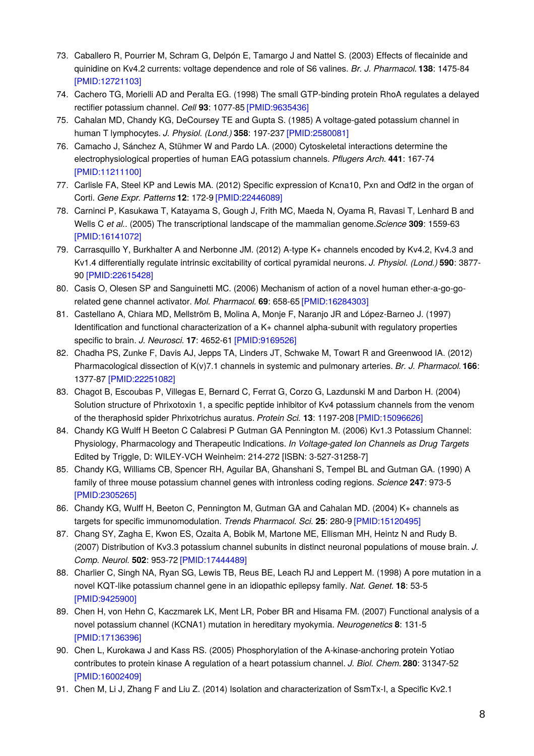73. Caballero R, Pourrier M, Schram G, Delpón E, Tamargo J and Nattel S. (2003) Effects of flecainide and quinidine on Kv4.2 currents: voltage dependence and role of S6 valines. *Br. J. Pharmacol.* **138**: 1475-84 [PMID:12721103]
74. Cachero TG, Morielli AD and Peralta EG. (1998) The small GTP-binding protein RhoA regulates a delayed rectifier potassium channel. *Cell* **93**: 1077-85 [PMID:9635436]
75. Cahalan MD, Chandy KG, DeCoursey TE and Gupta S. (1985) A voltage-gated potassium channel in human T lymphocytes. *J. Physiol. (Lond.)* **358**: 197-237 [PMID:2580081]
76. Camacho J, Sánchez A, Stühmer W and Pardo LA. (2000) Cytoskeletal interactions determine the electrophysiological properties of human EAG potassium channels. *Pflugers Arch.* **441**: 167-74 [PMID:11211100]
77. Carlisle FA, Steel KP and Lewis MA. (2012) Specific expression of Kcna10, Pxn and Odf2 in the organ of Corti. *Gene Expr. Patterns* **12**: 172-9 [PMID:22446089]
78. Carninci P, Kasukawa T, Katayama S, Gough J, Frith MC, Maeda N, Oyama R, Ravasi T, Lenhard B and Wells C *et al.*. (2005) The transcriptional landscape of the mammalian genome. *Science* **309**: 1559-63 [PMID:16141072]
79. Carrasquillo Y, Burkhalter A and Nerbonne JM. (2012) A-type K+ channels encoded by Kv4.2, Kv4.3 and Kv1.4 differentially regulate intrinsic excitability of cortical pyramidal neurons. *J. Physiol. (Lond.)* **590**: 3877-90 [PMID:22615428]
80. Casis O, Olesen SP and Sanguinetti MC. (2006) Mechanism of action of a novel human ether-a-go-go-related gene channel activator. *Mol. Pharmacol.* **69**: 658-65 [PMID:16284303]
81. Castellano A, Chiara MD, Mellström B, Molina A, Monje F, Naranjo JR and López-Barneo J. (1997) Identification and functional characterization of a K+ channel alpha-subunit with regulatory properties specific to brain. *J. Neurosci.* **17**: 4652-61 [PMID:9169526]
82. Chadha PS, Zunke F, Davis AJ, Jepps TA, Linders JT, Schwake M, Towart R and Greenwood IA. (2012) Pharmacological dissection of K(v)7.1 channels in systemic and pulmonary arteries. *Br. J. Pharmacol.* **166**: 1377-87 [PMID:22251082]
83. Chagot B, Escoubas P, Villegas E, Bernard C, Ferrat G, Corzo G, Lazdunski M and Darbon H. (2004) Solution structure of Phrixotoxin 1, a specific peptide inhibitor of Kv4 potassium channels from the venom of the theraphosid spider Phrixotrichus auratus. *Protein Sci.* **13**: 1197-208 [PMID:15096626]
84. Chandy KG Wulff H Beeton C Calabresi P Gutman GA Pennington M. (2006) Kv1.3 Potassium Channel: Physiology, Pharmacology and Therapeutic Indications. *In Voltage-gated Ion Channels as Drug Targets* Edited by Triggle, D: WILEY-VCH Weinheim: 214-272 [ISBN: 3-527-31258-7]
85. Chandy KG, Williams CB, Spencer RH, Aguilar BA, Ghanshani S, Tempel BL and Gutman GA. (1990) A family of three mouse potassium channel genes with intronless coding regions. *Science* **247**: 973-5 [PMID:2305265]
86. Chandy KG, Wulff H, Beeton C, Pennington M, Gutman GA and Cahalan MD. (2004) K+ channels as targets for specific immunomodulation. *Trends Pharmacol. Sci.* **25**: 280-9 [PMID:15120495]
87. Chang SY, Zagha E, Kwon ES, Ozaita A, Bobik M, Martone ME, Ellisman MH, Heintz N and Rudy B. (2007) Distribution of Kv3.3 potassium channel subunits in distinct neuronal populations of mouse brain. *J. Comp. Neurol.* **502**: 953-72 [PMID:17444489]
88. Charlier C, Singh NA, Ryan SG, Lewis TB, Reus BE, Leach RJ and Leppert M. (1998) A pore mutation in a novel KQT-like potassium channel gene in an idiopathic epilepsy family. *Nat. Genet.* **18**: 53-5 [PMID:9425900]
89. Chen H, von Hehn C, Kaczmarek LK, Ment LR, Pober BR and Hisama FM. (2007) Functional analysis of a novel potassium channel (KCNA1) mutation in hereditary myokymia. *Neurogenetics* **8**: 131-5 [PMID:17136396]
90. Chen L, Kurokawa J and Kass RS. (2005) Phosphorylation of the A-kinase-anchoring protein Yotiao contributes to protein kinase A regulation of a heart potassium channel. *J. Biol. Chem.* **280**: 31347-52 [PMID:16002409]
91. Chen M, Li J, Zhang F and Liu Z. (2014) Isolation and characterization of SsmTx-I, a Specific Kv2.1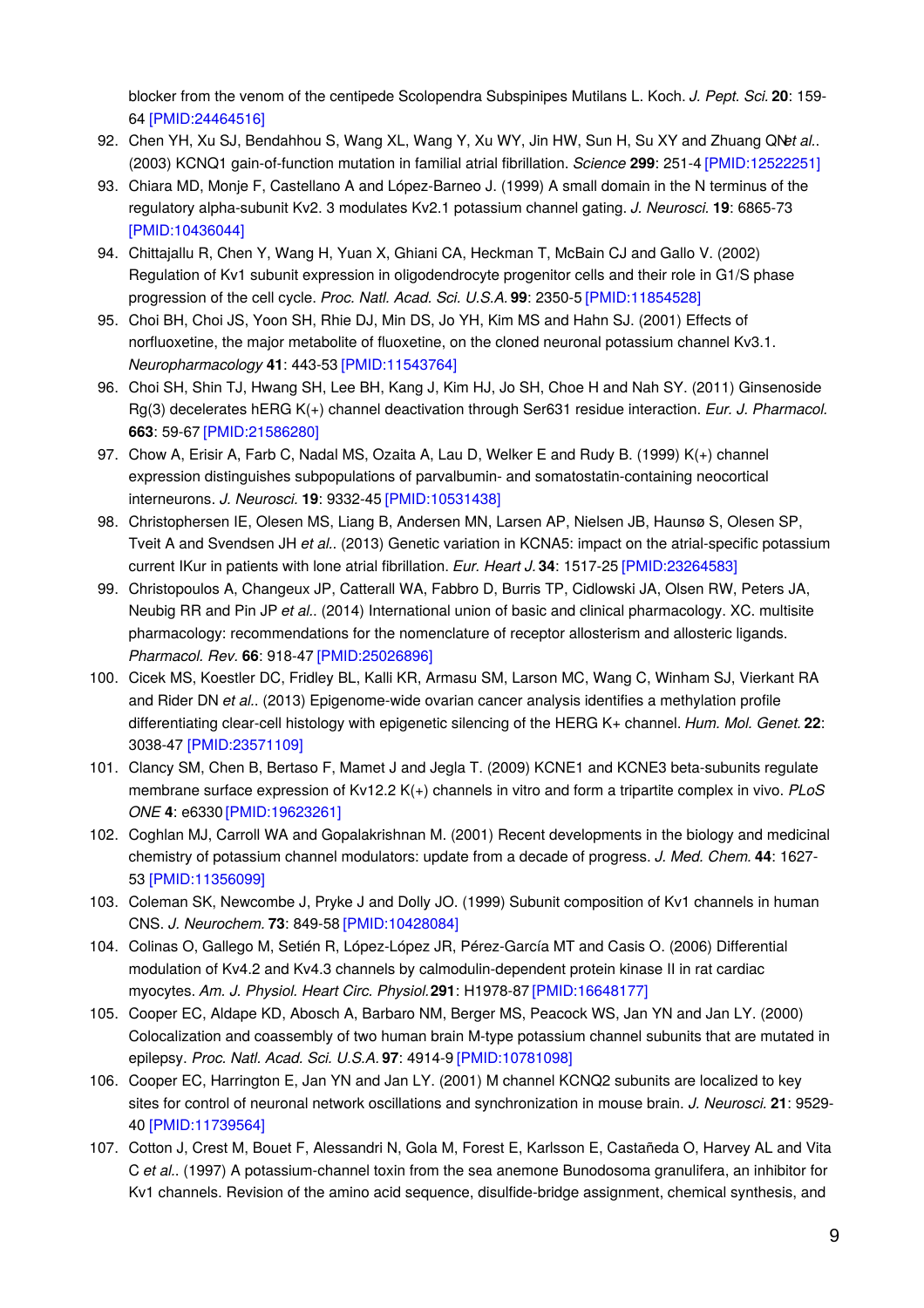blocker from the venom of the centipede Scolopendra Subspinipes Mutilans L. Koch. *J. Pept. Sci.* **20**: 159-64 [PMID:24464516]

92. Chen YH, Xu SJ, Bendahhou S, Wang XL, Wang Y, Xu WY, Jin HW, Sun H, Su XY and Zhuang QN *et al.*. (2003) KCNQ1 gain-of-function mutation in familial atrial fibrillation. *Science* **299**: 251-4 [PMID:12522251]
93. Chiara MD, Monje F, Castellano A and López-Barneo J. (1999) A small domain in the N terminus of the regulatory alpha-subunit Kv2. 3 modulates Kv2.1 potassium channel gating. *J. Neurosci.* **19**: 6865-73 [PMID:10436044]
94. Chittajallu R, Chen Y, Wang H, Yuan X, Ghiani CA, Heckman T, McBain CJ and Gallo V. (2002) Regulation of Kv1 subunit expression in oligodendrocyte progenitor cells and their role in G1/S phase progression of the cell cycle. *Proc. Natl. Acad. Sci. U.S.A.* **99**: 2350-5 [PMID:11854528]
95. Choi BH, Choi JS, Yoon SH, Rhie DJ, Min DS, Jo YH, Kim MS and Hahn SJ. (2001) Effects of norfluoxetine, the major metabolite of fluoxetine, on the cloned neuronal potassium channel Kv3.1. *Neuropharmacology* **41**: 443-53 [PMID:11543764]
96. Choi SH, Shin TJ, Hwang SH, Lee BH, Kang J, Kim HJ, Jo SH, Choe H and Nah SY. (2011) Ginsenoside Rg(3) decelerates hERG K(+) channel deactivation through Ser631 residue interaction. *Eur. J. Pharmacol.* **663**: 59-67 [PMID:21586280]
97. Chow A, Erisir A, Farb C, Nadal MS, Ozaita A, Lau D, Welker E and Rudy B. (1999) K(+) channel expression distinguishes subpopulations of parvalbumin- and somatostatin-containing neocortical interneurons. *J. Neurosci.* **19**: 9332-45 [PMID:10531438]
98. Christophersen IE, Olesen MS, Liang B, Andersen MN, Larsen AP, Nielsen JB, Haunsø S, Olesen SP, Tveit A and Svendsen JH *et al.*. (2013) Genetic variation in KCNA5: impact on the atrial-specific potassium current IKur in patients with lone atrial fibrillation. *Eur. Heart J.* **34**: 1517-25 [PMID:23264583]
99. Christopoulos A, Changeux JP, Catterall WA, Fabbro D, Burris TP, Cidlowski JA, Olsen RW, Peters JA, Neubig RR and Pin JP *et al.*. (2014) International union of basic and clinical pharmacology. XC. multisite pharmacology: recommendations for the nomenclature of receptor allosterism and allosteric ligands. *Pharmacol. Rev.* **66**: 918-47 [PMID:25026896]
100. Cicek MS, Koestler DC, Fridley BL, Kalli KR, Armasu SM, Larson MC, Wang C, Winham SJ, Vierkant RA and Rider DN *et al.*. (2013) Epigenome-wide ovarian cancer analysis identifies a methylation profile differentiating clear-cell histology with epigenetic silencing of the HERG K+ channel. *Hum. Mol. Genet.* **22**: 3038-47 [PMID:23571109]
101. Clancy SM, Chen B, Bertaso F, Mamet J and Jegla T. (2009) KCNE1 and KCNE3 beta-subunits regulate membrane surface expression of Kv12.2 K(+) channels in vitro and form a tripartite complex in vivo. *PLoS ONE* **4**: e6330 [PMID:19623261]
102. Coghlan MJ, Carroll WA and Gopalakrishnan M. (2001) Recent developments in the biology and medicinal chemistry of potassium channel modulators: update from a decade of progress. *J. Med. Chem.* **44**: 1627-53 [PMID:11356099]
103. Coleman SK, Newcombe J, Pryke J and Dolly JO. (1999) Subunit composition of Kv1 channels in human CNS. *J. Neurochem.* **73**: 849-58 [PMID:10428084]
104. Colinas O, Gallego M, Setién R, López-López JR, Pérez-García MT and Casis O. (2006) Differential modulation of Kv4.2 and Kv4.3 channels by calmodulin-dependent protein kinase II in rat cardiac myocytes. *Am. J. Physiol. Heart Circ. Physiol.* **291**: H1978-87 [PMID:16648177]
105. Cooper EC, Aldape KD, Abosch A, Barbaro NM, Berger MS, Peacock WS, Jan YN and Jan LY. (2000) Colocalization and coassembly of two human brain M-type potassium channel subunits that are mutated in epilepsy. *Proc. Natl. Acad. Sci. U.S.A.* **97**: 4914-9 [PMID:10781098]
106. Cooper EC, Harrington E, Jan YN and Jan LY. (2001) M channel KCNQ2 subunits are localized to key sites for control of neuronal network oscillations and synchronization in mouse brain. *J. Neurosci.* **21**: 9529-40 [PMID:11739564]
107. Cotton J, Crest M, Bouet F, Alessandri N, Gola M, Forest E, Karlsson E, Castañeda O, Harvey AL and Vita C *et al.*. (1997) A potassium-channel toxin from the sea anemone Bunodosoma granulifera, an inhibitor for Kv1 channels. Revision of the amino acid sequence, disulfide-bridge assignment, chemical synthesis, and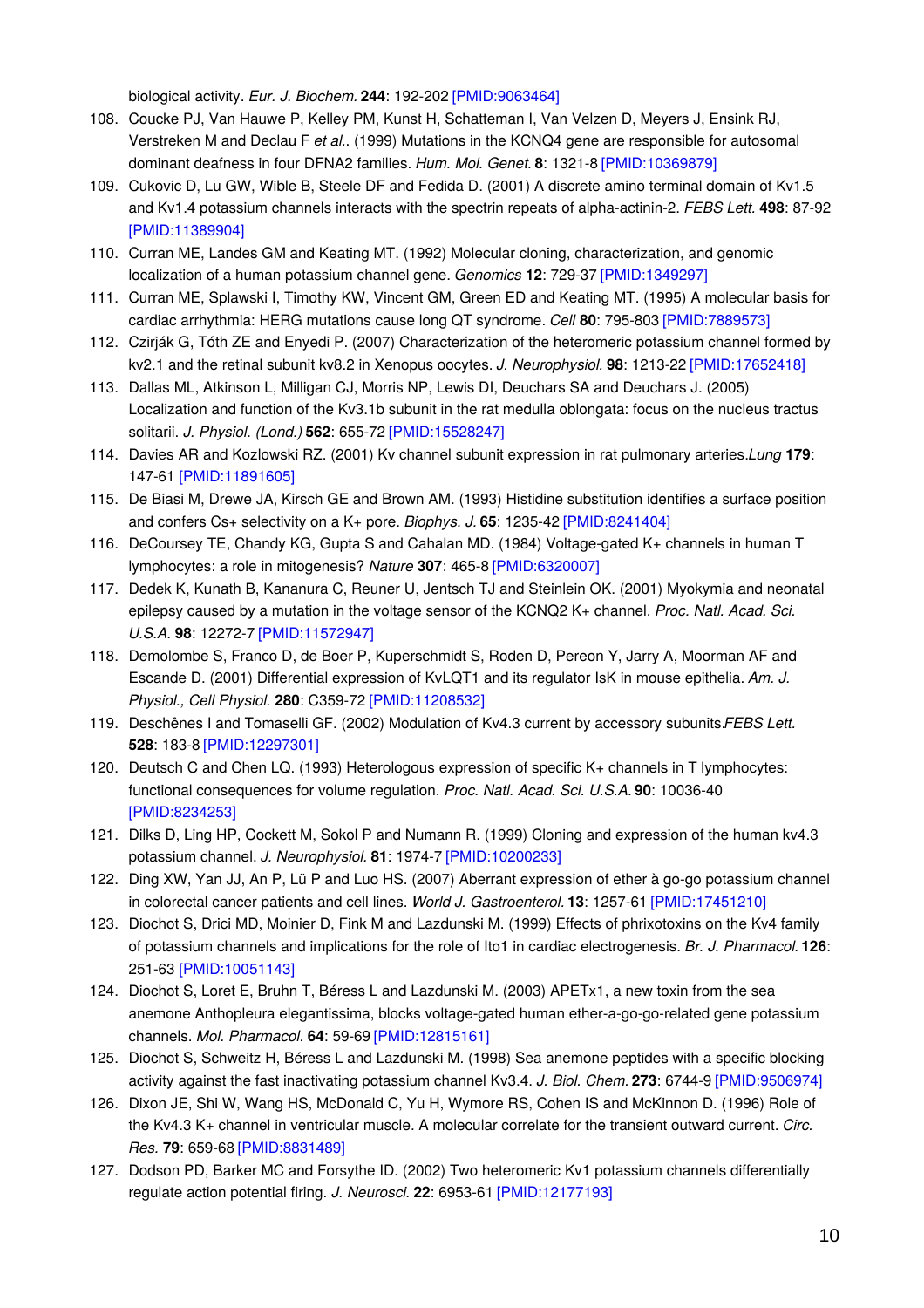biological activity. *Eur. J. Biochem.* **244**: 192-202 [PMID:9063464]

108. Coucke PJ, Van Hauwe P, Kelley PM, Kunst H, Schatteman I, Van Velzen D, Meyers J, Ensink RJ, Verstreken M and Declau F *et al.*. (1999) Mutations in the KCNQ4 gene are responsible for autosomal dominant deafness in four DFNA2 families. *Hum. Mol. Genet.* **8**: 1321-8 [PMID:10369879]
109. Cukovic D, Lu GW, Wible B, Steele DF and Fedida D. (2001) A discrete amino terminal domain of Kv1.5 and Kv1.4 potassium channels interacts with the spectrin repeats of alpha-actinin-2. *FEBS Lett.* **498**: 87-92 [PMID:11389904]
110. Curran ME, Landes GM and Keating MT. (1992) Molecular cloning, characterization, and genomic localization of a human potassium channel gene. *Genomics* **12**: 729-37 [PMID:1349297]
111. Curran ME, Splawski I, Timothy KW, Vincent GM, Green ED and Keating MT. (1995) A molecular basis for cardiac arrhythmia: HERG mutations cause long QT syndrome. *Cell* **80**: 795-803 [PMID:7889573]
112. Czirják G, Tóth ZE and Enyedi P. (2007) Characterization of the heteromeric potassium channel formed by kv2.1 and the retinal subunit kv8.2 in Xenopus oocytes. *J. Neurophysiol.* **98**: 1213-22 [PMID:17652418]
113. Dallas ML, Atkinson L, Milligan CJ, Morris NP, Lewis DI, Deuchars SA and Deuchars J. (2005) Localization and function of the Kv3.1b subunit in the rat medulla oblongata: focus on the nucleus tractus solitarii. *J. Physiol. (Lond.)* **562**: 655-72 [PMID:15528247]
114. Davies AR and Kozlowski RZ. (2001) Kv channel subunit expression in rat pulmonary arteries.*Lung* **179**: 147-61 [PMID:11891605]
115. De Biasi M, Drewe JA, Kirsch GE and Brown AM. (1993) Histidine substitution identifies a surface position and confers Cs+ selectivity on a K+ pore. *Biophys. J.* **65**: 1235-42 [PMID:8241404]
116. DeCoursey TE, Chandy KG, Gupta S and Cahalan MD. (1984) Voltage-gated K+ channels in human T lymphocytes: a role in mitogenesis? *Nature* **307**: 465-8 [PMID:6320007]
117. Dedek K, Kunath B, Kananura C, Reuner U, Jentsch TJ and Steinlein OK. (2001) Myokymia and neonatal epilepsy caused by a mutation in the voltage sensor of the KCNQ2 K+ channel. *Proc. Natl. Acad. Sci. U.S.A.* **98**: 12272-7 [PMID:11572947]
118. Demolombe S, Franco D, de Boer P, Kuperschmidt S, Roden D, Pereon Y, Jarry A, Moorman AF and Escande D. (2001) Differential expression of KvLQT1 and its regulator IsK in mouse epithelia. *Am. J. Physiol., Cell Physiol.* **280**: C359-72 [PMID:11208532]
119. Deschênes I and Tomaselli GF. (2002) Modulation of Kv4.3 current by accessory subunits.*FEBS Lett.* **528**: 183-8 [PMID:12297301]
120. Deutsch C and Chen LQ. (1993) Heterologous expression of specific K+ channels in T lymphocytes: functional consequences for volume regulation. *Proc. Natl. Acad. Sci. U.S.A.* **90**: 10036-40 [PMID:8234253]
121. Dilks D, Ling HP, Cockett M, Sokol P and Numann R. (1999) Cloning and expression of the human kv4.3 potassium channel. *J. Neurophysiol.* **81**: 1974-7 [PMID:10200233]
122. Ding XW, Yan JJ, An P, Lü P and Luo HS. (2007) Aberrant expression of ether à go-go potassium channel in colorectal cancer patients and cell lines. *World J. Gastroenterol.* **13**: 1257-61 [PMID:17451210]
123. Diochot S, Drici MD, Moinier D, Fink M and Lazdunski M. (1999) Effects of phrixotoxins on the Kv4 family of potassium channels and implications for the role of Ito1 in cardiac electrogenesis. *Br. J. Pharmacol.* **126**: 251-63 [PMID:10051143]
124. Diochot S, Loret E, Bruhn T, Béress L and Lazdunski M. (2003) APETx1, a new toxin from the sea anemone Anthopleura elegantissima, blocks voltage-gated human ether-a-go-go-related gene potassium channels. *Mol. Pharmacol.* **64**: 59-69 [PMID:12815161]
125. Diochot S, Schweitz H, Béress L and Lazdunski M. (1998) Sea anemone peptides with a specific blocking activity against the fast inactivating potassium channel Kv3.4. *J. Biol. Chem.* **273**: 6744-9 [PMID:9506974]
126. Dixon JE, Shi W, Wang HS, McDonald C, Yu H, Wymore RS, Cohen IS and McKinnon D. (1996) Role of the Kv4.3 K+ channel in ventricular muscle. A molecular correlate for the transient outward current. *Circ. Res.* **79**: 659-68 [PMID:8831489]
127. Dodson PD, Barker MC and Forsythe ID. (2002) Two heteromeric Kv1 potassium channels differentially regulate action potential firing. *J. Neurosci.* **22**: 6953-61 [PMID:12177193]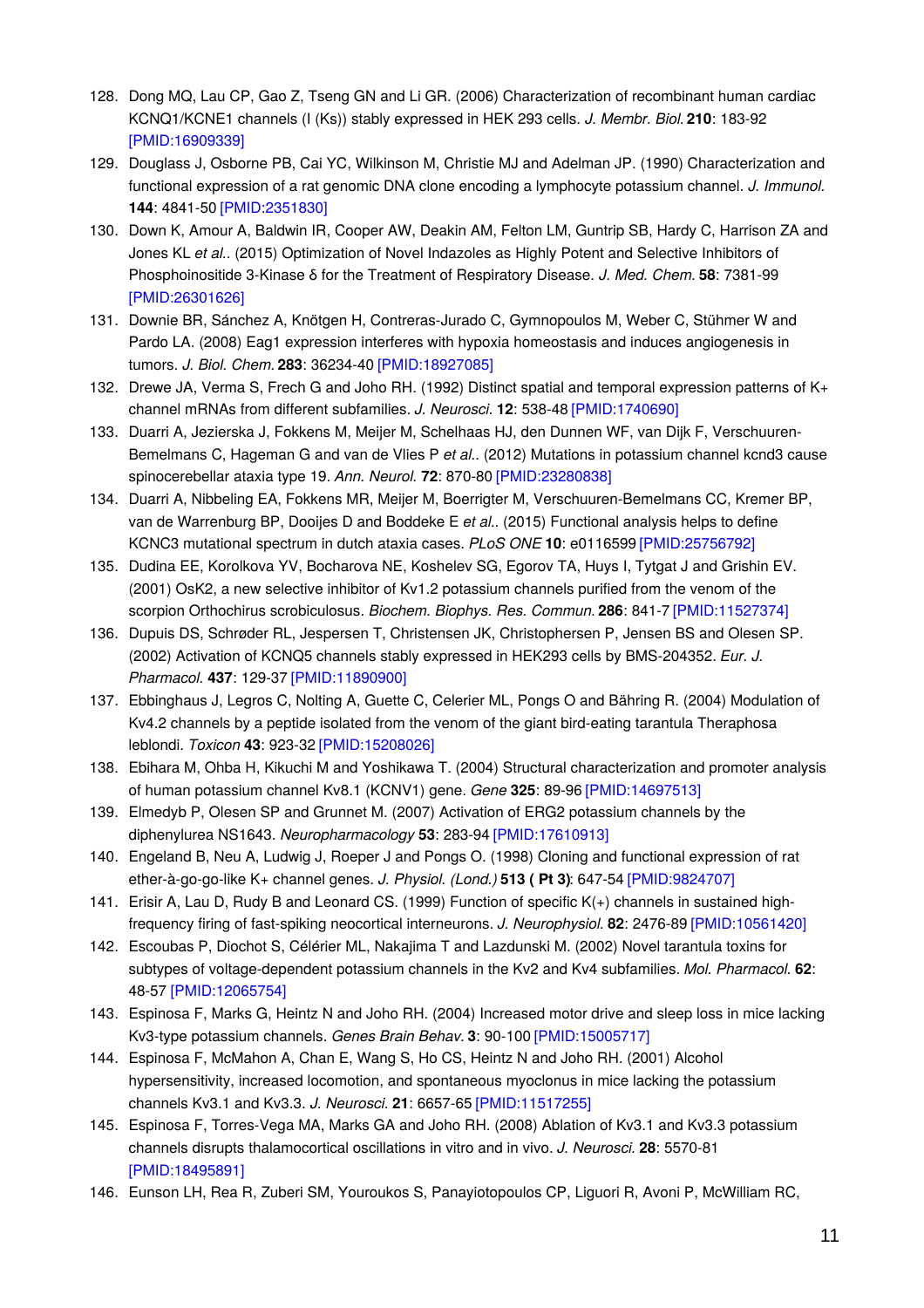128. Dong MQ, Lau CP, Gao Z, Tseng GN and Li GR. (2006) Characterization of recombinant human cardiac KCNQ1/KCNE1 channels (I (Ks)) stably expressed in HEK 293 cells. *J. Membr. Biol.* **210**: 183-92 [PMID:16909339]
129. Douglass J, Osborne PB, Cai YC, Wilkinson M, Christie MJ and Adelman JP. (1990) Characterization and functional expression of a rat genomic DNA clone encoding a lymphocyte potassium channel. *J. Immunol.* **144**: 4841-50 [PMID:2351830]
130. Down K, Amour A, Baldwin IR, Cooper AW, Deakin AM, Felton LM, Guntrip SB, Hardy C, Harrison ZA and Jones KL *et al.*. (2015) Optimization of Novel Indazoles as Highly Potent and Selective Inhibitors of Phosphoinositide 3-Kinase δ for the Treatment of Respiratory Disease. *J. Med. Chem.* **58**: 7381-99 [PMID:26301626]
131. Downie BR, Sánchez A, Knötgen H, Contreras-Jurado C, Gymnopoulos M, Weber C, Stühmer W and Pardo LA. (2008) Eag1 expression interferes with hypoxia homeostasis and induces angiogenesis in tumors. *J. Biol. Chem.* **283**: 36234-40 [PMID:18927085]
132. Drewe JA, Verma S, Frech G and Joho RH. (1992) Distinct spatial and temporal expression patterns of K+ channel mRNAs from different subfamilies. *J. Neurosci.* **12**: 538-48 [PMID:1740690]
133. Duarri A, Jezierska J, Fokkens M, Meijer M, Schelhaas HJ, den Dunnen WF, van Dijk F, Verschuuren-Bemelmans C, Hageman G and van de Vlies P *et al.*. (2012) Mutations in potassium channel kcnd3 cause spinocerebellar ataxia type 19. *Ann. Neurol.* **72**: 870-80 [PMID:23280838]
134. Duarri A, Nibbeling EA, Fokkens MR, Meijer M, Boerrigter M, Verschuuren-Bemelmans CC, Kremer BP, van de Warrenburg BP, Dooijes D and Boddeke E *et al.*. (2015) Functional analysis helps to define KCNC3 mutational spectrum in dutch ataxia cases. *PLoS ONE* **10**: e0116599 [PMID:25756792]
135. Dudina EE, Korolkova YV, Bocharova NE, Koshelev SG, Egorov TA, Huys I, Tytgat J and Grishin EV. (2001) OsK2, a new selective inhibitor of Kv1.2 potassium channels purified from the venom of the scorpion Orthochirus scrobiculosus. *Biochem. Biophys. Res. Commun.* **286**: 841-7 [PMID:11527374]
136. Dupuis DS, Schrøder RL, Jespersen T, Christensen JK, Christophersen P, Jensen BS and Olesen SP. (2002) Activation of KCNQ5 channels stably expressed in HEK293 cells by BMS-204352. *Eur. J. Pharmacol.* **437**: 129-37 [PMID:11890900]
137. Ebbinghaus J, Legros C, Nolting A, Guette C, Celerier ML, Pongs O and Bähring R. (2004) Modulation of Kv4.2 channels by a peptide isolated from the venom of the giant bird-eating tarantula Theraphosa leblondi. *Toxicon* **43**: 923-32 [PMID:15208026]
138. Ebihara M, Ohba H, Kikuchi M and Yoshikawa T. (2004) Structural characterization and promoter analysis of human potassium channel Kv8.1 (KCNV1) gene. *Gene* **325**: 89-96 [PMID:14697513]
139. Elmedyb P, Olesen SP and Grunnet M. (2007) Activation of ERG2 potassium channels by the diphenylurea NS1643. *Neuropharmacology* **53**: 283-94 [PMID:17610913]
140. Engeland B, Neu A, Ludwig J, Roeper J and Pongs O. (1998) Cloning and functional expression of rat ether-à-go-go-like K+ channel genes. *J. Physiol. (Lond.)* **513 ( Pt 3)**: 647-54 [PMID:9824707]
141. Erisir A, Lau D, Rudy B and Leonard CS. (1999) Function of specific K(+) channels in sustained high-frequency firing of fast-spiking neocortical interneurons. *J. Neurophysiol.* **82**: 2476-89 [PMID:10561420]
142. Escoubas P, Diochot S, Célérier ML, Nakajima T and Lazdunski M. (2002) Novel tarantula toxins for subtypes of voltage-dependent potassium channels in the Kv2 and Kv4 subfamilies. *Mol. Pharmacol.* **62**: 48-57 [PMID:12065754]
143. Espinosa F, Marks G, Heintz N and Joho RH. (2004) Increased motor drive and sleep loss in mice lacking Kv3-type potassium channels. *Genes Brain Behav.* **3**: 90-100 [PMID:15005717]
144. Espinosa F, McMahon A, Chan E, Wang S, Ho CS, Heintz N and Joho RH. (2001) Alcohol hypersensitivity, increased locomotion, and spontaneous myoclonus in mice lacking the potassium channels Kv3.1 and Kv3.3. *J. Neurosci.* **21**: 6657-65 [PMID:11517255]
145. Espinosa F, Torres-Vega MA, Marks GA and Joho RH. (2008) Ablation of Kv3.1 and Kv3.3 potassium channels disrupts thalamocortical oscillations in vitro and in vivo. *J. Neurosci.* **28**: 5570-81 [PMID:18495891]
146. Eunson LH, Rea R, Zuberi SM, Youroukos S, Panayiotopoulos CP, Liguori R, Avoni P, McWilliam RC,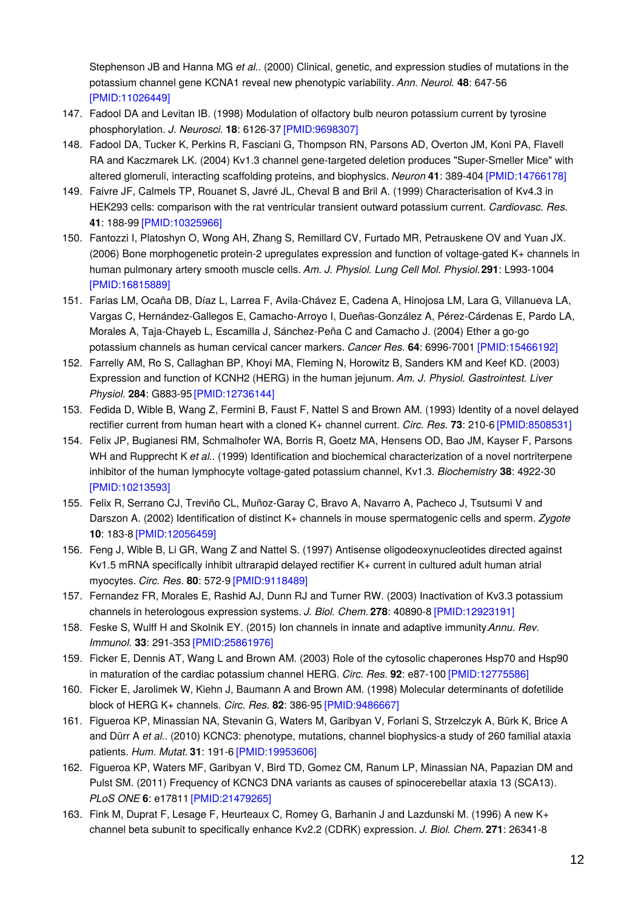Stephenson JB and Hanna MG *et al.*. (2000) Clinical, genetic, and expression studies of mutations in the potassium channel gene KCNA1 reveal new phenotypic variability. *Ann. Neurol.* **48**: 647-56 [PMID:11026449]

147. Fadool DA and Levitan IB. (1998) Modulation of olfactory bulb neuron potassium current by tyrosine phosphorylation. *J. Neurosci.* **18**: 6126-37 [PMID:9698307]
148. Fadool DA, Tucker K, Perkins R, Fasciani G, Thompson RN, Parsons AD, Overton JM, Koni PA, Flavell RA and Kaczmarek LK. (2004) Kv1.3 channel gene-targeted deletion produces "Super-Smeller Mice" with altered glomeruli, interacting scaffolding proteins, and biophysics. *Neuron* **41**: 389-404 [PMID:14766178]
149. Faivre JF, Calmels TP, Rouanet S, Javré JL, Cheval B and Bril A. (1999) Characterisation of Kv4.3 in HEK293 cells: comparison with the rat ventricular transient outward potassium current. *Cardiovasc. Res.* **41**: 188-99 [PMID:10325966]
150. Fantozzi I, Platoshyn O, Wong AH, Zhang S, Remillard CV, Furtado MR, Petrauskene OV and Yuan JX. (2006) Bone morphogenetic protein-2 upregulates expression and function of voltage-gated K+ channels in human pulmonary artery smooth muscle cells. *Am. J. Physiol. Lung Cell Mol. Physiol.* **291**: L993-1004 [PMID:16815889]
151. Farias LM, Ocaña DB, Díaz L, Larrea F, Avila-Chávez E, Cadena A, Hinojosa LM, Lara G, Villanueva LA, Vargas C, Hernández-Gallegos E, Camacho-Arroyo I, Dueñas-González A, Pérez-Cárdenas E, Pardo LA, Morales A, Taja-Chayeb L, Escamilla J, Sánchez-Peña C and Camacho J. (2004) Ether a go-go potassium channels as human cervical cancer markers. *Cancer Res.* **64**: 6996-7001 [PMID:15466192]
152. Farrelly AM, Ro S, Callaghan BP, Khoyi MA, Fleming N, Horowitz B, Sanders KM and Keef KD. (2003) Expression and function of KCNH2 (HERG) in the human jejunum. *Am. J. Physiol. Gastrointest. Liver Physiol.* **284**: G883-95 [PMID:12736144]
153. Fedida D, Wible B, Wang Z, Fermini B, Faust F, Nattel S and Brown AM. (1993) Identity of a novel delayed rectifier current from human heart with a cloned K+ channel current. *Circ. Res.* **73**: 210-6 [PMID:8508531]
154. Felix JP, Bugianesi RM, Schmalhofer WA, Borris R, Goetz MA, Hensens OD, Bao JM, Kayser F, Parsons WH and Rupprecht K *et al.*. (1999) Identification and biochemical characterization of a novel nortriterpene inhibitor of the human lymphocyte voltage-gated potassium channel, Kv1.3. *Biochemistry* **38**: 4922-30 [PMID:10213593]
155. Felix R, Serrano CJ, Treviño CL, Muñoz-Garay C, Bravo A, Navarro A, Pacheco J, Tsutsumi V and Darszon A. (2002) Identification of distinct K+ channels in mouse spermatogenic cells and sperm. *Zygote* **10**: 183-8 [PMID:12056459]
156. Feng J, Wible B, Li GR, Wang Z and Nattel S. (1997) Antisense oligodeoxynucleotides directed against Kv1.5 mRNA specifically inhibit ultrarapid delayed rectifier K+ current in cultured adult human atrial myocytes. *Circ. Res.* **80**: 572-9 [PMID:9118489]
157. Fernandez FR, Morales E, Rashid AJ, Dunn RJ and Turner RW. (2003) Inactivation of Kv3.3 potassium channels in heterologous expression systems. *J. Biol. Chem.* **278**: 40890-8 [PMID:12923191]
158. Feske S, Wulff H and Skolnik EY. (2015) Ion channels in innate and adaptive immunity *Annu. Rev. Immunol.* **33**: 291-353 [PMID:25861976]
159. Ficker E, Dennis AT, Wang L and Brown AM. (2003) Role of the cytosolic chaperones Hsp70 and Hsp90 in maturation of the cardiac potassium channel HERG. *Circ. Res.* **92**: e87-100 [PMID:12775586]
160. Ficker E, Jarolimek W, Kiehn J, Baumann A and Brown AM. (1998) Molecular determinants of dofetilide block of HERG K+ channels. *Circ. Res.* **82**: 386-95 [PMID:9486667]
161. Figueroa KP, Minassian NA, Stevanin G, Waters M, Garibyan V, Forlani S, Strzelczyk A, Bürk K, Brice A and Dürr A *et al.*. (2010) KCNC3: phenotype, mutations, channel biophysics-a study of 260 familial ataxia patients. *Hum. Mutat.* **31**: 191-6 [PMID:19953606]
162. Figueroa KP, Waters MF, Garibyan V, Bird TD, Gomez CM, Ranum LP, Minassian NA, Papazian DM and Pulst SM. (2011) Frequency of KCNC3 DNA variants as causes of spinocerebellar ataxia 13 (SCA13). *PLoS ONE* **6**: e17811 [PMID:21479265]
163. Fink M, Duprat F, Lesage F, Heurteaux C, Romey G, Barhanin J and Lazdunski M. (1996) A new K+ channel beta subunit to specifically enhance Kv2.2 (CDRK) expression. *J. Biol. Chem.* **271**: 26341-8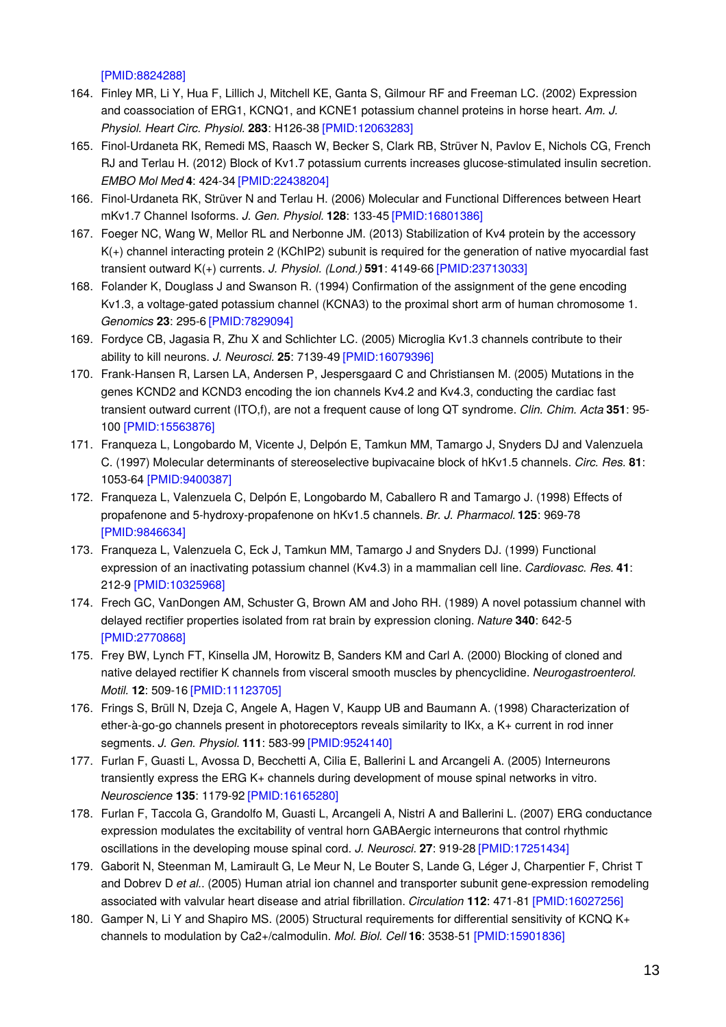[PMID:8824288]

164. Finley MR, Li Y, Hua F, Lillich J, Mitchell KE, Ganta S, Gilmour RF and Freeman LC. (2002) Expression and coassociation of ERG1, KCNQ1, and KCNE1 potassium channel proteins in horse heart. *Am. J. Physiol. Heart Circ. Physiol.* **283**: H126-38 [PMID:12063283]
165. Finol-Urdaneta RK, Remedi MS, Raasch W, Becker S, Clark RB, Strüver N, Pavlov E, Nichols CG, French RJ and Terlau H. (2012) Block of Kv1.7 potassium currents increases glucose-stimulated insulin secretion. *EMBO Mol Med* **4**: 424-34 [PMID:22438204]
166. Finol-Urdaneta RK, Strüver N and Terlau H. (2006) Molecular and Functional Differences between Heart mKv1.7 Channel Isoforms. *J. Gen. Physiol.* **128**: 133-45 [PMID:16801386]
167. Foeger NC, Wang W, Mellor RL and Nerbonne JM. (2013) Stabilization of Kv4 protein by the accessory K(+) channel interacting protein 2 (KChIP2) subunit is required for the generation of native myocardial fast transient outward K(+) currents. *J. Physiol. (Lond.)* **591**: 4149-66 [PMID:23713033]
168. Folander K, Douglass J and Swanson R. (1994) Confirmation of the assignment of the gene encoding Kv1.3, a voltage-gated potassium channel (KCNA3) to the proximal short arm of human chromosome 1. *Genomics* **23**: 295-6 [PMID:7829094]
169. Fordyce CB, Jagasia R, Zhu X and Schlichter LC. (2005) Microglia Kv1.3 channels contribute to their ability to kill neurons. *J. Neurosci.* **25**: 7139-49 [PMID:16079396]
170. Frank-Hansen R, Larsen LA, Andersen P, Jespersgaard C and Christiansen M. (2005) Mutations in the genes KCND2 and KCND3 encoding the ion channels Kv4.2 and Kv4.3, conducting the cardiac fast transient outward current (ITO,f), are not a frequent cause of long QT syndrome. *Clin. Chim. Acta* **351**: 95-100 [PMID:15563876]
171. Franqueza L, Longobardo M, Vicente J, Delpón E, Tamkun MM, Tamargo J, Snyders DJ and Valenzuela C. (1997) Molecular determinants of stereoselective bupivacaine block of hKv1.5 channels. *Circ. Res.* **81**: 1053-64 [PMID:9400387]
172. Franqueza L, Valenzuela C, Delpón E, Longobardo M, Caballero R and Tamargo J. (1998) Effects of propafenone and 5-hydroxy-propafenone on hKv1.5 channels. *Br. J. Pharmacol.* **125**: 969-78 [PMID:9846634]
173. Franqueza L, Valenzuela C, Eck J, Tamkun MM, Tamargo J and Snyders DJ. (1999) Functional expression of an inactivating potassium channel (Kv4.3) in a mammalian cell line. *Cardiovasc. Res.* **41**: 212-9 [PMID:10325968]
174. Frech GC, VanDongen AM, Schuster G, Brown AM and Joho RH. (1989) A novel potassium channel with delayed rectifier properties isolated from rat brain by expression cloning. *Nature* **340**: 642-5 [PMID:2770868]
175. Frey BW, Lynch FT, Kinsella JM, Horowitz B, Sanders KM and Carl A. (2000) Blocking of cloned and native delayed rectifier K channels from visceral smooth muscles by phencyclidine. *Neurogastroenterol. Motil.* **12**: 509-16 [PMID:11123705]
176. Frings S, Brüll N, Dzeja C, Angele A, Hagen V, Kaupp UB and Baumann A. (1998) Characterization of ether-à-go-go channels present in photoreceptors reveals similarity to IKx, a K+ current in rod inner segments. *J. Gen. Physiol.* **111**: 583-99 [PMID:9524140]
177. Furlan F, Guasti L, Avossa D, Becchetti A, Cilia E, Ballerini L and Arcangeli A. (2005) Interneurons transiently express the ERG K+ channels during development of mouse spinal networks in vitro. *Neuroscience* **135**: 1179-92 [PMID:16165280]
178. Furlan F, Taccola G, Grandolfo M, Guasti L, Arcangeli A, Nistri A and Ballerini L. (2007) ERG conductance expression modulates the excitability of ventral horn GABAergic interneurons that control rhythmic oscillations in the developing mouse spinal cord. *J. Neurosci.* **27**: 919-28 [PMID:17251434]
179. Gaborit N, Steenman M, Lamirault G, Le Meur N, Le Bouter S, Lande G, Léger J, Charpentier F, Christ T and Dobrev D *et al.*. (2005) Human atrial ion channel and transporter subunit gene-expression remodeling associated with valvular heart disease and atrial fibrillation. *Circulation* **112**: 471-81 [PMID:16027256]
180. Gamper N, Li Y and Shapiro MS. (2005) Structural requirements for differential sensitivity of KCNQ K+ channels to modulation by Ca2+/calmodulin. *Mol. Biol. Cell* **16**: 3538-51 [PMID:15901836]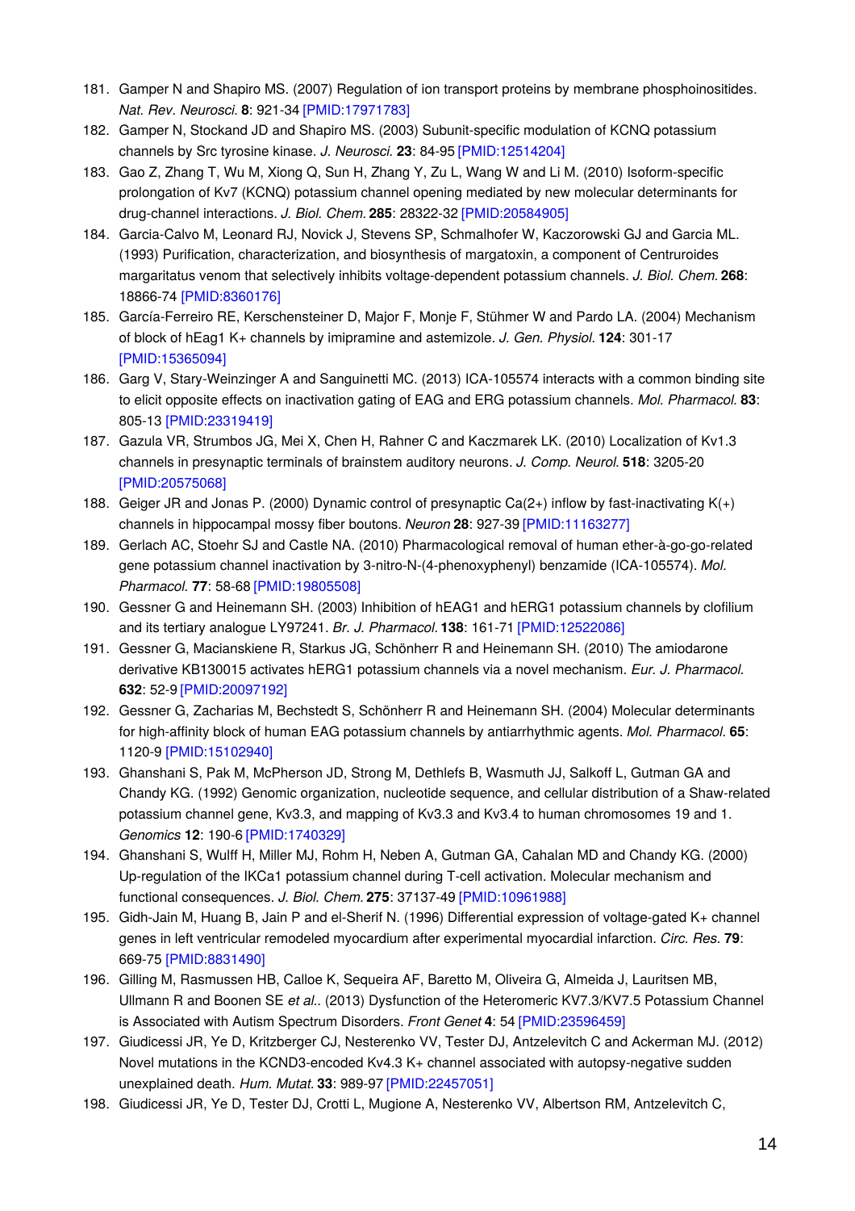181. Gamper N and Shapiro MS. (2007) Regulation of ion transport proteins by membrane phosphoinositides. *Nat. Rev. Neurosci.* **8**: 921-34 [PMID:17971783]
182. Gamper N, Stockand JD and Shapiro MS. (2003) Subunit-specific modulation of KCNQ potassium channels by Src tyrosine kinase. *J. Neurosci.* **23**: 84-95 [PMID:12514204]
183. Gao Z, Zhang T, Wu M, Xiong Q, Sun H, Zhang Y, Zu L, Wang W and Li M. (2010) Isoform-specific prolongation of Kv7 (KCNQ) potassium channel opening mediated by new molecular determinants for drug-channel interactions. *J. Biol. Chem.* **285**: 28322-32 [PMID:20584905]
184. Garcia-Calvo M, Leonard RJ, Novick J, Stevens SP, Schmalhofer W, Kaczorowski GJ and Garcia ML. (1993) Purification, characterization, and biosynthesis of margatoxin, a component of Centruroides margaritatus venom that selectively inhibits voltage-dependent potassium channels. *J. Biol. Chem.* **268**: 18866-74 [PMID:8360176]
185. García-Ferreiro RE, Kerschensteiner D, Major F, Monje F, Stühmer W and Pardo LA. (2004) Mechanism of block of hEag1 K+ channels by imipramine and astemizole. *J. Gen. Physiol.* **124**: 301-17 [PMID:15365094]
186. Garg V, Stary-Weinzinger A and Sanguinetti MC. (2013) ICA-105574 interacts with a common binding site to elicit opposite effects on inactivation gating of EAG and ERG potassium channels. *Mol. Pharmacol.* **83**: 805-13 [PMID:23319419]
187. Gazula VR, Strumbos JG, Mei X, Chen H, Rahner C and Kaczmarek LK. (2010) Localization of Kv1.3 channels in presynaptic terminals of brainstem auditory neurons. *J. Comp. Neurol.* **518**: 3205-20 [PMID:20575068]
188. Geiger JR and Jonas P. (2000) Dynamic control of presynaptic Ca(2+) inflow by fast-inactivating K(+) channels in hippocampal mossy fiber boutons. *Neuron* **28**: 927-39 [PMID:11163277]
189. Gerlach AC, Stoehr SJ and Castle NA. (2010) Pharmacological removal of human ether-à-go-go-related gene potassium channel inactivation by 3-nitro-N-(4-phenoxyphenyl) benzamide (ICA-105574). *Mol. Pharmacol.* **77**: 58-68 [PMID:19805508]
190. Gessner G and Heinemann SH. (2003) Inhibition of hEAG1 and hERG1 potassium channels by clofilium and its tertiary analogue LY97241. *Br. J. Pharmacol.* **138**: 161-71 [PMID:12522086]
191. Gessner G, Macianskiene R, Starkus JG, Schönherr R and Heinemann SH. (2010) The amiodarone derivative KB130015 activates hERG1 potassium channels via a novel mechanism. *Eur. J. Pharmacol.* **632**: 52-9 [PMID:20097192]
192. Gessner G, Zacharias M, Bechstedt S, Schönherr R and Heinemann SH. (2004) Molecular determinants for high-affinity block of human EAG potassium channels by antiarrhythmic agents. *Mol. Pharmacol.* **65**: 1120-9 [PMID:15102940]
193. Ghanshani S, Pak M, McPherson JD, Strong M, Dethlefs B, Wasmuth JJ, Salkoff L, Gutman GA and Chandy KG. (1992) Genomic organization, nucleotide sequence, and cellular distribution of a Shaw-related potassium channel gene, Kv3.3, and mapping of Kv3.3 and Kv3.4 to human chromosomes 19 and 1. *Genomics* **12**: 190-6 [PMID:1740329]
194. Ghanshani S, Wulff H, Miller MJ, Rohm H, Neben A, Gutman GA, Cahalan MD and Chandy KG. (2000) Up-regulation of the IKCa1 potassium channel during T-cell activation. Molecular mechanism and functional consequences. *J. Biol. Chem.* **275**: 37137-49 [PMID:10961988]
195. Gidh-Jain M, Huang B, Jain P and el-Sherif N. (1996) Differential expression of voltage-gated K+ channel genes in left ventricular remodeled myocardium after experimental myocardial infarction. *Circ. Res.* **79**: 669-75 [PMID:8831490]
196. Gilling M, Rasmussen HB, Calloe K, Sequeira AF, Baretto M, Oliveira G, Almeida J, Lauritsen MB, Ullmann R and Boonen SE *et al.*. (2013) Dysfunction of the Heteromeric KV7.3/KV7.5 Potassium Channel is Associated with Autism Spectrum Disorders. *Front Genet* **4**: 54 [PMID:23596459]
197. Giudicessi JR, Ye D, Kritzberger CJ, Nesterenko VV, Tester DJ, Antzelevitch C and Ackerman MJ. (2012) Novel mutations in the KCND3-encoded Kv4.3 K+ channel associated with autopsy-negative sudden unexplained death. *Hum. Mutat.* **33**: 989-97 [PMID:22457051]
198. Giudicessi JR, Ye D, Tester DJ, Crotti L, Mugione A, Nesterenko VV, Albertson RM, Antzelevitch C,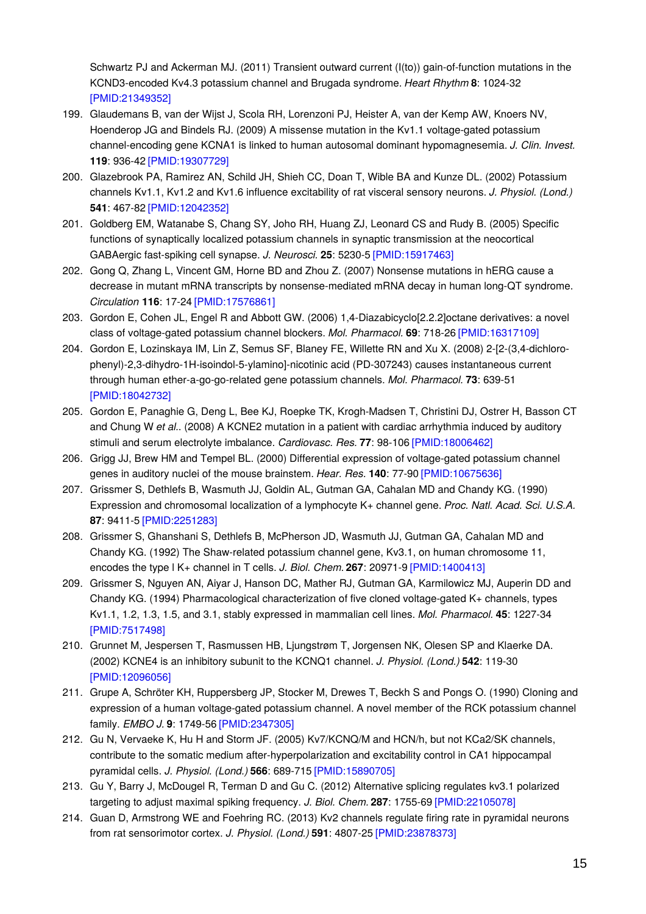Schwartz PJ and Ackerman MJ. (2011) Transient outward current (I(to)) gain-of-function mutations in the KCND3-encoded Kv4.3 potassium channel and Brugada syndrome. *Heart Rhythm* **8**: 1024-32 [PMID:21349352]

199. Glaudemans B, van der Wijst J, Scola RH, Lorenzoni PJ, Heister A, van der Kemp AW, Knoers NV, Hoenderop JG and Bindels RJ. (2009) A missense mutation in the Kv1.1 voltage-gated potassium channel-encoding gene KCNA1 is linked to human autosomal dominant hypomagnesemia. *J. Clin. Invest.* **119**: 936-42 [PMID:19307729]
200. Glazebrook PA, Ramirez AN, Schild JH, Shieh CC, Doan T, Wible BA and Kunze DL. (2002) Potassium channels Kv1.1, Kv1.2 and Kv1.6 influence excitability of rat visceral sensory neurons. *J. Physiol. (Lond.)* **541**: 467-82 [PMID:12042352]
201. Goldberg EM, Watanabe S, Chang SY, Joho RH, Huang ZJ, Leonard CS and Rudy B. (2005) Specific functions of synaptically localized potassium channels in synaptic transmission at the neocortical GABAergic fast-spiking cell synapse. *J. Neurosci.* **25**: 5230-5 [PMID:15917463]
202. Gong Q, Zhang L, Vincent GM, Horne BD and Zhou Z. (2007) Nonsense mutations in hERG cause a decrease in mutant mRNA transcripts by nonsense-mediated mRNA decay in human long-QT syndrome. *Circulation* **116**: 17-24 [PMID:17576861]
203. Gordon E, Cohen JL, Engel R and Abbott GW. (2006) 1,4-Diazabicyclo[2.2.2]octane derivatives: a novel class of voltage-gated potassium channel blockers. *Mol. Pharmacol.* **69**: 718-26 [PMID:16317109]
204. Gordon E, Lozinskaya IM, Lin Z, Semus SF, Blaney FE, Willette RN and Xu X. (2008) 2-[2-(3,4-dichloro-phenyl)-2,3-dihydro-1H-isoindol-5-ylamino]-nicotinic acid (PD-307243) causes instantaneous current through human ether-a-go-go-related gene potassium channels. *Mol. Pharmacol.* **73**: 639-51 [PMID:18042732]
205. Gordon E, Panaghie G, Deng L, Bee KJ, Roepke TK, Krogh-Madsen T, Christini DJ, Ostrer H, Basson CT and Chung W *et al.*. (2008) A KCNE2 mutation in a patient with cardiac arrhythmia induced by auditory stimuli and serum electrolyte imbalance. *Cardiovasc. Res.* **77**: 98-106 [PMID:18006462]
206. Grigg JJ, Brew HM and Tempel BL. (2000) Differential expression of voltage-gated potassium channel genes in auditory nuclei of the mouse brainstem. *Hear. Res.* **140**: 77-90 [PMID:10675636]
207. Grissmer S, Dethlefs B, Wasmuth JJ, Goldin AL, Gutman GA, Cahalan MD and Chandy KG. (1990) Expression and chromosomal localization of a lymphocyte K+ channel gene. *Proc. Natl. Acad. Sci. U.S.A.* **87**: 9411-5 [PMID:2251283]
208. Grissmer S, Ghanshani S, Dethlefs B, McPherson JD, Wasmuth JJ, Gutman GA, Cahalan MD and Chandy KG. (1992) The Shaw-related potassium channel gene, Kv3.1, on human chromosome 11, encodes the type l K+ channel in T cells. *J. Biol. Chem.* **267**: 20971-9 [PMID:1400413]
209. Grissmer S, Nguyen AN, Aiyar J, Hanson DC, Mather RJ, Gutman GA, Karmilowicz MJ, Auperin DD and Chandy KG. (1994) Pharmacological characterization of five cloned voltage-gated K+ channels, types Kv1.1, 1.2, 1.3, 1.5, and 3.1, stably expressed in mammalian cell lines. *Mol. Pharmacol.* **45**: 1227-34 [PMID:7517498]
210. Grunnet M, Jespersen T, Rasmussen HB, Ljungstrøm T, Jorgensen NK, Olesen SP and Klaerke DA. (2002) KCNE4 is an inhibitory subunit to the KCNQ1 channel. *J. Physiol. (Lond.)* **542**: 119-30 [PMID:12096056]
211. Grupe A, Schröter KH, Ruppersberg JP, Stocker M, Drewes T, Beckh S and Pongs O. (1990) Cloning and expression of a human voltage-gated potassium channel. A novel member of the RCK potassium channel family. *EMBO J.* **9**: 1749-56 [PMID:2347305]
212. Gu N, Vervaeke K, Hu H and Storm JF. (2005) Kv7/KCNQ/M and HCN/h, but not KCa2/SK channels, contribute to the somatic medium after-hyperpolarization and excitability control in CA1 hippocampal pyramidal cells. *J. Physiol. (Lond.)* **566**: 689-715 [PMID:15890705]
213. Gu Y, Barry J, McDougel R, Terman D and Gu C. (2012) Alternative splicing regulates kv3.1 polarized targeting to adjust maximal spiking frequency. *J. Biol. Chem.* **287**: 1755-69 [PMID:22105078]
214. Guan D, Armstrong WE and Foehring RC. (2013) Kv2 channels regulate firing rate in pyramidal neurons from rat sensorimotor cortex. *J. Physiol. (Lond.)* **591**: 4807-25 [PMID:23878373]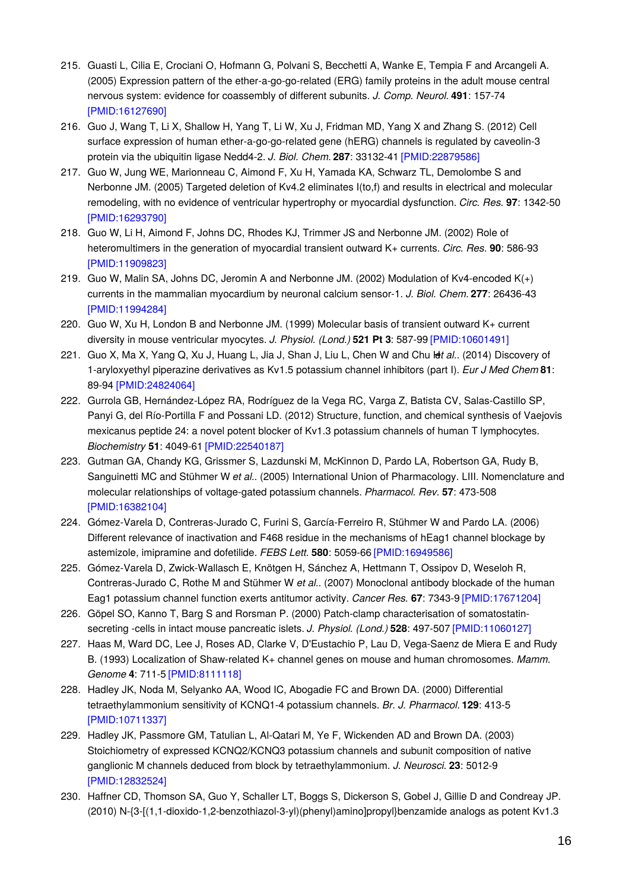215. Guasti L, Cilia E, Crociani O, Hofmann G, Polvani S, Becchetti A, Wanke E, Tempia F and Arcangeli A. (2005) Expression pattern of the ether-a-go-go-related (ERG) family proteins in the adult mouse central nervous system: evidence for coassembly of different subunits. *J. Comp. Neurol.* **491**: 157-74 [PMID:16127690]
216. Guo J, Wang T, Li X, Shallow H, Yang T, Li W, Xu J, Fridman MD, Yang X and Zhang S. (2012) Cell surface expression of human ether-a-go-go-related gene (hERG) channels is regulated by caveolin-3 protein via the ubiquitin ligase Nedd4-2. *J. Biol. Chem.* **287**: 33132-41 [PMID:22879586]
217. Guo W, Jung WE, Marionneau C, Aimond F, Xu H, Yamada KA, Schwarz TL, Demolombe S and Nerbonne JM. (2005) Targeted deletion of Kv4.2 eliminates I(to,f) and results in electrical and molecular remodeling, with no evidence of ventricular hypertrophy or myocardial dysfunction. *Circ. Res.* **97**: 1342-50 [PMID:16293790]
218. Guo W, Li H, Aimond F, Johns DC, Rhodes KJ, Trimmer JS and Nerbonne JM. (2002) Role of heteromultimers in the generation of myocardial transient outward K+ currents. *Circ. Res.* **90**: 586-93 [PMID:11909823]
219. Guo W, Malin SA, Johns DC, Jeromin A and Nerbonne JM. (2002) Modulation of Kv4-encoded K(+) currents in the mammalian myocardium by neuronal calcium sensor-1. *J. Biol. Chem.* **277**: 26436-43 [PMID:11994284]
220. Guo W, Xu H, London B and Nerbonne JM. (1999) Molecular basis of transient outward K+ current diversity in mouse ventricular myocytes. *J. Physiol. (Lond.)* **521 Pt 3**: 587-99 [PMID:10601491]
221. Guo X, Ma X, Yang Q, Xu J, Huang L, Jia J, Shan J, Liu L, Chen W and Chu H *et al.*. (2014) Discovery of 1-aryloxyethyl piperazine derivatives as Kv1.5 potassium channel inhibitors (part I). *Eur J Med Chem* **81**: 89-94 [PMID:24824064]
222. Gurrola GB, Hernández-López RA, Rodríguez de la Vega RC, Varga Z, Batista CV, Salas-Castillo SP, Panyi G, del Río-Portilla F and Possani LD. (2012) Structure, function, and chemical synthesis of Vaejovis mexicanus peptide 24: a novel potent blocker of Kv1.3 potassium channels of human T lymphocytes. *Biochemistry* **51**: 4049-61 [PMID:22540187]
223. Gutman GA, Chandy KG, Grissmer S, Lazdunski M, McKinnon D, Pardo LA, Robertson GA, Rudy B, Sanguinetti MC and Stühmer W *et al.*. (2005) International Union of Pharmacology. LIII. Nomenclature and molecular relationships of voltage-gated potassium channels. *Pharmacol. Rev.* **57**: 473-508 [PMID:16382104]
224. Gómez-Varela D, Contreras-Jurado C, Furini S, García-Ferreiro R, Stühmer W and Pardo LA. (2006) Different relevance of inactivation and F468 residue in the mechanisms of hEag1 channel blockage by astemizole, imipramine and dofetilide. *FEBS Lett.* **580**: 5059-66 [PMID:16949586]
225. Gómez-Varela D, Zwick-Wallasch E, Knötgen H, Sánchez A, Hettmann T, Ossipov D, Weseloh R, Contreras-Jurado C, Rothe M and Stühmer W *et al.*. (2007) Monoclonal antibody blockade of the human Eag1 potassium channel function exerts antitumor activity. *Cancer Res.* **67**: 7343-9 [PMID:17671204]
226. Göpel SO, Kanno T, Barg S and Rorsman P. (2000) Patch-clamp characterisation of somatostatin-secreting -cells in intact mouse pancreatic islets. *J. Physiol. (Lond.)* **528**: 497-507 [PMID:11060127]
227. Haas M, Ward DC, Lee J, Roses AD, Clarke V, D'Eustachio P, Lau D, Vega-Saenz de Miera E and Rudy B. (1993) Localization of Shaw-related K+ channel genes on mouse and human chromosomes. *Mamm. Genome* **4**: 711-5 [PMID:8111118]
228. Hadley JK, Noda M, Selyanko AA, Wood IC, Abogadie FC and Brown DA. (2000) Differential tetraethylammonium sensitivity of KCNQ1-4 potassium channels. *Br. J. Pharmacol.* **129**: 413-5 [PMID:10711337]
229. Hadley JK, Passmore GM, Tatulian L, Al-Qatari M, Ye F, Wickenden AD and Brown DA. (2003) Stoichiometry of expressed KCNQ2/KCNQ3 potassium channels and subunit composition of native ganglionic M channels deduced from block by tetraethylammonium. *J. Neurosci.* **23**: 5012-9 [PMID:12832524]
230. Haffner CD, Thomson SA, Guo Y, Schaller LT, Boggs S, Dickerson S, Gobel J, Gillie D and Condreay JP. (2010) N-{3-[(1,1-dioxido-1,2-benzothiazol-3-yl)(phenyl)amino]propyl}benzamide analogs as potent Kv1.3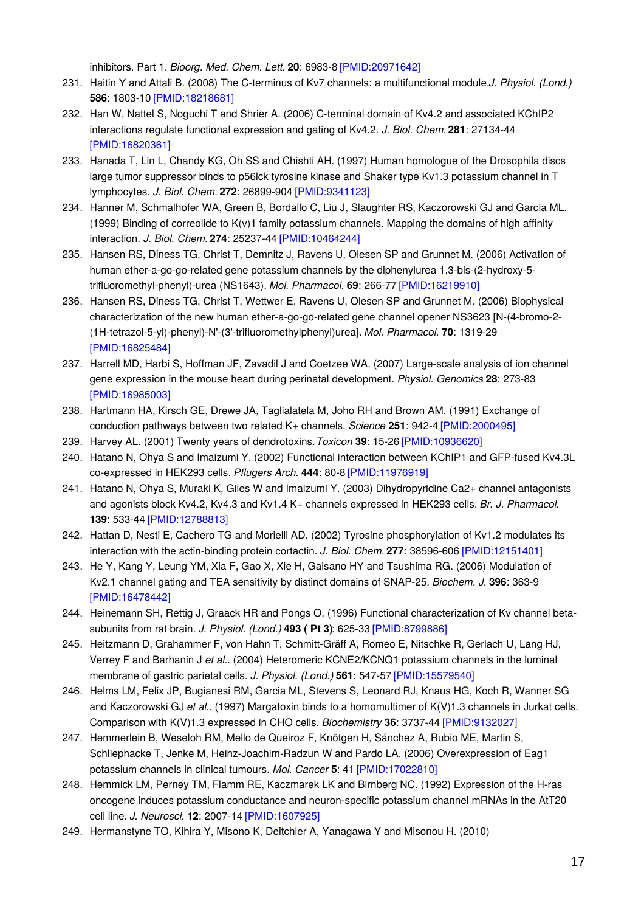inhibitors. Part 1. *Bioorg. Med. Chem. Lett.* **20**: 6983-8 [PMID:20971642]

231. Haitin Y and Attali B. (2008) The C-terminus of Kv7 channels: a multifunctional module. *J. Physiol. (Lond.)* **586**: 1803-10 [PMID:18218681]
232. Han W, Nattel S, Noguchi T and Shrier A. (2006) C-terminal domain of Kv4.2 and associated KChIP2 interactions regulate functional expression and gating of Kv4.2. *J. Biol. Chem.* **281**: 27134-44 [PMID:16820361]
233. Hanada T, Lin L, Chandy KG, Oh SS and Chishti AH. (1997) Human homologue of the Drosophila discs large tumor suppressor binds to p56lck tyrosine kinase and Shaker type Kv1.3 potassium channel in T lymphocytes. *J. Biol. Chem.* **272**: 26899-904 [PMID:9341123]
234. Hanner M, Schmalhofer WA, Green B, Bordallo C, Liu J, Slaughter RS, Kaczorowski GJ and Garcia ML. (1999) Binding of correolide to K(v)1 family potassium channels. Mapping the domains of high affinity interaction. *J. Biol. Chem.* **274**: 25237-44 [PMID:10464244]
235. Hansen RS, Diness TG, Christ T, Demnitz J, Ravens U, Olesen SP and Grunnet M. (2006) Activation of human ether-a-go-go-related gene potassium channels by the diphenylurea 1,3-bis-(2-hydroxy-5-trifluoromethyl-phenyl)-urea (NS1643). *Mol. Pharmacol.* **69**: 266-77 [PMID:16219910]
236. Hansen RS, Diness TG, Christ T, Wettwer E, Ravens U, Olesen SP and Grunnet M. (2006) Biophysical characterization of the new human ether-a-go-go-related gene channel opener NS3623 [N-(4-bromo-2-(1H-tetrazol-5-yl)-phenyl)-N'-(3'-trifluoromethylphenyl)urea]. *Mol. Pharmacol.* **70**: 1319-29 [PMID:16825484]
237. Harrell MD, Harbi S, Hoffman JF, Zavadil J and Coetzee WA. (2007) Large-scale analysis of ion channel gene expression in the mouse heart during perinatal development. *Physiol. Genomics* **28**: 273-83 [PMID:16985003]
238. Hartmann HA, Kirsch GE, Drewe JA, Taglialatela M, Joho RH and Brown AM. (1991) Exchange of conduction pathways between two related K+ channels. *Science* **251**: 942-4 [PMID:2000495]
239. Harvey AL. (2001) Twenty years of dendrotoxins. *Toxicon* **39**: 15-26 [PMID:10936620]
240. Hatano N, Ohya S and Imaizumi Y. (2002) Functional interaction between KChIP1 and GFP-fused Kv4.3L co-expressed in HEK293 cells. *Pflugers Arch.* **444**: 80-8 [PMID:11976919]
241. Hatano N, Ohya S, Muraki K, Giles W and Imaizumi Y. (2003) Dihydropyridine Ca2+ channel antagonists and agonists block Kv4.2, Kv4.3 and Kv1.4 K+ channels expressed in HEK293 cells. *Br. J. Pharmacol.* **139**: 533-44 [PMID:12788813]
242. Hattan D, Nesti E, Cachero TG and Morielli AD. (2002) Tyrosine phosphorylation of Kv1.2 modulates its interaction with the actin-binding protein cortactin. *J. Biol. Chem.* **277**: 38596-606 [PMID:12151401]
243. He Y, Kang Y, Leung YM, Xia F, Gao X, Xie H, Gaisano HY and Tsushima RG. (2006) Modulation of Kv2.1 channel gating and TEA sensitivity by distinct domains of SNAP-25. *Biochem. J.* **396**: 363-9 [PMID:16478442]
244. Heinemann SH, Rettig J, Graack HR and Pongs O. (1996) Functional characterization of Kv channel beta-subunits from rat brain. *J. Physiol. (Lond.)* **493 ( Pt 3)**: 625-33 [PMID:8799886]
245. Heitzmann D, Grahammer F, von Hahn T, Schmitt-Gräff A, Romeo E, Nitschke R, Gerlach U, Lang HJ, Verrey F and Barhanin J *et al.*. (2004) Heteromeric KCNE2/KCNQ1 potassium channels in the luminal membrane of gastric parietal cells. *J. Physiol. (Lond.)* **561**: 547-57 [PMID:15579540]
246. Helms LM, Felix JP, Bugianesi RM, Garcia ML, Stevens S, Leonard RJ, Knaus HG, Koch R, Wanner SG and Kaczorowski GJ *et al.*. (1997) Margatoxin binds to a homomultimer of K(V)1.3 channels in Jurkat cells. Comparison with K(V)1.3 expressed in CHO cells. *Biochemistry* **36**: 3737-44 [PMID:9132027]
247. Hemmerlein B, Weseloh RM, Mello de Queiroz F, Knötgen H, Sánchez A, Rubio ME, Martin S, Schliephacke T, Jenke M, Heinz-Joachim-Radzun W and Pardo LA. (2006) Overexpression of Eag1 potassium channels in clinical tumours. *Mol. Cancer* **5**: 41 [PMID:17022810]
248. Hemmick LM, Perney TM, Flamm RE, Kaczmarek LK and Birnberg NC. (1992) Expression of the H-ras oncogene induces potassium conductance and neuron-specific potassium channel mRNAs in the AtT20 cell line. *J. Neurosci.* **12**: 2007-14 [PMID:1607925]
249. Hermanstyne TO, Kihira Y, Misono K, Deitchler A, Yanagawa Y and Misonou H. (2010)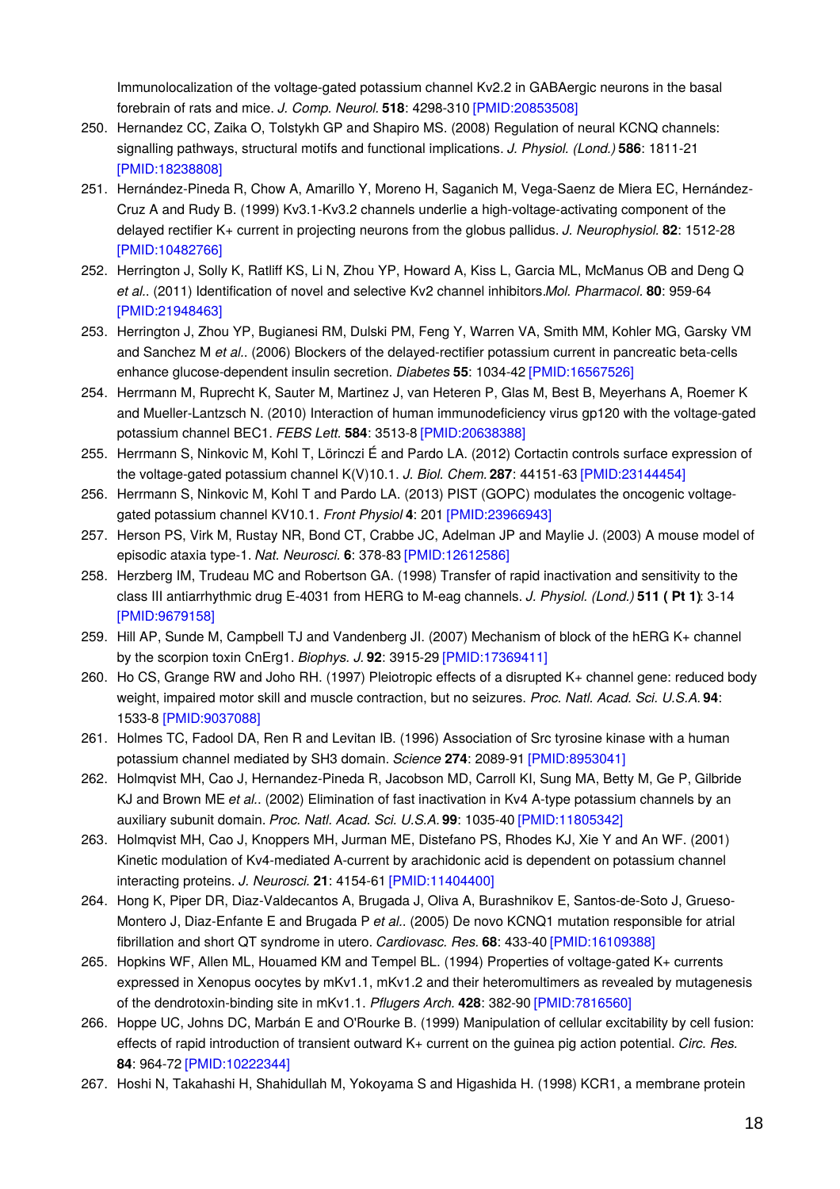Immunolocalization of the voltage-gated potassium channel Kv2.2 in GABAergic neurons in the basal forebrain of rats and mice. *J. Comp. Neurol.* **518**: 4298-310 [PMID:20853508]

250. Hernandez CC, Zaika O, Tolstykh GP and Shapiro MS. (2008) Regulation of neural KCNQ channels: signalling pathways, structural motifs and functional implications. *J. Physiol. (Lond.)* **586**: 1811-21 [PMID:18238808]
251. Hernández-Pineda R, Chow A, Amarillo Y, Moreno H, Saganich M, Vega-Saenz de Miera EC, Hernández-Cruz A and Rudy B. (1999) Kv3.1-Kv3.2 channels underlie a high-voltage-activating component of the delayed rectifier K+ current in projecting neurons from the globus pallidus. *J. Neurophysiol.* **82**: 1512-28 [PMID:10482766]
252. Herrington J, Solly K, Ratliff KS, Li N, Zhou YP, Howard A, Kiss L, Garcia ML, McManus OB and Deng Q *et al.*. (2011) Identification of novel and selective Kv2 channel inhibitors.*Mol. Pharmacol.* **80**: 959-64 [PMID:21948463]
253. Herrington J, Zhou YP, Bugianesi RM, Dulski PM, Feng Y, Warren VA, Smith MM, Kohler MG, Garsky VM and Sanchez M *et al.*. (2006) Blockers of the delayed-rectifier potassium current in pancreatic beta-cells enhance glucose-dependent insulin secretion. *Diabetes* **55**: 1034-42 [PMID:16567526]
254. Herrmann M, Ruprecht K, Sauter M, Martinez J, van Heteren P, Glas M, Best B, Meyerhans A, Roemer K and Mueller-Lantzsch N. (2010) Interaction of human immunodeficiency virus gp120 with the voltage-gated potassium channel BEC1. *FEBS Lett.* **584**: 3513-8 [PMID:20638388]
255. Herrmann S, Ninkovic M, Kohl T, Lörinczi É and Pardo LA. (2012) Cortactin controls surface expression of the voltage-gated potassium channel K(V)10.1. *J. Biol. Chem.* **287**: 44151-63 [PMID:23144454]
256. Herrmann S, Ninkovic M, Kohl T and Pardo LA. (2013) PIST (GOPC) modulates the oncogenic voltage-gated potassium channel KV10.1. *Front Physiol* **4**: 201 [PMID:23966943]
257. Herson PS, Virk M, Rustay NR, Bond CT, Crabbe JC, Adelman JP and Maylie J. (2003) A mouse model of episodic ataxia type-1. *Nat. Neurosci.* **6**: 378-83 [PMID:12612586]
258. Herzberg IM, Trudeau MC and Robertson GA. (1998) Transfer of rapid inactivation and sensitivity to the class III antiarrhythmic drug E-4031 from HERG to M-eag channels. *J. Physiol. (Lond.)* **511 ( Pt 1)**: 3-14 [PMID:9679158]
259. Hill AP, Sunde M, Campbell TJ and Vandenberg JI. (2007) Mechanism of block of the hERG K+ channel by the scorpion toxin CnErg1. *Biophys. J.* **92**: 3915-29 [PMID:17369411]
260. Ho CS, Grange RW and Joho RH. (1997) Pleiotropic effects of a disrupted K+ channel gene: reduced body weight, impaired motor skill and muscle contraction, but no seizures. *Proc. Natl. Acad. Sci. U.S.A.* **94**: 1533-8 [PMID:9037088]
261. Holmes TC, Fadool DA, Ren R and Levitan IB. (1996) Association of Src tyrosine kinase with a human potassium channel mediated by SH3 domain. *Science* **274**: 2089-91 [PMID:8953041]
262. Holmqvist MH, Cao J, Hernandez-Pineda R, Jacobson MD, Carroll KI, Sung MA, Betty M, Ge P, Gilbride KJ and Brown ME *et al.*. (2002) Elimination of fast inactivation in Kv4 A-type potassium channels by an auxiliary subunit domain. *Proc. Natl. Acad. Sci. U.S.A.* **99**: 1035-40 [PMID:11805342]
263. Holmqvist MH, Cao J, Knoppers MH, Jurman ME, Distefano PS, Rhodes KJ, Xie Y and An WF. (2001) Kinetic modulation of Kv4-mediated A-current by arachidonic acid is dependent on potassium channel interacting proteins. *J. Neurosci.* **21**: 4154-61 [PMID:11404400]
264. Hong K, Piper DR, Diaz-Valdecantos A, Brugada J, Oliva A, Burashnikov E, Santos-de-Soto J, Grueso-Montero J, Diaz-Enfante E and Brugada P *et al.*. (2005) De novo KCNQ1 mutation responsible for atrial fibrillation and short QT syndrome in utero. *Cardiovasc. Res.* **68**: 433-40 [PMID:16109388]
265. Hopkins WF, Allen ML, Houamed KM and Tempel BL. (1994) Properties of voltage-gated K+ currents expressed in Xenopus oocytes by mKv1.1, mKv1.2 and their heteromultimers as revealed by mutagenesis of the dendrotoxin-binding site in mKv1.1. *Pflugers Arch.* **428**: 382-90 [PMID:7816560]
266. Hoppe UC, Johns DC, Marbán E and O'Rourke B. (1999) Manipulation of cellular excitability by cell fusion: effects of rapid introduction of transient outward K+ current on the guinea pig action potential. *Circ. Res.* **84**: 964-72 [PMID:10222344]
267. Hoshi N, Takahashi H, Shahidullah M, Yokoyama S and Higashida H. (1998) KCR1, a membrane protein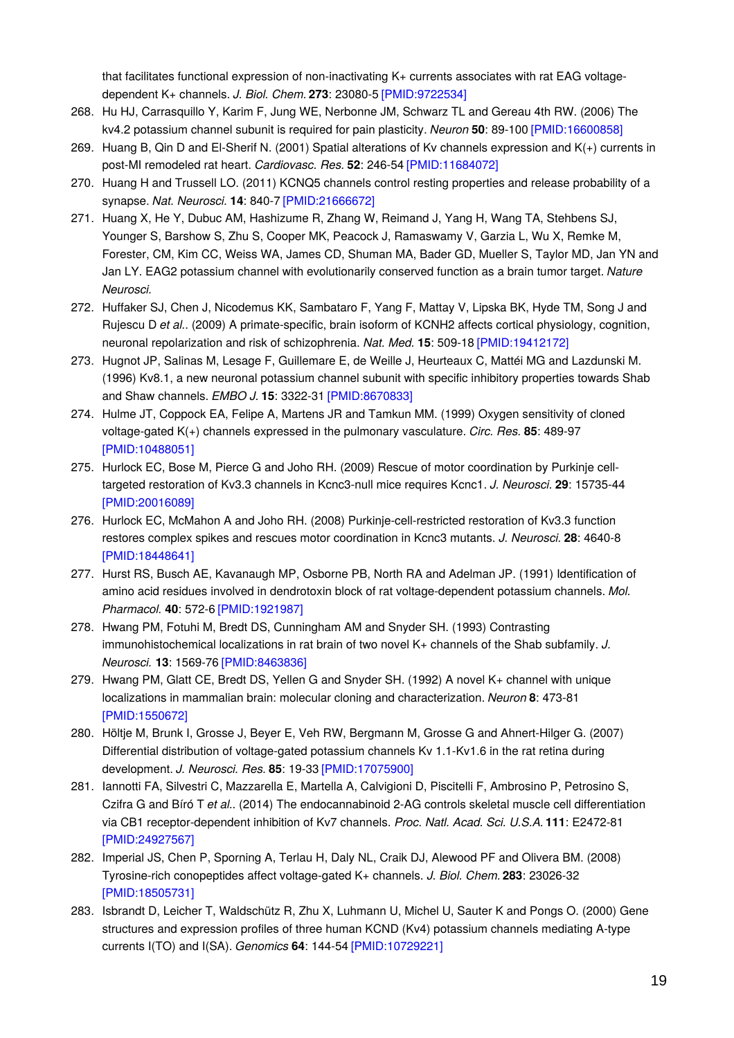that facilitates functional expression of non-inactivating K+ currents associates with rat EAG voltage-dependent K+ channels. *J. Biol. Chem.* **273**: 23080-5 [PMID:9722534]

268. Hu HJ, Carrasquillo Y, Karim F, Jung WE, Nerbonne JM, Schwarz TL and Gereau 4th RW. (2006) The kv4.2 potassium channel subunit is required for pain plasticity. *Neuron* **50**: 89-100 [PMID:16600858]
269. Huang B, Qin D and El-Sherif N. (2001) Spatial alterations of Kv channels expression and K(+) currents in post-MI remodeled rat heart. *Cardiovasc. Res.* **52**: 246-54 [PMID:11684072]
270. Huang H and Trussell LO. (2011) KCNQ5 channels control resting properties and release probability of a synapse. *Nat. Neurosci.* **14**: 840-7 [PMID:21666672]
271. Huang X, He Y, Dubuc AM, Hashizume R, Zhang W, Reimand J, Yang H, Wang TA, Stehbens SJ, Younger S, Barshow S, Zhu S, Cooper MK, Peacock J, Ramaswamy V, Garzia L, Wu X, Remke M, Forester, CM, Kim CC, Weiss WA, James CD, Shuman MA, Bader GD, Mueller S, Taylor MD, Jan YN and Jan LY. EAG2 potassium channel with evolutionarily conserved function as a brain tumor target. *Nature Neurosci.*
272. Huffaker SJ, Chen J, Nicodemus KK, Sambataro F, Yang F, Mattay V, Lipska BK, Hyde TM, Song J and Rujescu D *et al.*. (2009) A primate-specific, brain isoform of KCNH2 affects cortical physiology, cognition, neuronal repolarization and risk of schizophrenia. *Nat. Med.* **15**: 509-18 [PMID:19412172]
273. Hugnot JP, Salinas M, Lesage F, Guillemare E, de Weille J, Heurteaux C, Mattéi MG and Lazdunski M. (1996) Kv8.1, a new neuronal potassium channel subunit with specific inhibitory properties towards Shab and Shaw channels. *EMBO J.* **15**: 3322-31 [PMID:8670833]
274. Hulme JT, Coppock EA, Felipe A, Martens JR and Tamkun MM. (1999) Oxygen sensitivity of cloned voltage-gated K(+) channels expressed in the pulmonary vasculature. *Circ. Res.* **85**: 489-97 [PMID:10488051]
275. Hurlock EC, Bose M, Pierce G and Joho RH. (2009) Rescue of motor coordination by Purkinje cell-targeted restoration of Kv3.3 channels in Kcnc3-null mice requires Kcnc1. *J. Neurosci.* **29**: 15735-44 [PMID:20016089]
276. Hurlock EC, McMahon A and Joho RH. (2008) Purkinje-cell-restricted restoration of Kv3.3 function restores complex spikes and rescues motor coordination in Kcnc3 mutants. *J. Neurosci.* **28**: 4640-8 [PMID:18448641]
277. Hurst RS, Busch AE, Kavanaugh MP, Osborne PB, North RA and Adelman JP. (1991) Identification of amino acid residues involved in dendrotoxin block of rat voltage-dependent potassium channels. *Mol. Pharmacol.* **40**: 572-6 [PMID:1921987]
278. Hwang PM, Fotuhi M, Bredt DS, Cunningham AM and Snyder SH. (1993) Contrasting immunohistochemical localizations in rat brain of two novel K+ channels of the Shab subfamily. *J. Neurosci.* **13**: 1569-76 [PMID:8463836]
279. Hwang PM, Glatt CE, Bredt DS, Yellen G and Snyder SH. (1992) A novel K+ channel with unique localizations in mammalian brain: molecular cloning and characterization. *Neuron* **8**: 473-81 [PMID:1550672]
280. Höltje M, Brunk I, Grosse J, Beyer E, Veh RW, Bergmann M, Grosse G and Ahnert-Hilger G. (2007) Differential distribution of voltage-gated potassium channels Kv 1.1-Kv1.6 in the rat retina during development. *J. Neurosci. Res.* **85**: 19-33 [PMID:17075900]
281. Iannotti FA, Silvestri C, Mazzarella E, Martella A, Calvigioni D, Piscitelli F, Ambrosino P, Petrosino S, Czifra G and Bíró T *et al.*. (2014) The endocannabinoid 2-AG controls skeletal muscle cell differentiation via CB1 receptor-dependent inhibition of Kv7 channels. *Proc. Natl. Acad. Sci. U.S.A.* **111**: E2472-81 [PMID:24927567]
282. Imperial JS, Chen P, Sporning A, Terlau H, Daly NL, Craik DJ, Alewood PF and Olivera BM. (2008) Tyrosine-rich conopeptides affect voltage-gated K+ channels. *J. Biol. Chem.* **283**: 23026-32 [PMID:18505731]
283. Isbrandt D, Leicher T, Waldschütz R, Zhu X, Luhmann U, Michel U, Sauter K and Pongs O. (2000) Gene structures and expression profiles of three human KCND (Kv4) potassium channels mediating A-type currents I(TO) and I(SA). *Genomics* **64**: 144-54 [PMID:10729221]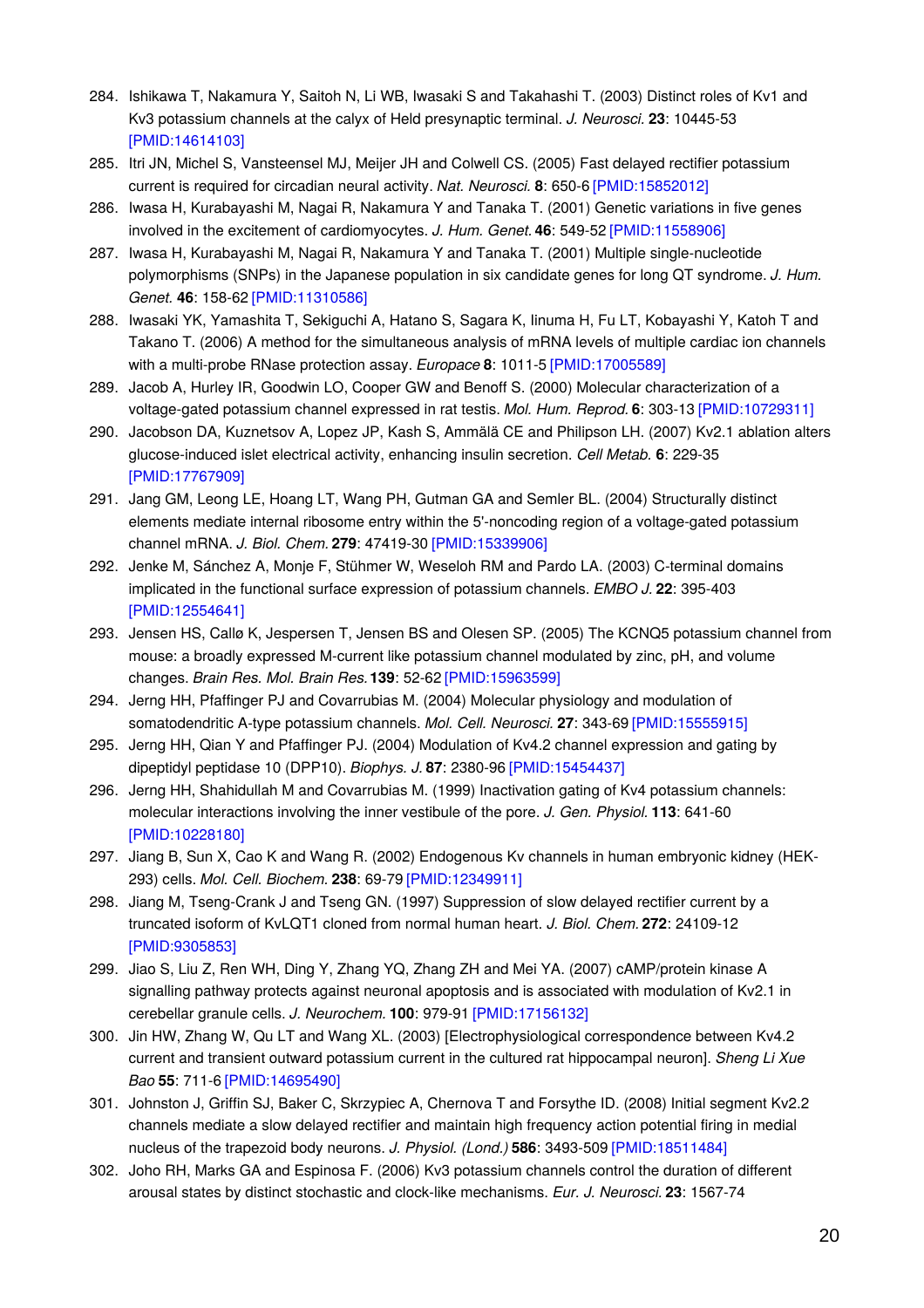284. Ishikawa T, Nakamura Y, Saitoh N, Li WB, Iwasaki S and Takahashi T. (2003) Distinct roles of Kv1 and Kv3 potassium channels at the calyx of Held presynaptic terminal. *J. Neurosci.* **23**: 10445-53 [PMID:14614103]
285. Itri JN, Michel S, Vansteensel MJ, Meijer JH and Colwell CS. (2005) Fast delayed rectifier potassium current is required for circadian neural activity. *Nat. Neurosci.* **8**: 650-6 [PMID:15852012]
286. Iwasa H, Kurabayashi M, Nagai R, Nakamura Y and Tanaka T. (2001) Genetic variations in five genes involved in the excitement of cardiomyocytes. *J. Hum. Genet.* **46**: 549-52 [PMID:11558906]
287. Iwasa H, Kurabayashi M, Nagai R, Nakamura Y and Tanaka T. (2001) Multiple single-nucleotide polymorphisms (SNPs) in the Japanese population in six candidate genes for long QT syndrome. *J. Hum. Genet.* **46**: 158-62 [PMID:11310586]
288. Iwasaki YK, Yamashita T, Sekiguchi A, Hatano S, Sagara K, Iinuma H, Fu LT, Kobayashi Y, Katoh T and Takano T. (2006) A method for the simultaneous analysis of mRNA levels of multiple cardiac ion channels with a multi-probe RNase protection assay. *Europace* **8**: 1011-5 [PMID:17005589]
289. Jacob A, Hurley IR, Goodwin LO, Cooper GW and Benoff S. (2000) Molecular characterization of a voltage-gated potassium channel expressed in rat testis. *Mol. Hum. Reprod.* **6**: 303-13 [PMID:10729311]
290. Jacobson DA, Kuznetsov A, Lopez JP, Kash S, Ammälä CE and Philipson LH. (2007) Kv2.1 ablation alters glucose-induced islet electrical activity, enhancing insulin secretion. *Cell Metab.* **6**: 229-35 [PMID:17767909]
291. Jang GM, Leong LE, Hoang LT, Wang PH, Gutman GA and Semler BL. (2004) Structurally distinct elements mediate internal ribosome entry within the 5'-noncoding region of a voltage-gated potassium channel mRNA. *J. Biol. Chem.* **279**: 47419-30 [PMID:15339906]
292. Jenke M, Sánchez A, Monje F, Stühmer W, Weseloh RM and Pardo LA. (2003) C-terminal domains implicated in the functional surface expression of potassium channels. *EMBO J.* **22**: 395-403 [PMID:12554641]
293. Jensen HS, Callø K, Jespersen T, Jensen BS and Olesen SP. (2005) The KCNQ5 potassium channel from mouse: a broadly expressed M-current like potassium channel modulated by zinc, pH, and volume changes. *Brain Res. Mol. Brain Res.* **139**: 52-62 [PMID:15963599]
294. Jerng HH, Pfaffinger PJ and Covarrubias M. (2004) Molecular physiology and modulation of somatodendritic A-type potassium channels. *Mol. Cell. Neurosci.* **27**: 343-69 [PMID:15555915]
295. Jerng HH, Qian Y and Pfaffinger PJ. (2004) Modulation of Kv4.2 channel expression and gating by dipeptidyl peptidase 10 (DPP10). *Biophys. J.* **87**: 2380-96 [PMID:15454437]
296. Jerng HH, Shahidullah M and Covarrubias M. (1999) Inactivation gating of Kv4 potassium channels: molecular interactions involving the inner vestibule of the pore. *J. Gen. Physiol.* **113**: 641-60 [PMID:10228180]
297. Jiang B, Sun X, Cao K and Wang R. (2002) Endogenous Kv channels in human embryonic kidney (HEK-293) cells. *Mol. Cell. Biochem.* **238**: 69-79 [PMID:12349911]
298. Jiang M, Tseng-Crank J and Tseng GN. (1997) Suppression of slow delayed rectifier current by a truncated isoform of KvLQT1 cloned from normal human heart. *J. Biol. Chem.* **272**: 24109-12 [PMID:9305853]
299. Jiao S, Liu Z, Ren WH, Ding Y, Zhang YQ, Zhang ZH and Mei YA. (2007) cAMP/protein kinase A signalling pathway protects against neuronal apoptosis and is associated with modulation of Kv2.1 in cerebellar granule cells. *J. Neurochem.* **100**: 979-91 [PMID:17156132]
300. Jin HW, Zhang W, Qu LT and Wang XL. (2003) [Electrophysiological correspondence between Kv4.2 current and transient outward potassium current in the cultured rat hippocampal neuron]. *Sheng Li Xue Bao* **55**: 711-6 [PMID:14695490]
301. Johnston J, Griffin SJ, Baker C, Skrzypiec A, Chernova T and Forsythe ID. (2008) Initial segment Kv2.2 channels mediate a slow delayed rectifier and maintain high frequency action potential firing in medial nucleus of the trapezoid body neurons. *J. Physiol. (Lond.)* **586**: 3493-509 [PMID:18511484]
302. Joho RH, Marks GA and Espinosa F. (2006) Kv3 potassium channels control the duration of different arousal states by distinct stochastic and clock-like mechanisms. *Eur. J. Neurosci.* **23**: 1567-74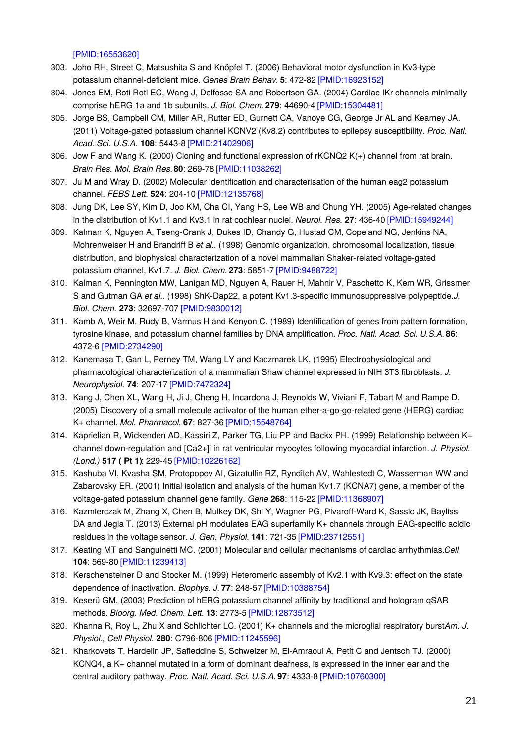[PMID:16553620]

303. Joho RH, Street C, Matsushita S and Knöpfel T. (2006) Behavioral motor dysfunction in Kv3-type potassium channel-deficient mice. *Genes Brain Behav.* **5**: 472-82 [PMID:16923152]
304. Jones EM, Roti Roti EC, Wang J, Delfosse SA and Robertson GA. (2004) Cardiac IKr channels minimally comprise hERG 1a and 1b subunits. *J. Biol. Chem.* **279**: 44690-4 [PMID:15304481]
305. Jorge BS, Campbell CM, Miller AR, Rutter ED, Gurnett CA, Vanoye CG, George Jr AL and Kearney JA. (2011) Voltage-gated potassium channel KCNV2 (Kv8.2) contributes to epilepsy susceptibility. *Proc. Natl. Acad. Sci. U.S.A.* **108**: 5443-8 [PMID:21402906]
306. Jow F and Wang K. (2000) Cloning and functional expression of rKCNQ2 K(+) channel from rat brain. *Brain Res. Mol. Brain Res.* **80**: 269-78 [PMID:11038262]
307. Ju M and Wray D. (2002) Molecular identification and characterisation of the human eag2 potassium channel. *FEBS Lett.* **524**: 204-10 [PMID:12135768]
308. Jung DK, Lee SY, Kim D, Joo KM, Cha CI, Yang HS, Lee WB and Chung YH. (2005) Age-related changes in the distribution of Kv1.1 and Kv3.1 in rat cochlear nuclei. *Neurol. Res.* **27**: 436-40 [PMID:15949244]
309. Kalman K, Nguyen A, Tseng-Crank J, Dukes ID, Chandy G, Hustad CM, Copeland NG, Jenkins NA, Mohrenweiser H and Brandriff B *et al.*. (1998) Genomic organization, chromosomal localization, tissue distribution, and biophysical characterization of a novel mammalian Shaker-related voltage-gated potassium channel, Kv1.7. *J. Biol. Chem.* **273**: 5851-7 [PMID:9488722]
310. Kalman K, Pennington MW, Lanigan MD, Nguyen A, Rauer H, Mahnir V, Paschetto K, Kem WR, Grissmer S and Gutman GA *et al.*. (1998) ShK-Dap22, a potent Kv1.3-specific immunosuppressive polypeptide. *J. Biol. Chem.* **273**: 32697-707 [PMID:9830012]
311. Kamb A, Weir M, Rudy B, Varmus H and Kenyon C. (1989) Identification of genes from pattern formation, tyrosine kinase, and potassium channel families by DNA amplification. *Proc. Natl. Acad. Sci. U.S.A.* **86**: 4372-6 [PMID:2734290]
312. Kanemasa T, Gan L, Perney TM, Wang LY and Kaczmarek LK. (1995) Electrophysiological and pharmacological characterization of a mammalian Shaw channel expressed in NIH 3T3 fibroblasts. *J. Neurophysiol.* **74**: 207-17 [PMID:7472324]
313. Kang J, Chen XL, Wang H, Ji J, Cheng H, Incardona J, Reynolds W, Viviani F, Tabart M and Rampe D. (2005) Discovery of a small molecule activator of the human ether-a-go-go-related gene (HERG) cardiac K+ channel. *Mol. Pharmacol.* **67**: 827-36 [PMID:15548764]
314. Kaprielian R, Wickenden AD, Kassiri Z, Parker TG, Liu PP and Backx PH. (1999) Relationship between K+ channel down-regulation and [Ca2+]i in rat ventricular myocytes following myocardial infarction. *J. Physiol. (Lond.)* **517 ( Pt 1)**: 229-45 [PMID:10226162]
315. Kashuba VI, Kvasha SM, Protopopov AI, Gizatullin RZ, Rynditch AV, Wahlestedt C, Wasserman WW and Zabarovsky ER. (2001) Initial isolation and analysis of the human Kv1.7 (KCNA7) gene, a member of the voltage-gated potassium channel gene family. *Gene* **268**: 115-22 [PMID:11368907]
316. Kazmierczak M, Zhang X, Chen B, Mulkey DK, Shi Y, Wagner PG, Pivaroff-Ward K, Sassic JK, Bayliss DA and Jegla T. (2013) External pH modulates EAG superfamily K+ channels through EAG-specific acidic residues in the voltage sensor. *J. Gen. Physiol.* **141**: 721-35 [PMID:23712551]
317. Keating MT and Sanguinetti MC. (2001) Molecular and cellular mechanisms of cardiac arrhythmias. *Cell* **104**: 569-80 [PMID:11239413]
318. Kerschensteiner D and Stocker M. (1999) Heteromeric assembly of Kv2.1 with Kv9.3: effect on the state dependence of inactivation. *Biophys. J.* **77**: 248-57 [PMID:10388754]
319. Keserü GM. (2003) Prediction of hERG potassium channel affinity by traditional and hologram qSAR methods. *Bioorg. Med. Chem. Lett.* **13**: 2773-5 [PMID:12873512]
320. Khanna R, Roy L, Zhu X and Schlichter LC. (2001) K+ channels and the microglial respiratory burst *Am. J. Physiol., Cell Physiol.* **280**: C796-806 [PMID:11245596]
321. Kharkovets T, Hardelin JP, Safieddine S, Schweizer M, El-Amraoui A, Petit C and Jentsch TJ. (2000) KCNQ4, a K+ channel mutated in a form of dominant deafness, is expressed in the inner ear and the central auditory pathway. *Proc. Natl. Acad. Sci. U.S.A.* **97**: 4333-8 [PMID:10760300]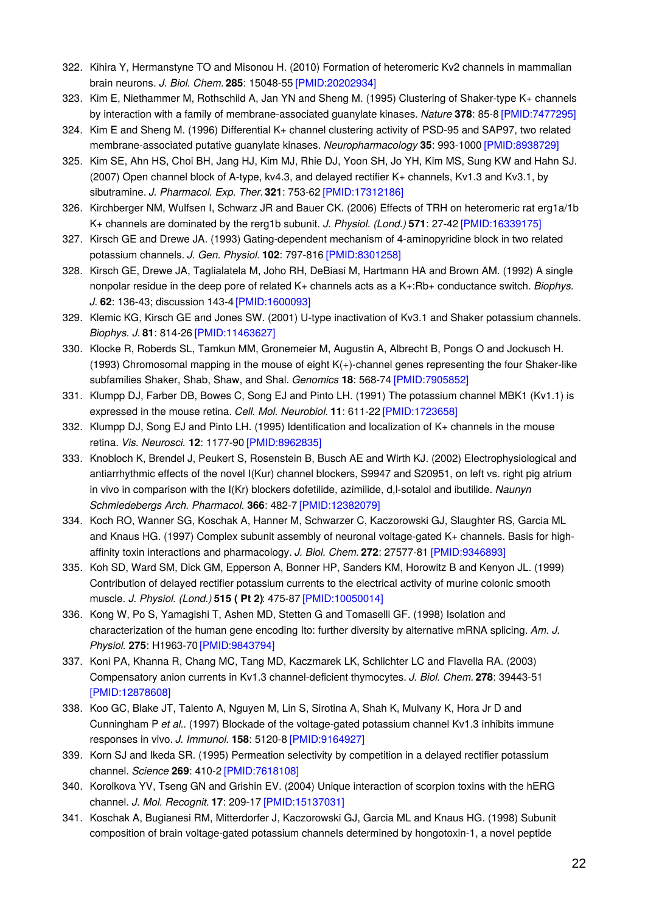322. Kihira Y, Hermanstyne TO and Misonou H. (2010) Formation of heteromeric Kv2 channels in mammalian brain neurons. *J. Biol. Chem.* **285**: 15048-55 [PMID:20202934]
323. Kim E, Niethammer M, Rothschild A, Jan YN and Sheng M. (1995) Clustering of Shaker-type K+ channels by interaction with a family of membrane-associated guanylate kinases. *Nature* **378**: 85-8 [PMID:7477295]
324. Kim E and Sheng M. (1996) Differential K+ channel clustering activity of PSD-95 and SAP97, two related membrane-associated putative guanylate kinases. *Neuropharmacology* **35**: 993-1000 [PMID:8938729]
325. Kim SE, Ahn HS, Choi BH, Jang HJ, Kim MJ, Rhie DJ, Yoon SH, Jo YH, Kim MS, Sung KW and Hahn SJ. (2007) Open channel block of A-type, kv4.3, and delayed rectifier K+ channels, Kv1.3 and Kv3.1, by sibutramine. *J. Pharmacol. Exp. Ther.* **321**: 753-62 [PMID:17312186]
326. Kirchberger NM, Wulfsen I, Schwarz JR and Bauer CK. (2006) Effects of TRH on heteromeric rat erg1a/1b K+ channels are dominated by the rerg1b subunit. *J. Physiol. (Lond.)* **571**: 27-42 [PMID:16339175]
327. Kirsch GE and Drewe JA. (1993) Gating-dependent mechanism of 4-aminopyridine block in two related potassium channels. *J. Gen. Physiol.* **102**: 797-816 [PMID:8301258]
328. Kirsch GE, Drewe JA, Taglialatela M, Joho RH, DeBiasi M, Hartmann HA and Brown AM. (1992) A single nonpolar residue in the deep pore of related K+ channels acts as a K+:Rb+ conductance switch. *Biophys. J.* **62**: 136-43; discussion 143-4 [PMID:1600093]
329. Klemic KG, Kirsch GE and Jones SW. (2001) U-type inactivation of Kv3.1 and Shaker potassium channels. *Biophys. J.* **81**: 814-26 [PMID:11463627]
330. Klocke R, Roberds SL, Tamkun MM, Gronemeier M, Augustin A, Albrecht B, Pongs O and Jockusch H. (1993) Chromosomal mapping in the mouse of eight K(+)-channel genes representing the four Shaker-like subfamilies Shaker, Shab, Shaw, and Shal. *Genomics* **18**: 568-74 [PMID:7905852]
331. Klumpp DJ, Farber DB, Bowes C, Song EJ and Pinto LH. (1991) The potassium channel MBK1 (Kv1.1) is expressed in the mouse retina. *Cell. Mol. Neurobiol.* **11**: 611-22 [PMID:1723658]
332. Klumpp DJ, Song EJ and Pinto LH. (1995) Identification and localization of K+ channels in the mouse retina. *Vis. Neurosci.* **12**: 1177-90 [PMID:8962835]
333. Knobloch K, Brendel J, Peukert S, Rosenstein B, Busch AE and Wirth KJ. (2002) Electrophysiological and antiarrhythmic effects of the novel I(Kur) channel blockers, S9947 and S20951, on left vs. right pig atrium in vivo in comparison with the I(Kr) blockers dofetilide, azimilide, d,l-sotalol and ibutilide. *Naunyn Schmiedebergs Arch. Pharmacol.* **366**: 482-7 [PMID:12382079]
334. Koch RO, Wanner SG, Koschak A, Hanner M, Schwarzer C, Kaczorowski GJ, Slaughter RS, Garcia ML and Knaus HG. (1997) Complex subunit assembly of neuronal voltage-gated K+ channels. Basis for high-affinity toxin interactions and pharmacology. *J. Biol. Chem.* **272**: 27577-81 [PMID:9346893]
335. Koh SD, Ward SM, Dick GM, Epperson A, Bonner HP, Sanders KM, Horowitz B and Kenyon JL. (1999) Contribution of delayed rectifier potassium currents to the electrical activity of murine colonic smooth muscle. *J. Physiol. (Lond.)* **515 ( Pt 2)**: 475-87 [PMID:10050014]
336. Kong W, Po S, Yamagishi T, Ashen MD, Stetten G and Tomaselli GF. (1998) Isolation and characterization of the human gene encoding Ito: further diversity by alternative mRNA splicing. *Am. J. Physiol.* **275**: H1963-70 [PMID:9843794]
337. Koni PA, Khanna R, Chang MC, Tang MD, Kaczmarek LK, Schlichter LC and Flavella RA. (2003) Compensatory anion currents in Kv1.3 channel-deficient thymocytes. *J. Biol. Chem.* **278**: 39443-51 [PMID:12878608]
338. Koo GC, Blake JT, Talento A, Nguyen M, Lin S, Sirotina A, Shah K, Mulvany K, Hora Jr D and Cunningham P *et al.*. (1997) Blockade of the voltage-gated potassium channel Kv1.3 inhibits immune responses in vivo. *J. Immunol.* **158**: 5120-8 [PMID:9164927]
339. Korn SJ and Ikeda SR. (1995) Permeation selectivity by competition in a delayed rectifier potassium channel. *Science* **269**: 410-2 [PMID:7618108]
340. Korolkova YV, Tseng GN and Grishin EV. (2004) Unique interaction of scorpion toxins with the hERG channel. *J. Mol. Recognit.* **17**: 209-17 [PMID:15137031]
341. Koschak A, Bugianesi RM, Mitterdorfer J, Kaczorowski GJ, Garcia ML and Knaus HG. (1998) Subunit composition of brain voltage-gated potassium channels determined by hongotoxin-1, a novel peptide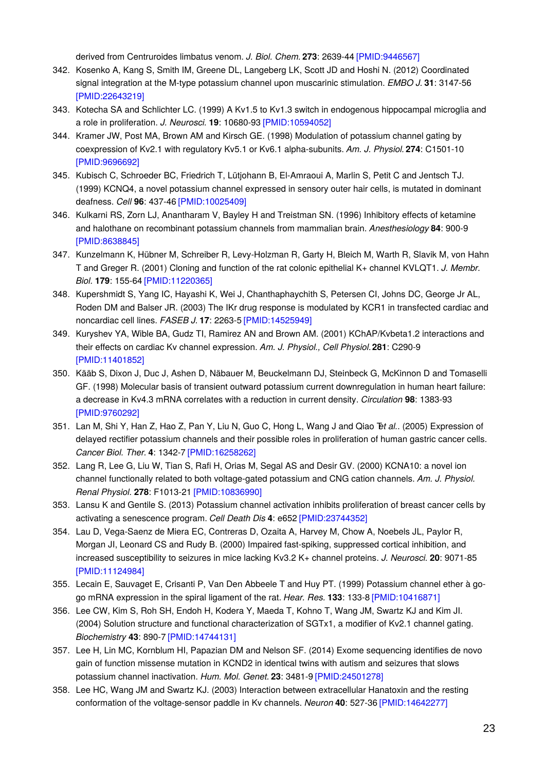derived from Centruroides limbatus venom. *J. Biol. Chem.* **273**: 2639-44 [PMID:9446567]

342. Kosenko A, Kang S, Smith IM, Greene DL, Langeberg LK, Scott JD and Hoshi N. (2012) Coordinated signal integration at the M-type potassium channel upon muscarinic stimulation. *EMBO J.* **31**: 3147-56 [PMID:22643219]
343. Kotecha SA and Schlichter LC. (1999) A Kv1.5 to Kv1.3 switch in endogenous hippocampal microglia and a role in proliferation. *J. Neurosci.* **19**: 10680-93 [PMID:10594052]
344. Kramer JW, Post MA, Brown AM and Kirsch GE. (1998) Modulation of potassium channel gating by coexpression of Kv2.1 with regulatory Kv5.1 or Kv6.1 alpha-subunits. *Am. J. Physiol.* **274**: C1501-10 [PMID:9696692]
345. Kubisch C, Schroeder BC, Friedrich T, Lütjohann B, El-Amraoui A, Marlin S, Petit C and Jentsch TJ. (1999) KCNQ4, a novel potassium channel expressed in sensory outer hair cells, is mutated in dominant deafness. *Cell* **96**: 437-46 [PMID:10025409]
346. Kulkarni RS, Zorn LJ, Anantharam V, Bayley H and Treistman SN. (1996) Inhibitory effects of ketamine and halothane on recombinant potassium channels from mammalian brain. *Anesthesiology* **84**: 900-9 [PMID:8638845]
347. Kunzelmann K, Hübner M, Schreiber R, Levy-Holzman R, Garty H, Bleich M, Warth R, Slavik M, von Hahn T and Greger R. (2001) Cloning and function of the rat colonic epithelial K+ channel KVLQT1. *J. Membr. Biol.* **179**: 155-64 [PMID:11220365]
348. Kupershmidt S, Yang IC, Hayashi K, Wei J, Chanthaphaychith S, Petersen CI, Johns DC, George Jr AL, Roden DM and Balser JR. (2003) The IKr drug response is modulated by KCR1 in transfected cardiac and noncardiac cell lines. *FASEB J.* **17**: 2263-5 [PMID:14525949]
349. Kuryshev YA, Wible BA, Gudz TI, Ramirez AN and Brown AM. (2001) KChAP/Kvbeta1.2 interactions and their effects on cardiac Kv channel expression. *Am. J. Physiol., Cell Physiol.* **281**: C290-9 [PMID:11401852]
350. Kääb S, Dixon J, Duc J, Ashen D, Näbauer M, Beuckelmann DJ, Steinbeck G, McKinnon D and Tomaselli GF. (1998) Molecular basis of transient outward potassium current downregulation in human heart failure: a decrease in Kv4.3 mRNA correlates with a reduction in current density. *Circulation* **98**: 1383-93 [PMID:9760292]
351. Lan M, Shi Y, Han Z, Hao Z, Pan Y, Liu N, Guo C, Hong L, Wang J and Qiao T*et al.*. (2005) Expression of delayed rectifier potassium channels and their possible roles in proliferation of human gastric cancer cells. *Cancer Biol. Ther.* **4**: 1342-7 [PMID:16258262]
352. Lang R, Lee G, Liu W, Tian S, Rafi H, Orias M, Segal AS and Desir GV. (2000) KCNA10: a novel ion channel functionally related to both voltage-gated potassium and CNG cation channels. *Am. J. Physiol. Renal Physiol.* **278**: F1013-21 [PMID:10836990]
353. Lansu K and Gentile S. (2013) Potassium channel activation inhibits proliferation of breast cancer cells by activating a senescence program. *Cell Death Dis* **4**: e652 [PMID:23744352]
354. Lau D, Vega-Saenz de Miera EC, Contreras D, Ozaita A, Harvey M, Chow A, Noebels JL, Paylor R, Morgan JI, Leonard CS and Rudy B. (2000) Impaired fast-spiking, suppressed cortical inhibition, and increased susceptibility to seizures in mice lacking Kv3.2 K+ channel proteins. *J. Neurosci.* **20**: 9071-85 [PMID:11124984]
355. Lecain E, Sauvaget E, Crisanti P, Van Den Abbeele T and Huy PT. (1999) Potassium channel ether à go-go mRNA expression in the spiral ligament of the rat. *Hear. Res.* **133**: 133-8 [PMID:10416871]
356. Lee CW, Kim S, Roh SH, Endoh H, Kodera Y, Maeda T, Kohno T, Wang JM, Swartz KJ and Kim JI. (2004) Solution structure and functional characterization of SGTx1, a modifier of Kv2.1 channel gating. *Biochemistry* **43**: 890-7 [PMID:14744131]
357. Lee H, Lin MC, Kornblum HI, Papazian DM and Nelson SF. (2014) Exome sequencing identifies de novo gain of function missense mutation in KCND2 in identical twins with autism and seizures that slows potassium channel inactivation. *Hum. Mol. Genet.* **23**: 3481-9 [PMID:24501278]
358. Lee HC, Wang JM and Swartz KJ. (2003) Interaction between extracellular Hanatoxin and the resting conformation of the voltage-sensor paddle in Kv channels. *Neuron* **40**: 527-36 [PMID:14642277]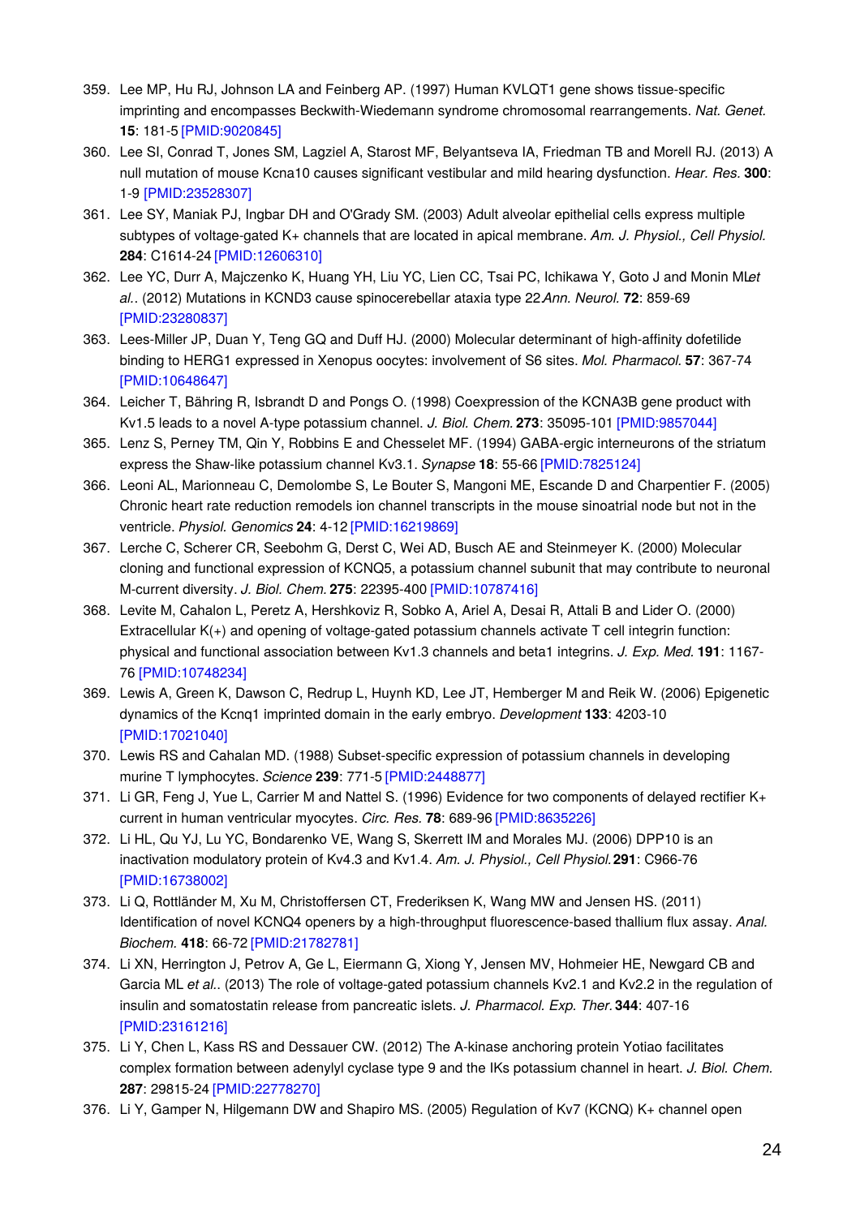359. Lee MP, Hu RJ, Johnson LA and Feinberg AP. (1997) Human KVLQT1 gene shows tissue-specific imprinting and encompasses Beckwith-Wiedemann syndrome chromosomal rearrangements. *Nat. Genet.* **15**: 181-5 [PMID:9020845]
360. Lee SI, Conrad T, Jones SM, Lagziel A, Starost MF, Belyantseva IA, Friedman TB and Morell RJ. (2013) A null mutation of mouse Kcna10 causes significant vestibular and mild hearing dysfunction. *Hear. Res.* **300**: 1-9 [PMID:23528307]
361. Lee SY, Maniak PJ, Ingbar DH and O'Grady SM. (2003) Adult alveolar epithelial cells express multiple subtypes of voltage-gated K+ channels that are located in apical membrane. *Am. J. Physiol., Cell Physiol.* **284**: C1614-24 [PMID:12606310]
362. Lee YC, Durr A, Majczenko K, Huang YH, Liu YC, Lien CC, Tsai PC, Ichikawa Y, Goto J and Monin ML*et al.*. (2012) Mutations in KCND3 cause spinocerebellar ataxia type 22*Ann. Neurol.* **72**: 859-69 [PMID:23280837]
363. Lees-Miller JP, Duan Y, Teng GQ and Duff HJ. (2000) Molecular determinant of high-affinity dofetilide binding to HERG1 expressed in Xenopus oocytes: involvement of S6 sites. *Mol. Pharmacol.* **57**: 367-74 [PMID:10648647]
364. Leicher T, Bähring R, Isbrandt D and Pongs O. (1998) Coexpression of the KCNA3B gene product with Kv1.5 leads to a novel A-type potassium channel. *J. Biol. Chem.* **273**: 35095-101 [PMID:9857044]
365. Lenz S, Perney TM, Qin Y, Robbins E and Chesselet MF. (1994) GABA-ergic interneurons of the striatum express the Shaw-like potassium channel Kv3.1. *Synapse* **18**: 55-66 [PMID:7825124]
366. Leoni AL, Marionneau C, Demolombe S, Le Bouter S, Mangoni ME, Escande D and Charpentier F. (2005) Chronic heart rate reduction remodels ion channel transcripts in the mouse sinoatrial node but not in the ventricle. *Physiol. Genomics* **24**: 4-12 [PMID:16219869]
367. Lerche C, Scherer CR, Seebohm G, Derst C, Wei AD, Busch AE and Steinmeyer K. (2000) Molecular cloning and functional expression of KCNQ5, a potassium channel subunit that may contribute to neuronal M-current diversity. *J. Biol. Chem.* **275**: 22395-400 [PMID:10787416]
368. Levite M, Cahalon L, Peretz A, Hershkoviz R, Sobko A, Ariel A, Desai R, Attali B and Lider O. (2000) Extracellular K(+) and opening of voltage-gated potassium channels activate T cell integrin function: physical and functional association between Kv1.3 channels and beta1 integrins. *J. Exp. Med.* **191**: 1167-76 [PMID:10748234]
369. Lewis A, Green K, Dawson C, Redrup L, Huynh KD, Lee JT, Hemberger M and Reik W. (2006) Epigenetic dynamics of the Kcnq1 imprinted domain in the early embryo. *Development* **133**: 4203-10 [PMID:17021040]
370. Lewis RS and Cahalan MD. (1988) Subset-specific expression of potassium channels in developing murine T lymphocytes. *Science* **239**: 771-5 [PMID:2448877]
371. Li GR, Feng J, Yue L, Carrier M and Nattel S. (1996) Evidence for two components of delayed rectifier K+ current in human ventricular myocytes. *Circ. Res.* **78**: 689-96 [PMID:8635226]
372. Li HL, Qu YJ, Lu YC, Bondarenko VE, Wang S, Skerrett IM and Morales MJ. (2006) DPP10 is an inactivation modulatory protein of Kv4.3 and Kv1.4. *Am. J. Physiol., Cell Physiol.* **291**: C966-76 [PMID:16738002]
373. Li Q, Rottländer M, Xu M, Christoffersen CT, Frederiksen K, Wang MW and Jensen HS. (2011) Identification of novel KCNQ4 openers by a high-throughput fluorescence-based thallium flux assay. *Anal. Biochem.* **418**: 66-72 [PMID:21782781]
374. Li XN, Herrington J, Petrov A, Ge L, Eiermann G, Xiong Y, Jensen MV, Hohmeier HE, Newgard CB and Garcia ML *et al.*. (2013) The role of voltage-gated potassium channels Kv2.1 and Kv2.2 in the regulation of insulin and somatostatin release from pancreatic islets. *J. Pharmacol. Exp. Ther.* **344**: 407-16 [PMID:23161216]
375. Li Y, Chen L, Kass RS and Dessauer CW. (2012) The A-kinase anchoring protein Yotiao facilitates complex formation between adenylyl cyclase type 9 and the IKs potassium channel in heart. *J. Biol. Chem.* **287**: 29815-24 [PMID:22778270]
376. Li Y, Gamper N, Hilgemann DW and Shapiro MS. (2005) Regulation of Kv7 (KCNQ) K+ channel open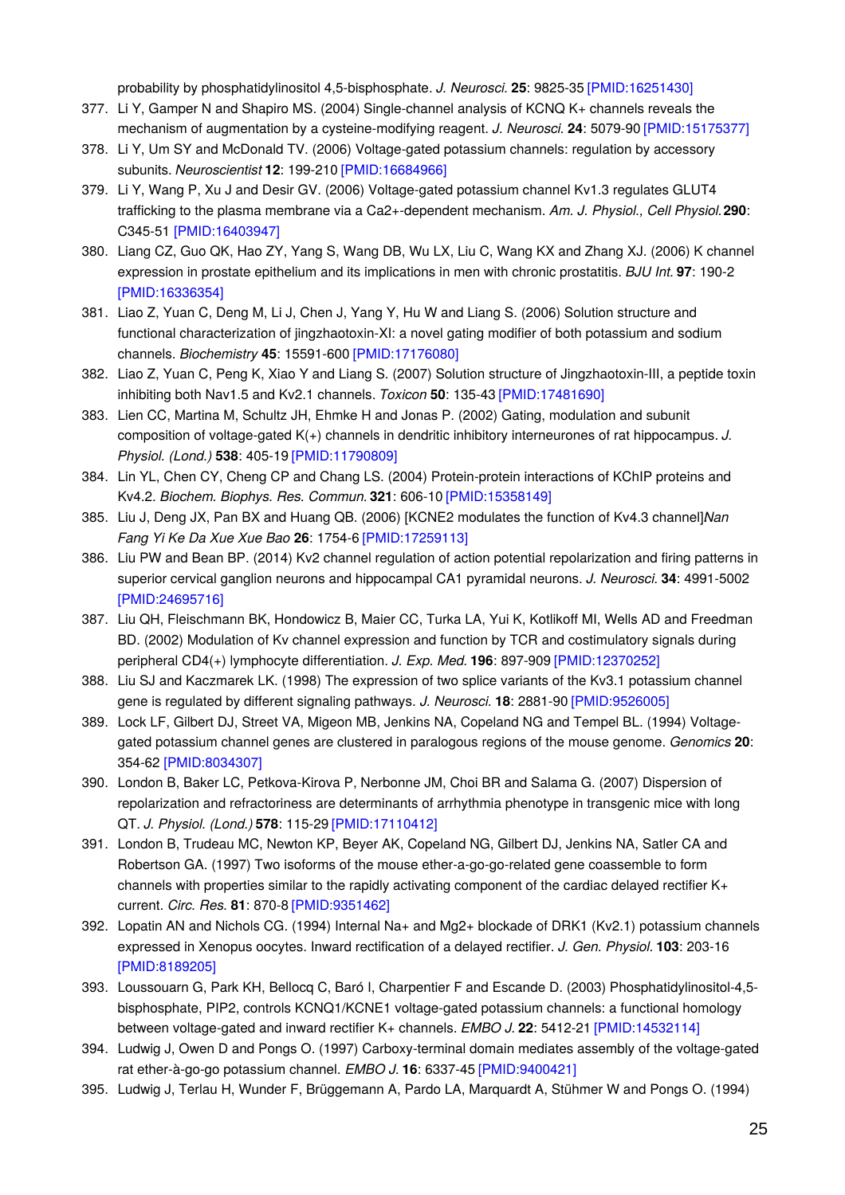probability by phosphatidylinositol 4,5-bisphosphate. *J. Neurosci.* **25**: 9825-35 [PMID:16251430]

377. Li Y, Gamper N and Shapiro MS. (2004) Single-channel analysis of KCNQ K+ channels reveals the mechanism of augmentation by a cysteine-modifying reagent. *J. Neurosci.* **24**: 5079-90 [PMID:15175377]
378. Li Y, Um SY and McDonald TV. (2006) Voltage-gated potassium channels: regulation by accessory subunits. *Neuroscientist* **12**: 199-210 [PMID:16684966]
379. Li Y, Wang P, Xu J and Desir GV. (2006) Voltage-gated potassium channel Kv1.3 regulates GLUT4 trafficking to the plasma membrane via a Ca2+-dependent mechanism. *Am. J. Physiol., Cell Physiol.* **290**: C345-51 [PMID:16403947]
380. Liang CZ, Guo QK, Hao ZY, Yang S, Wang DB, Wu LX, Liu C, Wang KX and Zhang XJ. (2006) K channel expression in prostate epithelium and its implications in men with chronic prostatitis. *BJU Int.* **97**: 190-2 [PMID:16336354]
381. Liao Z, Yuan C, Deng M, Li J, Chen J, Yang Y, Hu W and Liang S. (2006) Solution structure and functional characterization of jingzhaotoxin-XI: a novel gating modifier of both potassium and sodium channels. *Biochemistry* **45**: 15591-600 [PMID:17176080]
382. Liao Z, Yuan C, Peng K, Xiao Y and Liang S. (2007) Solution structure of Jingzhaotoxin-III, a peptide toxin inhibiting both Nav1.5 and Kv2.1 channels. *Toxicon* **50**: 135-43 [PMID:17481690]
383. Lien CC, Martina M, Schultz JH, Ehmke H and Jonas P. (2002) Gating, modulation and subunit composition of voltage-gated K(+) channels in dendritic inhibitory interneurones of rat hippocampus. *J. Physiol. (Lond.)* **538**: 405-19 [PMID:11790809]
384. Lin YL, Chen CY, Cheng CP and Chang LS. (2004) Protein-protein interactions of KChIP proteins and Kv4.2. *Biochem. Biophys. Res. Commun.* **321**: 606-10 [PMID:15358149]
385. Liu J, Deng JX, Pan BX and Huang QB. (2006) [KCNE2 modulates the function of Kv4.3 channel]*Nan Fang Yi Ke Da Xue Xue Bao* **26**: 1754-6 [PMID:17259113]
386. Liu PW and Bean BP. (2014) Kv2 channel regulation of action potential repolarization and firing patterns in superior cervical ganglion neurons and hippocampal CA1 pyramidal neurons. *J. Neurosci.* **34**: 4991-5002 [PMID:24695716]
387. Liu QH, Fleischmann BK, Hondowicz B, Maier CC, Turka LA, Yui K, Kotlikoff MI, Wells AD and Freedman BD. (2002) Modulation of Kv channel expression and function by TCR and costimulatory signals during peripheral CD4(+) lymphocyte differentiation. *J. Exp. Med.* **196**: 897-909 [PMID:12370252]
388. Liu SJ and Kaczmarek LK. (1998) The expression of two splice variants of the Kv3.1 potassium channel gene is regulated by different signaling pathways. *J. Neurosci.* **18**: 2881-90 [PMID:9526005]
389. Lock LF, Gilbert DJ, Street VA, Migeon MB, Jenkins NA, Copeland NG and Tempel BL. (1994) Voltage-gated potassium channel genes are clustered in paralogous regions of the mouse genome. *Genomics* **20**: 354-62 [PMID:8034307]
390. London B, Baker LC, Petkova-Kirova P, Nerbonne JM, Choi BR and Salama G. (2007) Dispersion of repolarization and refractoriness are determinants of arrhythmia phenotype in transgenic mice with long QT. *J. Physiol. (Lond.)* **578**: 115-29 [PMID:17110412]
391. London B, Trudeau MC, Newton KP, Beyer AK, Copeland NG, Gilbert DJ, Jenkins NA, Satler CA and Robertson GA. (1997) Two isoforms of the mouse ether-a-go-go-related gene coassemble to form channels with properties similar to the rapidly activating component of the cardiac delayed rectifier K+ current. *Circ. Res.* **81**: 870-8 [PMID:9351462]
392. Lopatin AN and Nichols CG. (1994) Internal Na+ and Mg2+ blockade of DRK1 (Kv2.1) potassium channels expressed in Xenopus oocytes. Inward rectification of a delayed rectifier. *J. Gen. Physiol.* **103**: 203-16 [PMID:8189205]
393. Loussouarn G, Park KH, Bellocq C, Baró I, Charpentier F and Escande D. (2003) Phosphatidylinositol-4,5-bisphosphate, PIP2, controls KCNQ1/KCNE1 voltage-gated potassium channels: a functional homology between voltage-gated and inward rectifier K+ channels. *EMBO J.* **22**: 5412-21 [PMID:14532114]
394. Ludwig J, Owen D and Pongs O. (1997) Carboxy-terminal domain mediates assembly of the voltage-gated rat ether-à-go-go potassium channel. *EMBO J.* **16**: 6337-45 [PMID:9400421]
395. Ludwig J, Terlau H, Wunder F, Brüggemann A, Pardo LA, Marquardt A, Stühmer W and Pongs O. (1994)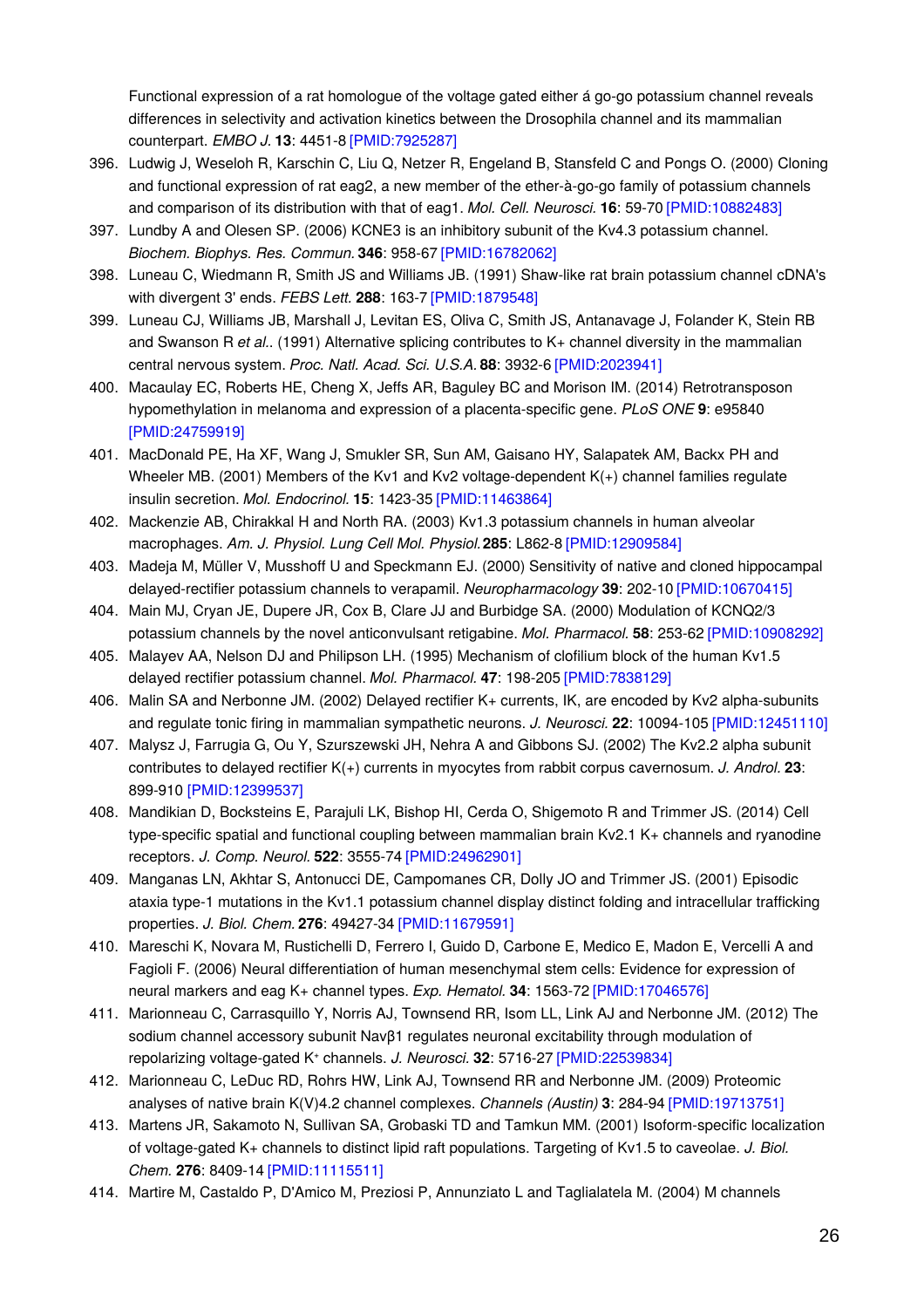Functional expression of a rat homologue of the voltage gated either á go-go potassium channel reveals differences in selectivity and activation kinetics between the Drosophila channel and its mammalian counterpart. *EMBO J.* **13**: 4451-8 [PMID:7925287]

396. Ludwig J, Weseloh R, Karschin C, Liu Q, Netzer R, Engeland B, Stansfeld C and Pongs O. (2000) Cloning and functional expression of rat eag2, a new member of the ether-à-go-go family of potassium channels and comparison of its distribution with that of eag1. *Mol. Cell. Neurosci.* **16**: 59-70 [PMID:10882483]
397. Lundby A and Olesen SP. (2006) KCNE3 is an inhibitory subunit of the Kv4.3 potassium channel. *Biochem. Biophys. Res. Commun.* **346**: 958-67 [PMID:16782062]
398. Luneau C, Wiedmann R, Smith JS and Williams JB. (1991) Shaw-like rat brain potassium channel cDNA's with divergent 3' ends. *FEBS Lett.* **288**: 163-7 [PMID:1879548]
399. Luneau CJ, Williams JB, Marshall J, Levitan ES, Oliva C, Smith JS, Antanavage J, Folander K, Stein RB and Swanson R *et al.*. (1991) Alternative splicing contributes to K+ channel diversity in the mammalian central nervous system. *Proc. Natl. Acad. Sci. U.S.A.* **88**: 3932-6 [PMID:2023941]
400. Macaulay EC, Roberts HE, Cheng X, Jeffs AR, Baguley BC and Morison IM. (2014) Retrotransposon hypomethylation in melanoma and expression of a placenta-specific gene. *PLoS ONE* **9**: e95840 [PMID:24759919]
401. MacDonald PE, Ha XF, Wang J, Smukler SR, Sun AM, Gaisano HY, Salapatek AM, Backx PH and Wheeler MB. (2001) Members of the Kv1 and Kv2 voltage-dependent K(+) channel families regulate insulin secretion. *Mol. Endocrinol.* **15**: 1423-35 [PMID:11463864]
402. Mackenzie AB, Chirakkal H and North RA. (2003) Kv1.3 potassium channels in human alveolar macrophages. *Am. J. Physiol. Lung Cell Mol. Physiol.* **285**: L862-8 [PMID:12909584]
403. Madeja M, Müller V, Musshoff U and Speckmann EJ. (2000) Sensitivity of native and cloned hippocampal delayed-rectifier potassium channels to verapamil. *Neuropharmacology* **39**: 202-10 [PMID:10670415]
404. Main MJ, Cryan JE, Dupere JR, Cox B, Clare JJ and Burbidge SA. (2000) Modulation of KCNQ2/3 potassium channels by the novel anticonvulsant retigabine. *Mol. Pharmacol.* **58**: 253-62 [PMID:10908292]
405. Malayev AA, Nelson DJ and Philipson LH. (1995) Mechanism of clofilium block of the human Kv1.5 delayed rectifier potassium channel. *Mol. Pharmacol.* **47**: 198-205 [PMID:7838129]
406. Malin SA and Nerbonne JM. (2002) Delayed rectifier K+ currents, IK, are encoded by Kv2 alpha-subunits and regulate tonic firing in mammalian sympathetic neurons. *J. Neurosci.* **22**: 10094-105 [PMID:12451110]
407. Malysz J, Farrugia G, Ou Y, Szurszewski JH, Nehra A and Gibbons SJ. (2002) The Kv2.2 alpha subunit contributes to delayed rectifier K(+) currents in myocytes from rabbit corpus cavernosum. *J. Androl.* **23**: 899-910 [PMID:12399537]
408. Mandikian D, Bocksteins E, Parajuli LK, Bishop HI, Cerda O, Shigemoto R and Trimmer JS. (2014) Cell type-specific spatial and functional coupling between mammalian brain Kv2.1 K+ channels and ryanodine receptors. *J. Comp. Neurol.* **522**: 3555-74 [PMID:24962901]
409. Manganas LN, Akhtar S, Antonucci DE, Campomanes CR, Dolly JO and Trimmer JS. (2001) Episodic ataxia type-1 mutations in the Kv1.1 potassium channel display distinct folding and intracellular trafficking properties. *J. Biol. Chem.* **276**: 49427-34 [PMID:11679591]
410. Mareschi K, Novara M, Rustichelli D, Ferrero I, Guido D, Carbone E, Medico E, Madon E, Vercelli A and Fagioli F. (2006) Neural differentiation of human mesenchymal stem cells: Evidence for expression of neural markers and eag K+ channel types. *Exp. Hematol.* **34**: 1563-72 [PMID:17046576]
411. Marionneau C, Carrasquillo Y, Norris AJ, Townsend RR, Isom LL, Link AJ and Nerbonne JM. (2012) The sodium channel accessory subunit Navβ1 regulates neuronal excitability through modulation of repolarizing voltage-gated $K^+$ channels. *J. Neurosci.* **32**: 5716-27 [PMID:22539834]
412. Marionneau C, LeDuc RD, Rohrs HW, Link AJ, Townsend RR and Nerbonne JM. (2009) Proteomic analyses of native brain K(V)4.2 channel complexes. *Channels (Austin)* **3**: 284-94 [PMID:19713751]
413. Martens JR, Sakamoto N, Sullivan SA, Grobaski TD and Tamkun MM. (2001) Isoform-specific localization of voltage-gated K+ channels to distinct lipid raft populations. Targeting of Kv1.5 to caveolae. *J. Biol. Chem.* **276**: 8409-14 [PMID:11115511]
414. Martire M, Castaldo P, D'Amico M, Preziosi P, Annunziato L and Taglialatela M. (2004) M channels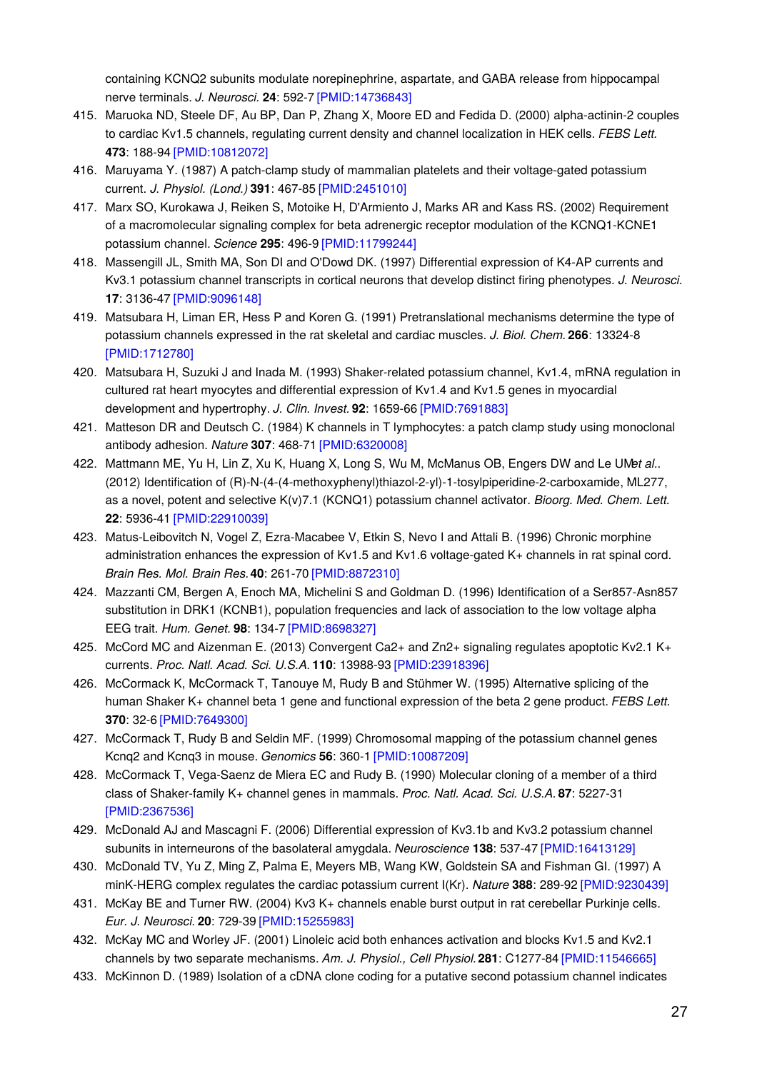containing KCNQ2 subunits modulate norepinephrine, aspartate, and GABA release from hippocampal nerve terminals. *J. Neurosci.* **24**: 592-7 [PMID:14736843]

415. Maruoka ND, Steele DF, Au BP, Dan P, Zhang X, Moore ED and Fedida D. (2000) alpha-actinin-2 couples to cardiac Kv1.5 channels, regulating current density and channel localization in HEK cells. *FEBS Lett.* **473**: 188-94 [PMID:10812072]
416. Maruyama Y. (1987) A patch-clamp study of mammalian platelets and their voltage-gated potassium current. *J. Physiol. (Lond.)* **391**: 467-85 [PMID:2451010]
417. Marx SO, Kurokawa J, Reiken S, Motoike H, D'Armiento J, Marks AR and Kass RS. (2002) Requirement of a macromolecular signaling complex for beta adrenergic receptor modulation of the KCNQ1-KCNE1 potassium channel. *Science* **295**: 496-9 [PMID:11799244]
418. Massengill JL, Smith MA, Son DI and O'Dowd DK. (1997) Differential expression of K4-AP currents and Kv3.1 potassium channel transcripts in cortical neurons that develop distinct firing phenotypes. *J. Neurosci.* **17**: 3136-47 [PMID:9096148]
419. Matsubara H, Liman ER, Hess P and Koren G. (1991) Pretranslational mechanisms determine the type of potassium channels expressed in the rat skeletal and cardiac muscles. *J. Biol. Chem.* **266**: 13324-8 [PMID:1712780]
420. Matsubara H, Suzuki J and Inada M. (1993) Shaker-related potassium channel, Kv1.4, mRNA regulation in cultured rat heart myocytes and differential expression of Kv1.4 and Kv1.5 genes in myocardial development and hypertrophy. *J. Clin. Invest.* **92**: 1659-66 [PMID:7691883]
421. Matteson DR and Deutsch C. (1984) K channels in T lymphocytes: a patch clamp study using monoclonal antibody adhesion. *Nature* **307**: 468-71 [PMID:6320008]
422. Mattmann ME, Yu H, Lin Z, Xu K, Huang X, Long S, Wu M, McManus OB, Engers DW and Le UM*et al.*. (2012) Identification of (R)-N-(4-(4-methoxyphenyl)thiazol-2-yl)-1-tosylpiperidine-2-carboxamide, ML277, as a novel, potent and selective K(v)7.1 (KCNQ1) potassium channel activator. *Bioorg. Med. Chem. Lett.* **22**: 5936-41 [PMID:22910039]
423. Matus-Leibovitch N, Vogel Z, Ezra-Macabee V, Etkin S, Nevo I and Attali B. (1996) Chronic morphine administration enhances the expression of Kv1.5 and Kv1.6 voltage-gated K+ channels in rat spinal cord. *Brain Res. Mol. Brain Res.* **40**: 261-70 [PMID:8872310]
424. Mazzanti CM, Bergen A, Enoch MA, Michelini S and Goldman D. (1996) Identification of a Ser857-Asn857 substitution in DRK1 (KCNB1), population frequencies and lack of association to the low voltage alpha EEG trait. *Hum. Genet.* **98**: 134-7 [PMID:8698327]
425. McCord MC and Aizenman E. (2013) Convergent Ca2+ and Zn2+ signaling regulates apoptotic Kv2.1 K+ currents. *Proc. Natl. Acad. Sci. U.S.A.* **110**: 13988-93 [PMID:23918396]
426. McCormack K, McCormack T, Tanouye M, Rudy B and Stühmer W. (1995) Alternative splicing of the human Shaker K+ channel beta 1 gene and functional expression of the beta 2 gene product. *FEBS Lett.* **370**: 32-6 [PMID:7649300]
427. McCormack T, Rudy B and Seldin MF. (1999) Chromosomal mapping of the potassium channel genes Kcnq2 and Kcnq3 in mouse. *Genomics* **56**: 360-1 [PMID:10087209]
428. McCormack T, Vega-Saenz de Miera EC and Rudy B. (1990) Molecular cloning of a member of a third class of Shaker-family K+ channel genes in mammals. *Proc. Natl. Acad. Sci. U.S.A.* **87**: 5227-31 [PMID:2367536]
429. McDonald AJ and Mascagni F. (2006) Differential expression of Kv3.1b and Kv3.2 potassium channel subunits in interneurons of the basolateral amygdala. *Neuroscience* **138**: 537-47 [PMID:16413129]
430. McDonald TV, Yu Z, Ming Z, Palma E, Meyers MB, Wang KW, Goldstein SA and Fishman GI. (1997) A minK-HERG complex regulates the cardiac potassium current I(Kr). *Nature* **388**: 289-92 [PMID:9230439]
431. McKay BE and Turner RW. (2004) Kv3 K+ channels enable burst output in rat cerebellar Purkinje cells. *Eur. J. Neurosci.* **20**: 729-39 [PMID:15255983]
432. McKay MC and Worley JF. (2001) Linoleic acid both enhances activation and blocks Kv1.5 and Kv2.1 channels by two separate mechanisms. *Am. J. Physiol., Cell Physiol.* **281**: C1277-84 [PMID:11546665]
433. McKinnon D. (1989) Isolation of a cDNA clone coding for a putative second potassium channel indicates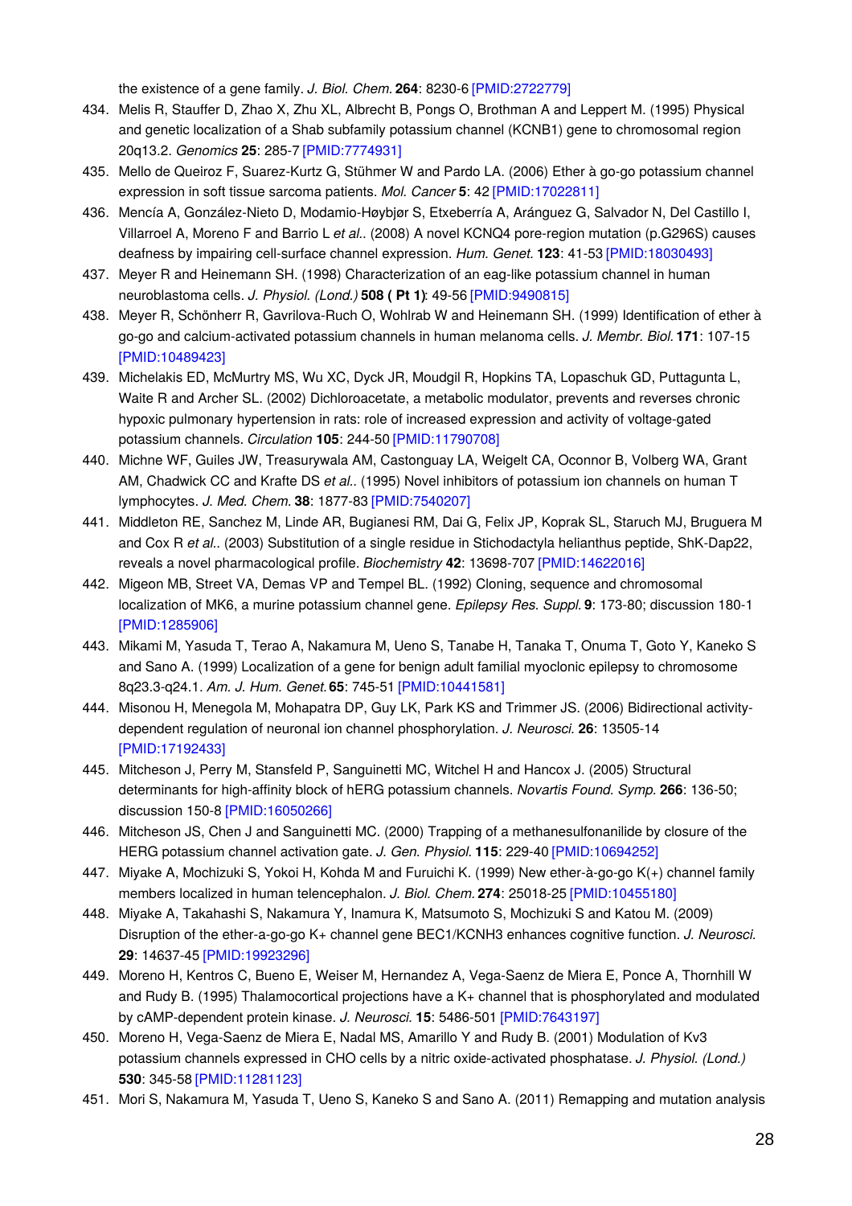the existence of a gene family. *J. Biol. Chem.* **264**: 8230-6 [PMID:2722779]

434. Melis R, Stauffer D, Zhao X, Zhu XL, Albrecht B, Pongs O, Brothman A and Leppert M. (1995) Physical and genetic localization of a Shab subfamily potassium channel (KCNB1) gene to chromosomal region 20q13.2. *Genomics* **25**: 285-7 [PMID:7774931]
435. Mello de Queiroz F, Suarez-Kurtz G, Stühmer W and Pardo LA. (2006) Ether à go-go potassium channel expression in soft tissue sarcoma patients. *Mol. Cancer* **5**: 42 [PMID:17022811]
436. Mencía A, González-Nieto D, Modamio-Høybjør S, Etxeberría A, Aránguez G, Salvador N, Del Castillo I, Villarroel A, Moreno F and Barrio L *et al.*. (2008) A novel KCNQ4 pore-region mutation (p.G296S) causes deafness by impairing cell-surface channel expression. *Hum. Genet.* **123**: 41-53 [PMID:18030493]
437. Meyer R and Heinemann SH. (1998) Characterization of an eag-like potassium channel in human neuroblastoma cells. *J. Physiol. (Lond.)* **508 ( Pt 1)**: 49-56 [PMID:9490815]
438. Meyer R, Schönherr R, Gavrilova-Ruch O, Wohlrab W and Heinemann SH. (1999) Identification of ether à go-go and calcium-activated potassium channels in human melanoma cells. *J. Membr. Biol.* **171**: 107-15 [PMID:10489423]
439. Michelakis ED, McMurtry MS, Wu XC, Dyck JR, Moudgil R, Hopkins TA, Lopaschuk GD, Puttagunta L, Waite R and Archer SL. (2002) Dichloroacetate, a metabolic modulator, prevents and reverses chronic hypoxic pulmonary hypertension in rats: role of increased expression and activity of voltage-gated potassium channels. *Circulation* **105**: 244-50 [PMID:11790708]
440. Michne WF, Guiles JW, Treasurywala AM, Castonguay LA, Weigelt CA, Oconnor B, Volberg WA, Grant AM, Chadwick CC and Krafte DS *et al.*. (1995) Novel inhibitors of potassium ion channels on human T lymphocytes. *J. Med. Chem.* **38**: 1877-83 [PMID:7540207]
441. Middleton RE, Sanchez M, Linde AR, Bugianesi RM, Dai G, Felix JP, Koprak SL, Staruch MJ, Bruguera M and Cox R *et al.*. (2003) Substitution of a single residue in Stichodactyla helianthus peptide, ShK-Dap22, reveals a novel pharmacological profile. *Biochemistry* **42**: 13698-707 [PMID:14622016]
442. Migeon MB, Street VA, Demas VP and Tempel BL. (1992) Cloning, sequence and chromosomal localization of MK6, a murine potassium channel gene. *Epilepsy Res. Suppl.* **9**: 173-80; discussion 180-1 [PMID:1285906]
443. Mikami M, Yasuda T, Terao A, Nakamura M, Ueno S, Tanabe H, Tanaka T, Onuma T, Goto Y, Kaneko S and Sano A. (1999) Localization of a gene for benign adult familial myoclonic epilepsy to chromosome 8q23.3-q24.1. *Am. J. Hum. Genet.* **65**: 745-51 [PMID:10441581]
444. Misonou H, Menegola M, Mohapatra DP, Guy LK, Park KS and Trimmer JS. (2006) Bidirectional activity-dependent regulation of neuronal ion channel phosphorylation. *J. Neurosci.* **26**: 13505-14 [PMID:17192433]
445. Mitcheson J, Perry M, Stansfeld P, Sanguinetti MC, Witchel H and Hancox J. (2005) Structural determinants for high-affinity block of hERG potassium channels. *Novartis Found. Symp.* **266**: 136-50; discussion 150-8 [PMID:16050266]
446. Mitcheson JS, Chen J and Sanguinetti MC. (2000) Trapping of a methanesulfonanilide by closure of the HERG potassium channel activation gate. *J. Gen. Physiol.* **115**: 229-40 [PMID:10694252]
447. Miyake A, Mochizuki S, Yokoi H, Kohda M and Furuichi K. (1999) New ether-à-go-go K(+) channel family members localized in human telencephalon. *J. Biol. Chem.* **274**: 25018-25 [PMID:10455180]
448. Miyake A, Takahashi S, Nakamura Y, Inamura K, Matsumoto S, Mochizuki S and Katou M. (2009) Disruption of the ether-a-go-go K+ channel gene BEC1/KCNH3 enhances cognitive function. *J. Neurosci.* **29**: 14637-45 [PMID:19923296]
449. Moreno H, Kentros C, Bueno E, Weiser M, Hernandez A, Vega-Saenz de Miera E, Ponce A, Thornhill W and Rudy B. (1995) Thalamocortical projections have a K+ channel that is phosphorylated and modulated by cAMP-dependent protein kinase. *J. Neurosci.* **15**: 5486-501 [PMID:7643197]
450. Moreno H, Vega-Saenz de Miera E, Nadal MS, Amarillo Y and Rudy B. (2001) Modulation of Kv3 potassium channels expressed in CHO cells by a nitric oxide-activated phosphatase. *J. Physiol. (Lond.)* **530**: 345-58 [PMID:11281123]
451. Mori S, Nakamura M, Yasuda T, Ueno S, Kaneko S and Sano A. (2011) Remapping and mutation analysis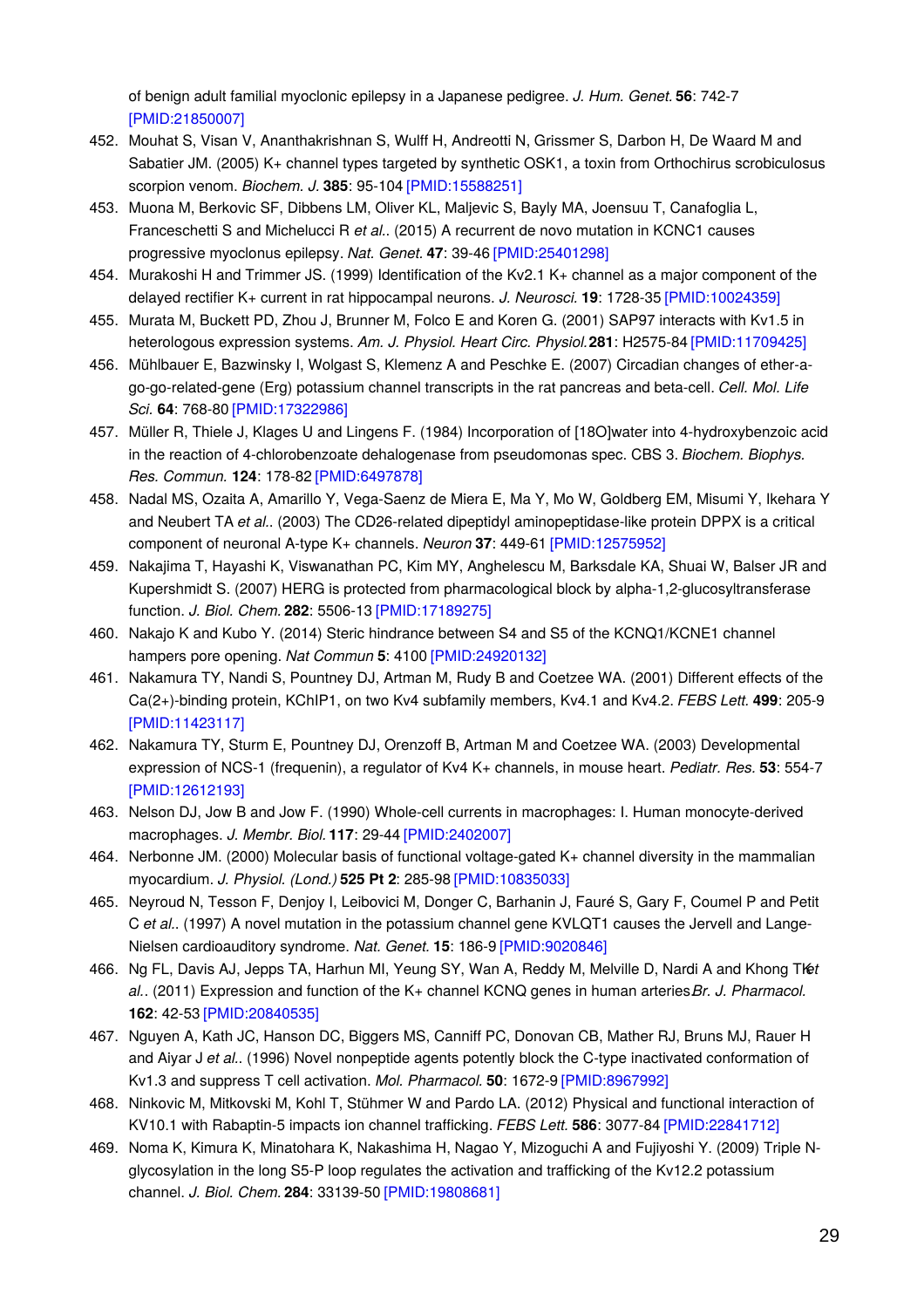of benign adult familial myoclonic epilepsy in a Japanese pedigree. *J. Hum. Genet.* **56**: 742-7 [PMID:21850007]

452. Mouhat S, Visan V, Ananthakrishnan S, Wulff H, Andreotti N, Grissmer S, Darbon H, De Waard M and Sabatier JM. (2005) K+ channel types targeted by synthetic OSK1, a toxin from Orthochirus scrobiculosus scorpion venom. *Biochem. J.* **385**: 95-104 [PMID:15588251]
453. Muona M, Berkovic SF, Dibbens LM, Oliver KL, Maljevic S, Bayly MA, Joensuu T, Canafoglia L, Franceschetti S and Michelucci R *et al.*. (2015) A recurrent de novo mutation in KCNC1 causes progressive myoclonus epilepsy. *Nat. Genet.* **47**: 39-46 [PMID:25401298]
454. Murakoshi H and Trimmer JS. (1999) Identification of the Kv2.1 K+ channel as a major component of the delayed rectifier K+ current in rat hippocampal neurons. *J. Neurosci.* **19**: 1728-35 [PMID:10024359]
455. Murata M, Buckett PD, Zhou J, Brunner M, Folco E and Koren G. (2001) SAP97 interacts with Kv1.5 in heterologous expression systems. *Am. J. Physiol. Heart Circ. Physiol.* **281**: H2575-84 [PMID:11709425]
456. Mühlbauer E, Bazwinsky I, Wolgast S, Klemenz A and Peschke E. (2007) Circadian changes of ether-a-go-go-related-gene (Erg) potassium channel transcripts in the rat pancreas and beta-cell. *Cell. Mol. Life Sci.* **64**: 768-80 [PMID:17322986]
457. Müller R, Thiele J, Klages U and Lingens F. (1984) Incorporation of [18O]water into 4-hydroxybenzoic acid in the reaction of 4-chlorobenzoate dehalogenase from pseudomonas spec. CBS 3. *Biochem. Biophys. Res. Commun.* **124**: 178-82 [PMID:6497878]
458. Nadal MS, Ozaita A, Amarillo Y, Vega-Saenz de Miera E, Ma Y, Mo W, Goldberg EM, Misumi Y, Ikehara Y and Neubert TA *et al.*. (2003) The CD26-related dipeptidyl aminopeptidase-like protein DPPX is a critical component of neuronal A-type K+ channels. *Neuron* **37**: 449-61 [PMID:12575952]
459. Nakajima T, Hayashi K, Viswanathan PC, Kim MY, Anghelescu M, Barksdale KA, Shuai W, Balser JR and Kupershmidt S. (2007) HERG is protected from pharmacological block by alpha-1,2-glucosyltransferase function. *J. Biol. Chem.* **282**: 5506-13 [PMID:17189275]
460. Nakajo K and Kubo Y. (2014) Steric hindrance between S4 and S5 of the KCNQ1/KCNE1 channel hampers pore opening. *Nat Commun* **5**: 4100 [PMID:24920132]
461. Nakamura TY, Nandi S, Pountney DJ, Artman M, Rudy B and Coetzee WA. (2001) Different effects of the Ca(2+)-binding protein, KChIP1, on two Kv4 subfamily members, Kv4.1 and Kv4.2. *FEBS Lett.* **499**: 205-9 [PMID:11423117]
462. Nakamura TY, Sturm E, Pountney DJ, Orenzoff B, Artman M and Coetzee WA. (2003) Developmental expression of NCS-1 (frequenin), a regulator of Kv4 K+ channels, in mouse heart. *Pediatr. Res.* **53**: 554-7 [PMID:12612193]
463. Nelson DJ, Jow B and Jow F. (1990) Whole-cell currents in macrophages: I. Human monocyte-derived macrophages. *J. Membr. Biol.* **117**: 29-44 [PMID:2402007]
464. Nerbonne JM. (2000) Molecular basis of functional voltage-gated K+ channel diversity in the mammalian myocardium. *J. Physiol. (Lond.)* **525 Pt 2**: 285-98 [PMID:10835033]
465. Neyroud N, Tesson F, Denjoy I, Leibovici M, Donger C, Barhanin J, Fauré S, Gary F, Coumel P and Petit C *et al.*. (1997) A novel mutation in the potassium channel gene KVLQT1 causes the Jervell and Lange-Nielsen cardioauditory syndrome. *Nat. Genet.* **15**: 186-9 [PMID:9020846]
466. Ng FL, Davis AJ, Jepps TA, Harhun MI, Yeung SY, Wan A, Reddy M, Melville D, Nardi A and Khong TK *et al.*. (2011) Expression and function of the K+ channel KCNQ genes in human arteries. *Br. J. Pharmacol.* **162**: 42-53 [PMID:20840535]
467. Nguyen A, Kath JC, Hanson DC, Biggers MS, Canniff PC, Donovan CB, Mather RJ, Bruns MJ, Rauer H and Aiyar J *et al.*. (1996) Novel nonpeptide agents potently block the C-type inactivated conformation of Kv1.3 and suppress T cell activation. *Mol. Pharmacol.* **50**: 1672-9 [PMID:8967992]
468. Ninkovic M, Mitkovski M, Kohl T, Stühmer W and Pardo LA. (2012) Physical and functional interaction of KV10.1 with Rabaptin-5 impacts ion channel trafficking. *FEBS Lett.* **586**: 3077-84 [PMID:22841712]
469. Noma K, Kimura K, Minatohara K, Nakashima H, Nagao Y, Mizoguchi A and Fujiyoshi Y. (2009) Triple N-glycosylation in the long S5-P loop regulates the activation and trafficking of the Kv12.2 potassium channel. *J. Biol. Chem.* **284**: 33139-50 [PMID:19808681]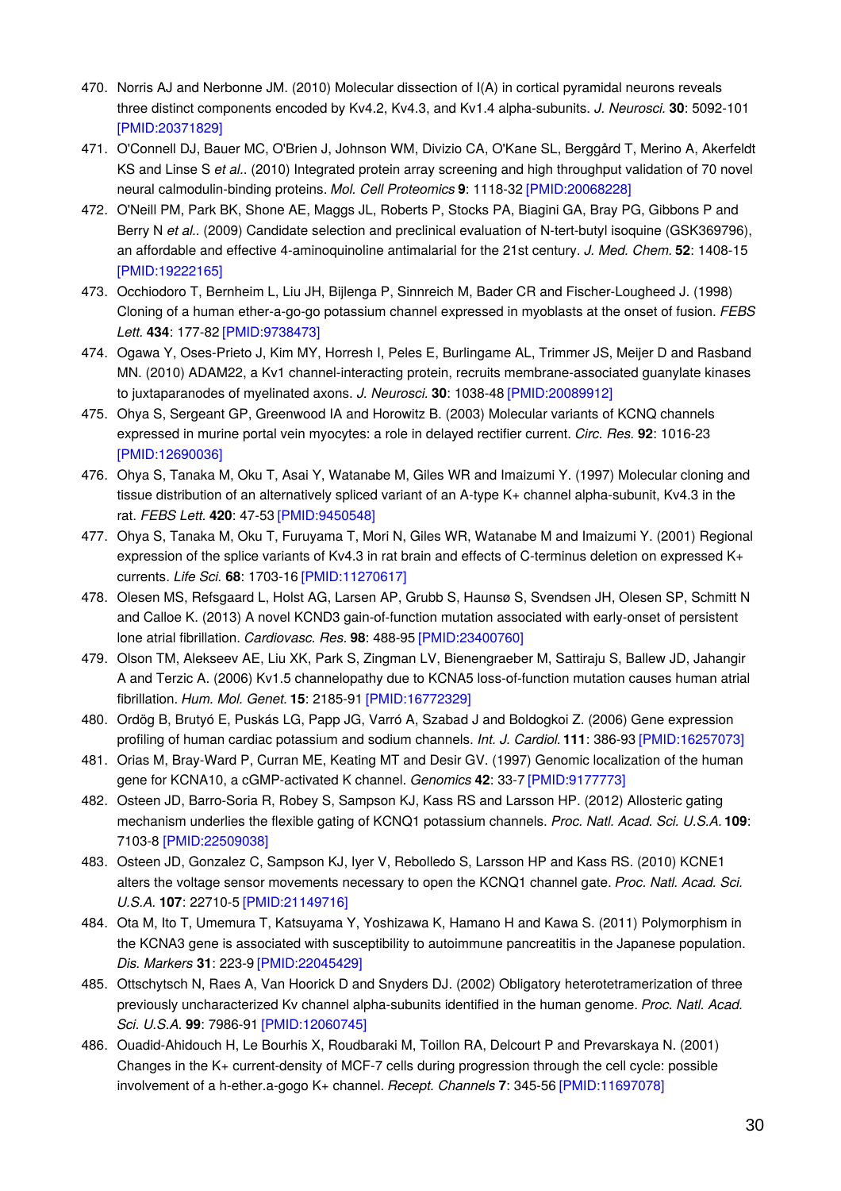470. Norris AJ and Nerbonne JM. (2010) Molecular dissection of I(A) in cortical pyramidal neurons reveals three distinct components encoded by Kv4.2, Kv4.3, and Kv1.4 alpha-subunits. *J. Neurosci.* **30**: 5092-101 [PMID:20371829]
471. O'Connell DJ, Bauer MC, O'Brien J, Johnson WM, Divizio CA, O'Kane SL, Berggård T, Merino A, Akerfeldt KS and Linse S *et al.*. (2010) Integrated protein array screening and high throughput validation of 70 novel neural calmodulin-binding proteins. *Mol. Cell Proteomics* **9**: 1118-32 [PMID:20068228]
472. O'Neill PM, Park BK, Shone AE, Maggs JL, Roberts P, Stocks PA, Biagini GA, Bray PG, Gibbons P and Berry N *et al.*. (2009) Candidate selection and preclinical evaluation of N-tert-butyl isoquine (GSK369796), an affordable and effective 4-aminoquinoline antimalarial for the 21st century. *J. Med. Chem.* **52**: 1408-15 [PMID:19222165]
473. Occhiodoro T, Bernheim L, Liu JH, Bijlenga P, Sinnreich M, Bader CR and Fischer-Lougheed J. (1998) Cloning of a human ether-a-go-go potassium channel expressed in myoblasts at the onset of fusion. *FEBS Lett.* **434**: 177-82 [PMID:9738473]
474. Ogawa Y, Oses-Prieto J, Kim MY, Horresh I, Peles E, Burlingame AL, Trimmer JS, Meijer D and Rasband MN. (2010) ADAM22, a Kv1 channel-interacting protein, recruits membrane-associated guanylate kinases to juxtaparanodes of myelinated axons. *J. Neurosci.* **30**: 1038-48 [PMID:20089912]
475. Ohya S, Sergeant GP, Greenwood IA and Horowitz B. (2003) Molecular variants of KCNQ channels expressed in murine portal vein myocytes: a role in delayed rectifier current. *Circ. Res.* **92**: 1016-23 [PMID:12690036]
476. Ohya S, Tanaka M, Oku T, Asai Y, Watanabe M, Giles WR and Imaizumi Y. (1997) Molecular cloning and tissue distribution of an alternatively spliced variant of an A-type K+ channel alpha-subunit, Kv4.3 in the rat. *FEBS Lett.* **420**: 47-53 [PMID:9450548]
477. Ohya S, Tanaka M, Oku T, Furuyama T, Mori N, Giles WR, Watanabe M and Imaizumi Y. (2001) Regional expression of the splice variants of Kv4.3 in rat brain and effects of C-terminus deletion on expressed K+ currents. *Life Sci.* **68**: 1703-16 [PMID:11270617]
478. Olesen MS, Refsgaard L, Holst AG, Larsen AP, Grubb S, Haunsø S, Svendsen JH, Olesen SP, Schmitt N and Calloe K. (2013) A novel KCND3 gain-of-function mutation associated with early-onset of persistent lone atrial fibrillation. *Cardiovasc. Res.* **98**: 488-95 [PMID:23400760]
479. Olson TM, Alekseev AE, Liu XK, Park S, Zingman LV, Bienengraeber M, Sattiraju S, Ballew JD, Jahangir A and Terzic A. (2006) Kv1.5 channelopathy due to KCNA5 loss-of-function mutation causes human atrial fibrillation. *Hum. Mol. Genet.* **15**: 2185-91 [PMID:16772329]
480. Ordög B, Brutyó E, Puskás LG, Papp JG, Varró A, Szabad J and Boldogkoi Z. (2006) Gene expression profiling of human cardiac potassium and sodium channels. *Int. J. Cardiol.* **111**: 386-93 [PMID:16257073]
481. Orias M, Bray-Ward P, Curran ME, Keating MT and Desir GV. (1997) Genomic localization of the human gene for KCNA10, a cGMP-activated K channel. *Genomics* **42**: 33-7 [PMID:9177773]
482. Osteen JD, Barro-Soria R, Robey S, Sampson KJ, Kass RS and Larsson HP. (2012) Allosteric gating mechanism underlies the flexible gating of KCNQ1 potassium channels. *Proc. Natl. Acad. Sci. U.S.A.* **109**: 7103-8 [PMID:22509038]
483. Osteen JD, Gonzalez C, Sampson KJ, Iyer V, Rebolledo S, Larsson HP and Kass RS. (2010) KCNE1 alters the voltage sensor movements necessary to open the KCNQ1 channel gate. *Proc. Natl. Acad. Sci. U.S.A.* **107**: 22710-5 [PMID:21149716]
484. Ota M, Ito T, Umemura T, Katsuyama Y, Yoshizawa K, Hamano H and Kawa S. (2011) Polymorphism in the KCNA3 gene is associated with susceptibility to autoimmune pancreatitis in the Japanese population. *Dis. Markers* **31**: 223-9 [PMID:22045429]
485. Ottschytsch N, Raes A, Van Hoorick D and Snyders DJ. (2002) Obligatory heterotetramerization of three previously uncharacterized Kv channel alpha-subunits identified in the human genome. *Proc. Natl. Acad. Sci. U.S.A.* **99**: 7986-91 [PMID:12060745]
486. Ouadid-Ahidouch H, Le Bourhis X, Roudbaraki M, Toillon RA, Delcourt P and Prevarskaya N. (2001) Changes in the K+ current-density of MCF-7 cells during progression through the cell cycle: possible involvement of a h-ether.a-gogo K+ channel. *Recept. Channels* **7**: 345-56 [PMID:11697078]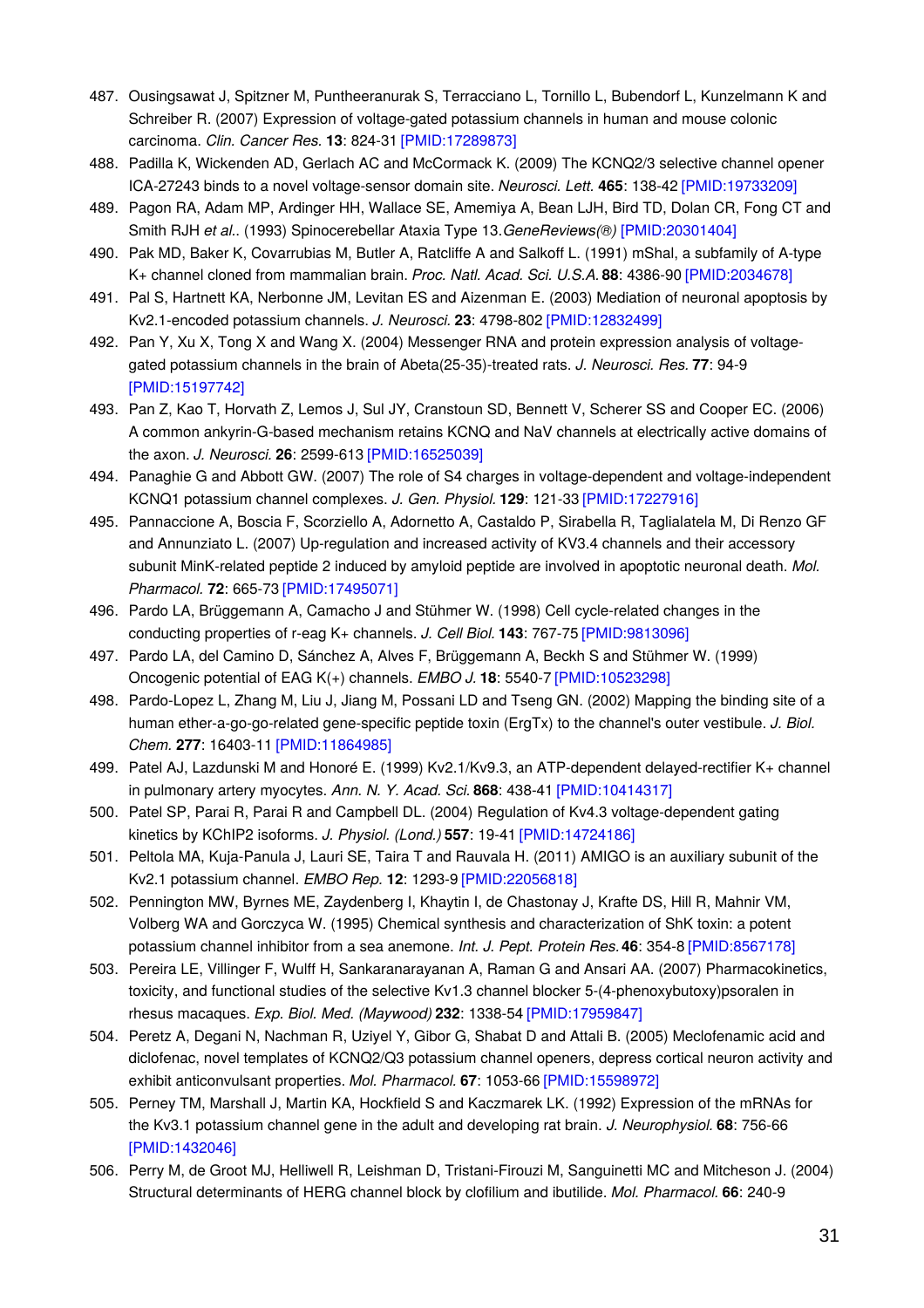487. Ousingsawat J, Spitzner M, Puntheeranurak S, Terracciano L, Tornillo L, Bubendorf L, Kunzelmann K and Schreiber R. (2007) Expression of voltage-gated potassium channels in human and mouse colonic carcinoma. *Clin. Cancer Res.* **13**: 824-31 [PMID:17289873]
488. Padilla K, Wickenden AD, Gerlach AC and McCormack K. (2009) The KCNQ2/3 selective channel opener ICA-27243 binds to a novel voltage-sensor domain site. *Neurosci. Lett.* **465**: 138-42 [PMID:19733209]
489. Pagon RA, Adam MP, Ardinger HH, Wallace SE, Amemiya A, Bean LJH, Bird TD, Dolan CR, Fong CT and Smith RJH *et al.*. (1993) Spinocerebellar Ataxia Type 13.*GeneReviews(®)* [PMID:20301404]
490. Pak MD, Baker K, Covarrubias M, Butler A, Ratcliffe A and Salkoff L. (1991) mShal, a subfamily of A-type K+ channel cloned from mammalian brain. *Proc. Natl. Acad. Sci. U.S.A.* **88**: 4386-90 [PMID:2034678]
491. Pal S, Hartnett KA, Nerbonne JM, Levitan ES and Aizenman E. (2003) Mediation of neuronal apoptosis by Kv2.1-encoded potassium channels. *J. Neurosci.* **23**: 4798-802 [PMID:12832499]
492. Pan Y, Xu X, Tong X and Wang X. (2004) Messenger RNA and protein expression analysis of voltage-gated potassium channels in the brain of Abeta(25-35)-treated rats. *J. Neurosci. Res.* **77**: 94-9 [PMID:15197742]
493. Pan Z, Kao T, Horvath Z, Lemos J, Sul JY, Cranstoun SD, Bennett V, Scherer SS and Cooper EC. (2006) A common ankyrin-G-based mechanism retains KCNQ and NaV channels at electrically active domains of the axon. *J. Neurosci.* **26**: 2599-613 [PMID:16525039]
494. Panaghie G and Abbott GW. (2007) The role of S4 charges in voltage-dependent and voltage-independent KCNQ1 potassium channel complexes. *J. Gen. Physiol.* **129**: 121-33 [PMID:17227916]
495. Pannaccione A, Boscia F, Scorziello A, Adornetto A, Castaldo P, Sirabella R, Taglialatela M, Di Renzo GF and Annunziato L. (2007) Up-regulation and increased activity of KV3.4 channels and their accessory subunit MinK-related peptide 2 induced by amyloid peptide are involved in apoptotic neuronal death. *Mol. Pharmacol.* **72**: 665-73 [PMID:17495071]
496. Pardo LA, Brüggemann A, Camacho J and Stühmer W. (1998) Cell cycle-related changes in the conducting properties of r-eag K+ channels. *J. Cell Biol.* **143**: 767-75 [PMID:9813096]
497. Pardo LA, del Camino D, Sánchez A, Alves F, Brüggemann A, Beckh S and Stühmer W. (1999) Oncogenic potential of EAG K(+) channels. *EMBO J.* **18**: 5540-7 [PMID:10523298]
498. Pardo-Lopez L, Zhang M, Liu J, Jiang M, Possani LD and Tseng GN. (2002) Mapping the binding site of a human ether-a-go-go-related gene-specific peptide toxin (ErgTx) to the channel's outer vestibule. *J. Biol. Chem.* **277**: 16403-11 [PMID:11864985]
499. Patel AJ, Lazdunski M and Honoré E. (1999) Kv2.1/Kv9.3, an ATP-dependent delayed-rectifier K+ channel in pulmonary artery myocytes. *Ann. N. Y. Acad. Sci.* **868**: 438-41 [PMID:10414317]
500. Patel SP, Parai R, Parai R and Campbell DL. (2004) Regulation of Kv4.3 voltage-dependent gating kinetics by KChIP2 isoforms. *J. Physiol. (Lond.)* **557**: 19-41 [PMID:14724186]
501. Peltola MA, Kuja-Panula J, Lauri SE, Taira T and Rauvala H. (2011) AMIGO is an auxiliary subunit of the Kv2.1 potassium channel. *EMBO Rep.* **12**: 1293-9 [PMID:22056818]
502. Pennington MW, Byrnes ME, Zaydenberg I, Khaytin I, de Chastonay J, Krafte DS, Hill R, Mahnir VM, Volberg WA and Gorczyca W. (1995) Chemical synthesis and characterization of ShK toxin: a potent potassium channel inhibitor from a sea anemone. *Int. J. Pept. Protein Res.* **46**: 354-8 [PMID:8567178]
503. Pereira LE, Villinger F, Wulff H, Sankaranarayanan A, Raman G and Ansari AA. (2007) Pharmacokinetics, toxicity, and functional studies of the selective Kv1.3 channel blocker 5-(4-phenoxybutoxy)psoralen in rhesus macaques. *Exp. Biol. Med. (Maywood)* **232**: 1338-54 [PMID:17959847]
504. Peretz A, Degani N, Nachman R, Uziyel Y, Gibor G, Shabat D and Attali B. (2005) Meclofenamic acid and diclofenac, novel templates of KCNQ2/Q3 potassium channel openers, depress cortical neuron activity and exhibit anticonvulsant properties. *Mol. Pharmacol.* **67**: 1053-66 [PMID:15598972]
505. Perney TM, Marshall J, Martin KA, Hockfield S and Kaczmarek LK. (1992) Expression of the mRNAs for the Kv3.1 potassium channel gene in the adult and developing rat brain. *J. Neurophysiol.* **68**: 756-66 [PMID:1432046]
506. Perry M, de Groot MJ, Helliwell R, Leishman D, Tristani-Firouzi M, Sanguinetti MC and Mitcheson J. (2004) Structural determinants of HERG channel block by clofilium and ibutilide. *Mol. Pharmacol.* **66**: 240-9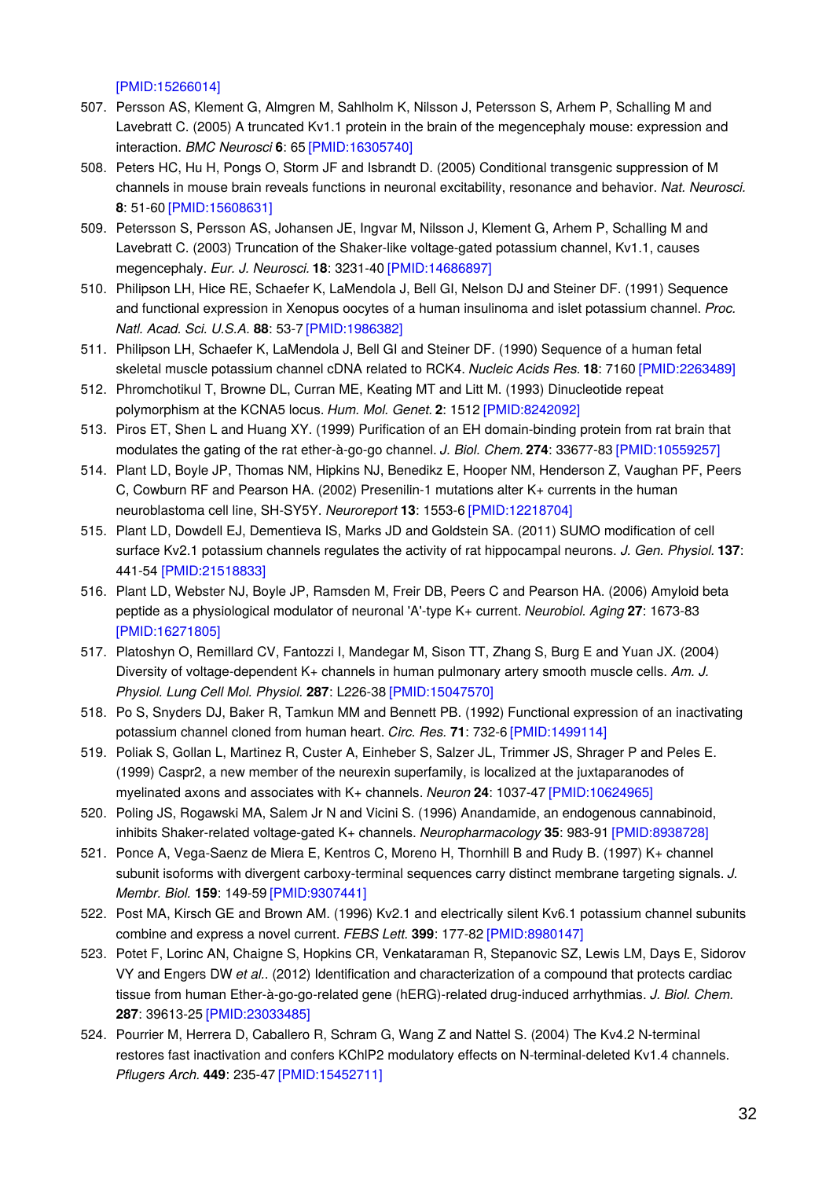[PMID:15266014]

507. Persson AS, Klement G, Almgren M, Sahlholm K, Nilsson J, Petersson S, Arhem P, Schalling M and Lavebratt C. (2005) A truncated Kv1.1 protein in the brain of the megencephaly mouse: expression and interaction. *BMC Neurosci* **6**: 65 [PMID:16305740]
508. Peters HC, Hu H, Pongs O, Storm JF and Isbrandt D. (2005) Conditional transgenic suppression of M channels in mouse brain reveals functions in neuronal excitability, resonance and behavior. *Nat. Neurosci.* **8**: 51-60 [PMID:15608631]
509. Petersson S, Persson AS, Johansen JE, Ingvar M, Nilsson J, Klement G, Arhem P, Schalling M and Lavebratt C. (2003) Truncation of the Shaker-like voltage-gated potassium channel, Kv1.1, causes megencephaly. *Eur. J. Neurosci.* **18**: 3231-40 [PMID:14686897]
510. Philipson LH, Hice RE, Schaefer K, LaMendola J, Bell GI, Nelson DJ and Steiner DF. (1991) Sequence and functional expression in Xenopus oocytes of a human insulinoma and islet potassium channel. *Proc. Natl. Acad. Sci. U.S.A.* **88**: 53-7 [PMID:1986382]
511. Philipson LH, Schaefer K, LaMendola J, Bell GI and Steiner DF. (1990) Sequence of a human fetal skeletal muscle potassium channel cDNA related to RCK4. *Nucleic Acids Res.* **18**: 7160 [PMID:2263489]
512. Phromchotikul T, Browne DL, Curran ME, Keating MT and Litt M. (1993) Dinucleotide repeat polymorphism at the KCNA5 locus. *Hum. Mol. Genet.* **2**: 1512 [PMID:8242092]
513. Piros ET, Shen L and Huang XY. (1999) Purification of an EH domain-binding protein from rat brain that modulates the gating of the rat ether-à-go-go channel. *J. Biol. Chem.* **274**: 33677-83 [PMID:10559257]
514. Plant LD, Boyle JP, Thomas NM, Hipkins NJ, Benedikz E, Hooper NM, Henderson Z, Vaughan PF, Peers C, Cowburn RF and Pearson HA. (2002) Presenilin-1 mutations alter K+ currents in the human neuroblastoma cell line, SH-SY5Y. *Neuroreport* **13**: 1553-6 [PMID:12218704]
515. Plant LD, Dowdell EJ, Dementieva IS, Marks JD and Goldstein SA. (2011) SUMO modification of cell surface Kv2.1 potassium channels regulates the activity of rat hippocampal neurons. *J. Gen. Physiol.* **137**: 441-54 [PMID:21518833]
516. Plant LD, Webster NJ, Boyle JP, Ramsden M, Freir DB, Peers C and Pearson HA. (2006) Amyloid beta peptide as a physiological modulator of neuronal 'A'-type K+ current. *Neurobiol. Aging* **27**: 1673-83 [PMID:16271805]
517. Platoshyn O, Remillard CV, Fantozzi I, Mandegar M, Sison TT, Zhang S, Burg E and Yuan JX. (2004) Diversity of voltage-dependent K+ channels in human pulmonary artery smooth muscle cells. *Am. J. Physiol. Lung Cell Mol. Physiol.* **287**: L226-38 [PMID:15047570]
518. Po S, Snyders DJ, Baker R, Tamkun MM and Bennett PB. (1992) Functional expression of an inactivating potassium channel cloned from human heart. *Circ. Res.* **71**: 732-6 [PMID:1499114]
519. Poliak S, Gollan L, Martinez R, Custer A, Einheber S, Salzer JL, Trimmer JS, Shrager P and Peles E. (1999) Caspr2, a new member of the neurexin superfamily, is localized at the juxtaparanodes of myelinated axons and associates with K+ channels. *Neuron* **24**: 1037-47 [PMID:10624965]
520. Poling JS, Rogawski MA, Salem Jr N and Vicini S. (1996) Anandamide, an endogenous cannabinoid, inhibits Shaker-related voltage-gated K+ channels. *Neuropharmacology* **35**: 983-91 [PMID:8938728]
521. Ponce A, Vega-Saenz de Miera E, Kentros C, Moreno H, Thornhill B and Rudy B. (1997) K+ channel subunit isoforms with divergent carboxy-terminal sequences carry distinct membrane targeting signals. *J. Membr. Biol.* **159**: 149-59 [PMID:9307441]
522. Post MA, Kirsch GE and Brown AM. (1996) Kv2.1 and electrically silent Kv6.1 potassium channel subunits combine and express a novel current. *FEBS Lett.* **399**: 177-82 [PMID:8980147]
523. Potet F, Lorinc AN, Chaigne S, Hopkins CR, Venkataraman R, Stepanovic SZ, Lewis LM, Days E, Sidorov VY and Engers DW *et al.*. (2012) Identification and characterization of a compound that protects cardiac tissue from human Ether-à-go-go-related gene (hERG)-related drug-induced arrhythmias. *J. Biol. Chem.* **287**: 39613-25 [PMID:23033485]
524. Pourrier M, Herrera D, Caballero R, Schram G, Wang Z and Nattel S. (2004) The Kv4.2 N-terminal restores fast inactivation and confers KChIP2 modulatory effects on N-terminal-deleted Kv1.4 channels. *Pflugers Arch.* **449**: 235-47 [PMID:15452711]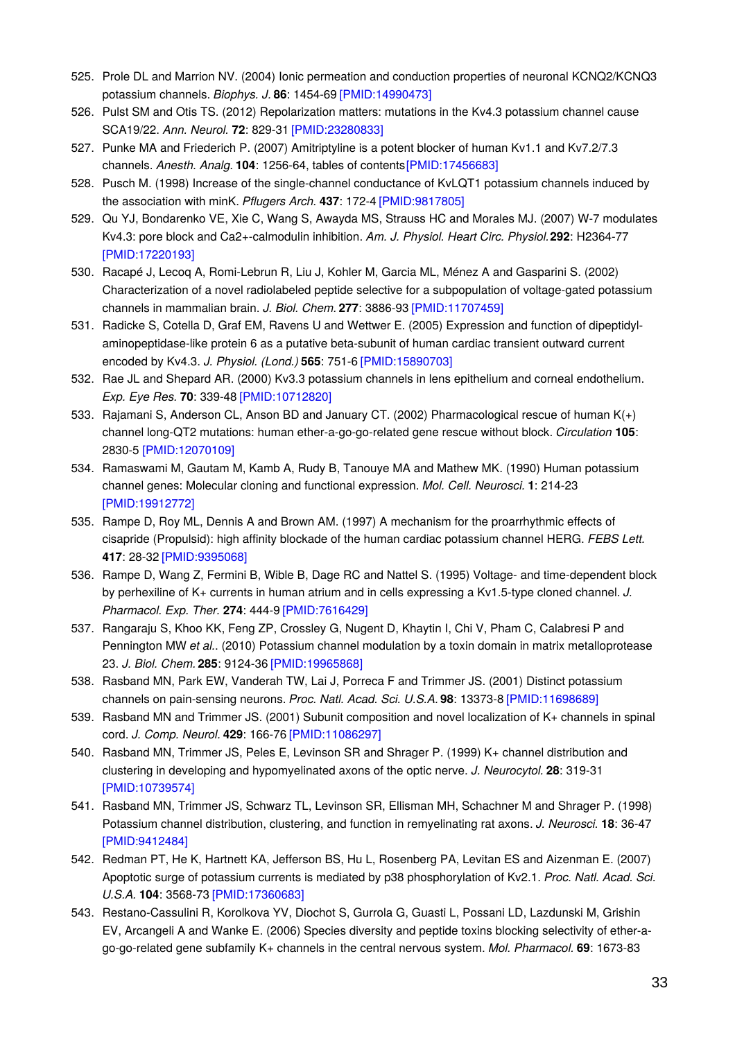525. Prole DL and Marrion NV. (2004) Ionic permeation and conduction properties of neuronal KCNQ2/KCNQ3 potassium channels. *Biophys. J.* **86**: 1454-69 [PMID:14990473]
526. Pulst SM and Otis TS. (2012) Repolarization matters: mutations in the Kv4.3 potassium channel cause SCA19/22. *Ann. Neurol.* **72**: 829-31 [PMID:23280833]
527. Punke MA and Friederich P. (2007) Amitriptyline is a potent blocker of human Kv1.1 and Kv7.2/7.3 channels. *Anesth. Analg.* **104**: 1256-64, tables of contents [PMID:17456683]
528. Pusch M. (1998) Increase of the single-channel conductance of KvLQT1 potassium channels induced by the association with minK. *Pflugers Arch.* **437**: 172-4 [PMID:9817805]
529. Qu YJ, Bondarenko VE, Xie C, Wang S, Awayda MS, Strauss HC and Morales MJ. (2007) W-7 modulates Kv4.3: pore block and Ca2+-calmodulin inhibition. *Am. J. Physiol. Heart Circ. Physiol.* **292**: H2364-77 [PMID:17220193]
530. Racapé J, Lecoq A, Romi-Lebrun R, Liu J, Kohler M, Garcia ML, Ménez A and Gasparini S. (2002) Characterization of a novel radiolabeled peptide selective for a subpopulation of voltage-gated potassium channels in mammalian brain. *J. Biol. Chem.* **277**: 3886-93 [PMID:11707459]
531. Radicke S, Cotella D, Graf EM, Ravens U and Wettwer E. (2005) Expression and function of dipeptidyl-aminopeptidase-like protein 6 as a putative beta-subunit of human cardiac transient outward current encoded by Kv4.3. *J. Physiol. (Lond.)* **565**: 751-6 [PMID:15890703]
532. Rae JL and Shepard AR. (2000) Kv3.3 potassium channels in lens epithelium and corneal endothelium. *Exp. Eye Res.* **70**: 339-48 [PMID:10712820]
533. Rajamani S, Anderson CL, Anson BD and January CT. (2002) Pharmacological rescue of human K(+) channel long-QT2 mutations: human ether-a-go-go-related gene rescue without block. *Circulation* **105**: 2830-5 [PMID:12070109]
534. Ramaswami M, Gautam M, Kamb A, Rudy B, Tanouye MA and Mathew MK. (1990) Human potassium channel genes: Molecular cloning and functional expression. *Mol. Cell. Neurosci.* **1**: 214-23 [PMID:19912772]
535. Rampe D, Roy ML, Dennis A and Brown AM. (1997) A mechanism for the proarrhythmic effects of cisapride (Propulsid): high affinity blockade of the human cardiac potassium channel HERG. *FEBS Lett.* **417**: 28-32 [PMID:9395068]
536. Rampe D, Wang Z, Fermini B, Wible B, Dage RC and Nattel S. (1995) Voltage- and time-dependent block by perhexiline of K+ currents in human atrium and in cells expressing a Kv1.5-type cloned channel. *J. Pharmacol. Exp. Ther.* **274**: 444-9 [PMID:7616429]
537. Rangaraju S, Khoo KK, Feng ZP, Crossley G, Nugent D, Khaytin I, Chi V, Pham C, Calabresi P and Pennington MW *et al.*. (2010) Potassium channel modulation by a toxin domain in matrix metalloprotease 23. *J. Biol. Chem.* **285**: 9124-36 [PMID:19965868]
538. Rasband MN, Park EW, Vanderah TW, Lai J, Porreca F and Trimmer JS. (2001) Distinct potassium channels on pain-sensing neurons. *Proc. Natl. Acad. Sci. U.S.A.* **98**: 13373-8 [PMID:11698689]
539. Rasband MN and Trimmer JS. (2001) Subunit composition and novel localization of K+ channels in spinal cord. *J. Comp. Neurol.* **429**: 166-76 [PMID:11086297]
540. Rasband MN, Trimmer JS, Peles E, Levinson SR and Shrager P. (1999) K+ channel distribution and clustering in developing and hypomyelinated axons of the optic nerve. *J. Neurocytol.* **28**: 319-31 [PMID:10739574]
541. Rasband MN, Trimmer JS, Schwarz TL, Levinson SR, Ellisman MH, Schachner M and Shrager P. (1998) Potassium channel distribution, clustering, and function in remyelinating rat axons. *J. Neurosci.* **18**: 36-47 [PMID:9412484]
542. Redman PT, He K, Hartnett KA, Jefferson BS, Hu L, Rosenberg PA, Levitan ES and Aizenman E. (2007) Apoptotic surge of potassium currents is mediated by p38 phosphorylation of Kv2.1. *Proc. Natl. Acad. Sci. U.S.A.* **104**: 3568-73 [PMID:17360683]
543. Restano-Cassulini R, Korolkova YV, Diochot S, Gurrola G, Guasti L, Possani LD, Lazdunski M, Grishin EV, Arcangeli A and Wanke E. (2006) Species diversity and peptide toxins blocking selectivity of ether-a-go-go-related gene subfamily K+ channels in the central nervous system. *Mol. Pharmacol.* **69**: 1673-83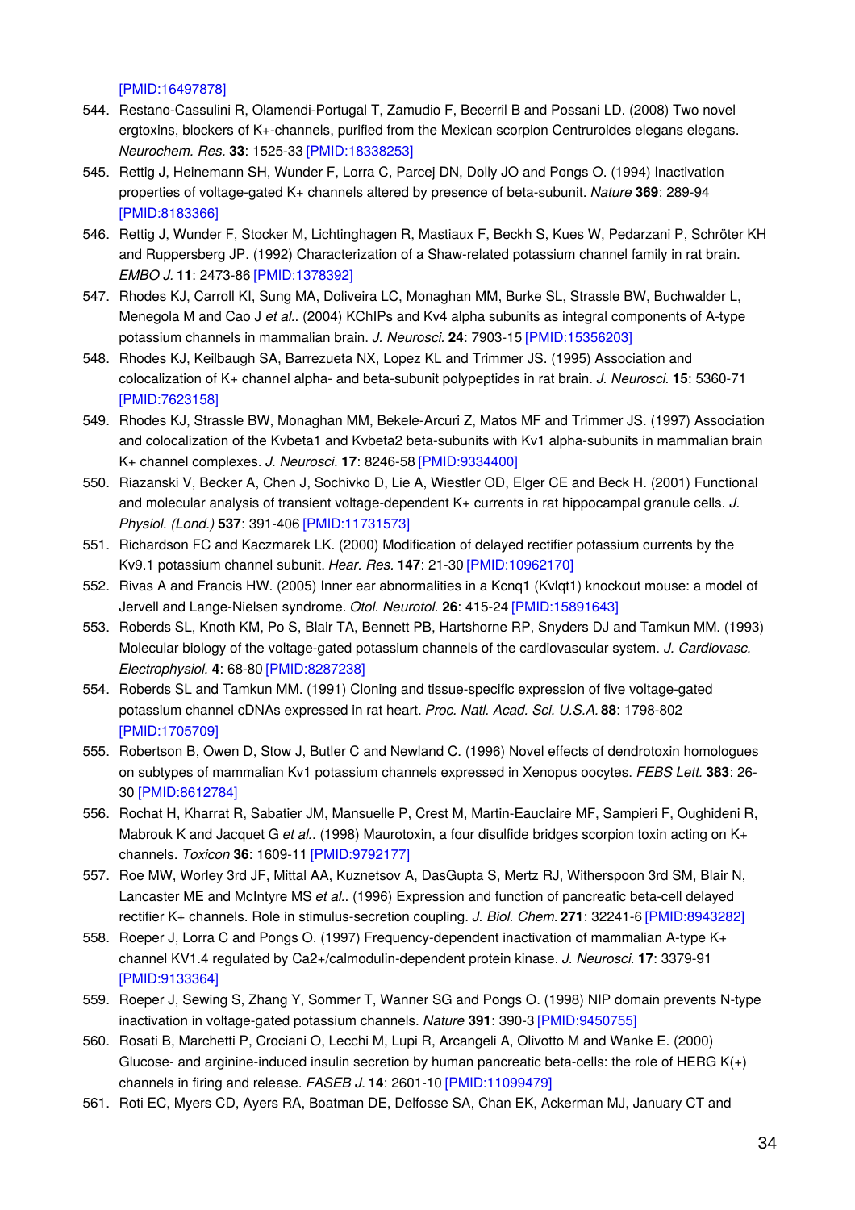[PMID:16497878]

544. Restano-Cassulini R, Olamendi-Portugal T, Zamudio F, Becerril B and Possani LD. (2008) Two novel ergtoxins, blockers of K+-channels, purified from the Mexican scorpion Centruroides elegans elegans. *Neurochem. Res.* **33**: 1525-33 [PMID:18338253]
545. Rettig J, Heinemann SH, Wunder F, Lorra C, Parcej DN, Dolly JO and Pongs O. (1994) Inactivation properties of voltage-gated K+ channels altered by presence of beta-subunit. *Nature* **369**: 289-94 [PMID:8183366]
546. Rettig J, Wunder F, Stocker M, Lichtinghagen R, Mastiaux F, Beckh S, Kues W, Pedarzani P, Schröter KH and Ruppersberg JP. (1992) Characterization of a Shaw-related potassium channel family in rat brain. *EMBO J.* **11**: 2473-86 [PMID:1378392]
547. Rhodes KJ, Carroll KI, Sung MA, Doliveira LC, Monaghan MM, Burke SL, Strassle BW, Buchwalder L, Menegola M and Cao J *et al.*. (2004) KChIPs and Kv4 alpha subunits as integral components of A-type potassium channels in mammalian brain. *J. Neurosci.* **24**: 7903-15 [PMID:15356203]
548. Rhodes KJ, Keilbaugh SA, Barrezueta NX, Lopez KL and Trimmer JS. (1995) Association and colocalization of K+ channel alpha- and beta-subunit polypeptides in rat brain. *J. Neurosci.* **15**: 5360-71 [PMID:7623158]
549. Rhodes KJ, Strassle BW, Monaghan MM, Bekele-Arcuri Z, Matos MF and Trimmer JS. (1997) Association and colocalization of the Kvbeta1 and Kvbeta2 beta-subunits with Kv1 alpha-subunits in mammalian brain K+ channel complexes. *J. Neurosci.* **17**: 8246-58 [PMID:9334400]
550. Riazanski V, Becker A, Chen J, Sochivko D, Lie A, Wiestler OD, Elger CE and Beck H. (2001) Functional and molecular analysis of transient voltage-dependent K+ currents in rat hippocampal granule cells. *J. Physiol. (Lond.)* **537**: 391-406 [PMID:11731573]
551. Richardson FC and Kaczmarek LK. (2000) Modification of delayed rectifier potassium currents by the Kv9.1 potassium channel subunit. *Hear. Res.* **147**: 21-30 [PMID:10962170]
552. Rivas A and Francis HW. (2005) Inner ear abnormalities in a Kcnq1 (Kvlqt1) knockout mouse: a model of Jervell and Lange-Nielsen syndrome. *Otol. Neurotol.* **26**: 415-24 [PMID:15891643]
553. Roberds SL, Knoth KM, Po S, Blair TA, Bennett PB, Hartshorne RP, Snyders DJ and Tamkun MM. (1993) Molecular biology of the voltage-gated potassium channels of the cardiovascular system. *J. Cardiovasc. Electrophysiol.* **4**: 68-80 [PMID:8287238]
554. Roberds SL and Tamkun MM. (1991) Cloning and tissue-specific expression of five voltage-gated potassium channel cDNAs expressed in rat heart. *Proc. Natl. Acad. Sci. U.S.A.* **88**: 1798-802 [PMID:1705709]
555. Robertson B, Owen D, Stow J, Butler C and Newland C. (1996) Novel effects of dendrotoxin homologues on subtypes of mammalian Kv1 potassium channels expressed in Xenopus oocytes. *FEBS Lett.* **383**: 26-30 [PMID:8612784]
556. Rochat H, Kharrat R, Sabatier JM, Mansuelle P, Crest M, Martin-Eauclaire MF, Sampieri F, Oughideni R, Mabrouk K and Jacquet G *et al.*. (1998) Maurotoxin, a four disulfide bridges scorpion toxin acting on K+ channels. *Toxicon* **36**: 1609-11 [PMID:9792177]
557. Roe MW, Worley 3rd JF, Mittal AA, Kuznetsov A, DasGupta S, Mertz RJ, Witherspoon 3rd SM, Blair N, Lancaster ME and McIntyre MS *et al.*. (1996) Expression and function of pancreatic beta-cell delayed rectifier K+ channels. Role in stimulus-secretion coupling. *J. Biol. Chem.* **271**: 32241-6 [PMID:8943282]
558. Roeper J, Lorra C and Pongs O. (1997) Frequency-dependent inactivation of mammalian A-type K+ channel KV1.4 regulated by Ca2+/calmodulin-dependent protein kinase. *J. Neurosci.* **17**: 3379-91 [PMID:9133364]
559. Roeper J, Sewing S, Zhang Y, Sommer T, Wanner SG and Pongs O. (1998) NIP domain prevents N-type inactivation in voltage-gated potassium channels. *Nature* **391**: 390-3 [PMID:9450755]
560. Rosati B, Marchetti P, Crociani O, Lecchi M, Lupi R, Arcangeli A, Olivotto M and Wanke E. (2000) Glucose- and arginine-induced insulin secretion by human pancreatic beta-cells: the role of HERG K(+) channels in firing and release. *FASEB J.* **14**: 2601-10 [PMID:11099479]
561. Roti EC, Myers CD, Ayers RA, Boatman DE, Delfosse SA, Chan EK, Ackerman MJ, January CT and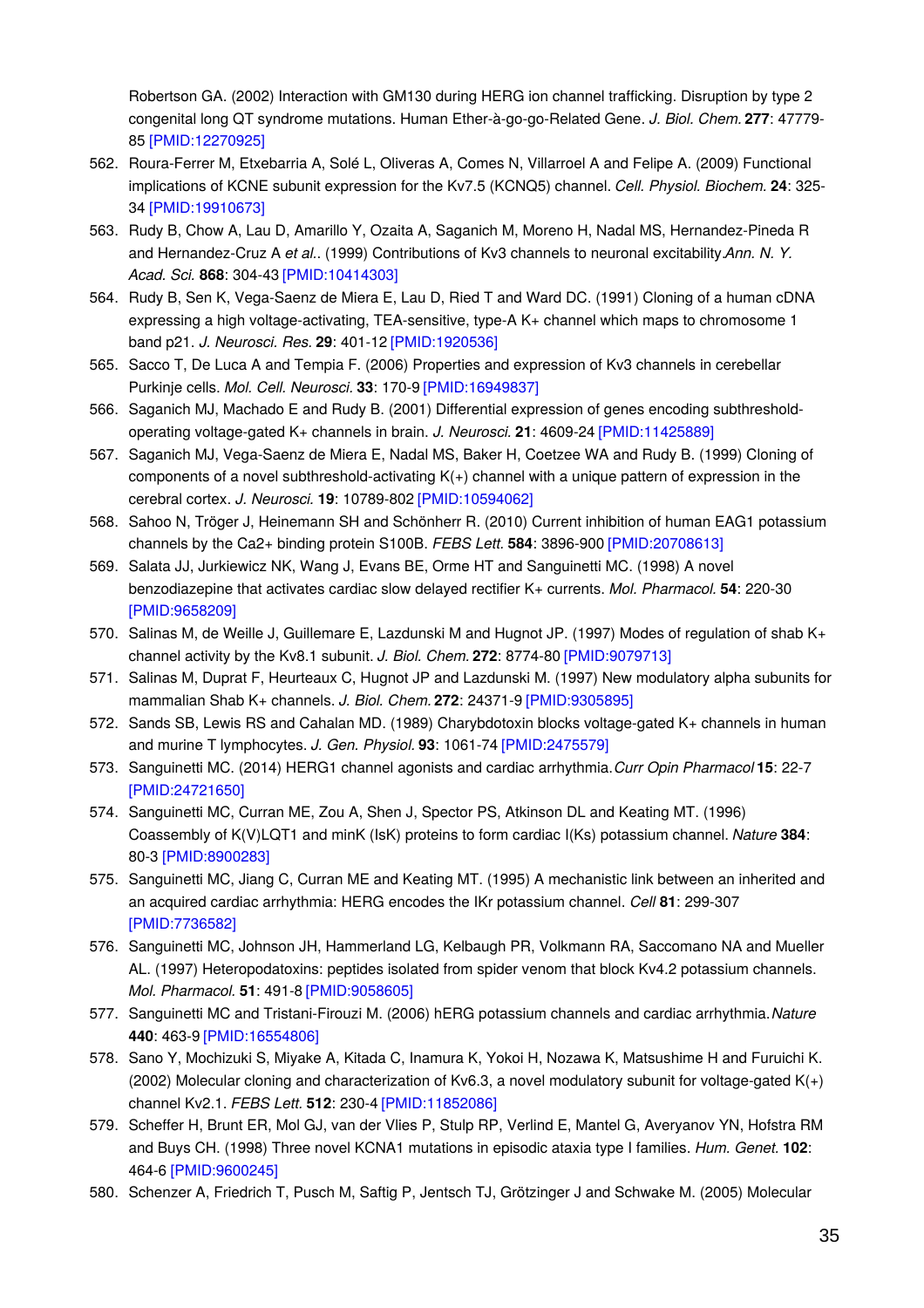Robertson GA. (2002) Interaction with GM130 during HERG ion channel trafficking. Disruption by type 2 congenital long QT syndrome mutations. Human Ether-à-go-go-Related Gene. *J. Biol. Chem.* **277**: 47779-85 [PMID:12270925]

562. Roura-Ferrer M, Etxebarria A, Solé L, Oliveras A, Comes N, Villarroel A and Felipe A. (2009) Functional implications of KCNE subunit expression for the Kv7.5 (KCNQ5) channel. *Cell. Physiol. Biochem.* **24**: 325-34 [PMID:19910673]
563. Rudy B, Chow A, Lau D, Amarillo Y, Ozaita A, Saganich M, Moreno H, Nadal MS, Hernandez-Pineda R and Hernandez-Cruz A *et al.*. (1999) Contributions of Kv3 channels to neuronal excitability. *Ann. N. Y. Acad. Sci.* **868**: 304-43 [PMID:10414303]
564. Rudy B, Sen K, Vega-Saenz de Miera E, Lau D, Ried T and Ward DC. (1991) Cloning of a human cDNA expressing a high voltage-activating, TEA-sensitive, type-A K+ channel which maps to chromosome 1 band p21. *J. Neurosci. Res.* **29**: 401-12 [PMID:1920536]
565. Sacco T, De Luca A and Tempia F. (2006) Properties and expression of Kv3 channels in cerebellar Purkinje cells. *Mol. Cell. Neurosci.* **33**: 170-9 [PMID:16949837]
566. Saganich MJ, Machado E and Rudy B. (2001) Differential expression of genes encoding subthreshold-operating voltage-gated K+ channels in brain. *J. Neurosci.* **21**: 4609-24 [PMID:11425889]
567. Saganich MJ, Vega-Saenz de Miera E, Nadal MS, Baker H, Coetzee WA and Rudy B. (1999) Cloning of components of a novel subthreshold-activating K(+) channel with a unique pattern of expression in the cerebral cortex. *J. Neurosci.* **19**: 10789-802 [PMID:10594062]
568. Sahoo N, Tröger J, Heinemann SH and Schönherr R. (2010) Current inhibition of human EAG1 potassium channels by the Ca2+ binding protein S100B. *FEBS Lett.* **584**: 3896-900 [PMID:20708613]
569. Salata JJ, Jurkiewicz NK, Wang J, Evans BE, Orme HT and Sanguinetti MC. (1998) A novel benzodiazepine that activates cardiac slow delayed rectifier K+ currents. *Mol. Pharmacol.* **54**: 220-30 [PMID:9658209]
570. Salinas M, de Weille J, Guillemare E, Lazdunski M and Hugnot JP. (1997) Modes of regulation of shab K+ channel activity by the Kv8.1 subunit. *J. Biol. Chem.* **272**: 8774-80 [PMID:9079713]
571. Salinas M, Duprat F, Heurteaux C, Hugnot JP and Lazdunski M. (1997) New modulatory alpha subunits for mammalian Shab K+ channels. *J. Biol. Chem.* **272**: 24371-9 [PMID:9305895]
572. Sands SB, Lewis RS and Cahalan MD. (1989) Charybdotoxin blocks voltage-gated K+ channels in human and murine T lymphocytes. *J. Gen. Physiol.* **93**: 1061-74 [PMID:2475579]
573. Sanguinetti MC. (2014) HERG1 channel agonists and cardiac arrhythmia. *Curr Opin Pharmacol* **15**: 22-7 [PMID:24721650]
574. Sanguinetti MC, Curran ME, Zou A, Shen J, Spector PS, Atkinson DL and Keating MT. (1996) Coassembly of K(V)LQT1 and minK (IsK) proteins to form cardiac I(Ks) potassium channel. *Nature* **384**: 80-3 [PMID:8900283]
575. Sanguinetti MC, Jiang C, Curran ME and Keating MT. (1995) A mechanistic link between an inherited and an acquired cardiac arrhythmia: HERG encodes the IKr potassium channel. *Cell* **81**: 299-307 [PMID:7736582]
576. Sanguinetti MC, Johnson JH, Hammerland LG, Kelbaugh PR, Volkmann RA, Saccomano NA and Mueller AL. (1997) Heteropodatoxins: peptides isolated from spider venom that block Kv4.2 potassium channels. *Mol. Pharmacol.* **51**: 491-8 [PMID:9058605]
577. Sanguinetti MC and Tristani-Firouzi M. (2006) hERG potassium channels and cardiac arrhythmia. *Nature* **440**: 463-9 [PMID:16554806]
578. Sano Y, Mochizuki S, Miyake A, Kitada C, Inamura K, Yokoi H, Nozawa K, Matsushime H and Furuichi K. (2002) Molecular cloning and characterization of Kv6.3, a novel modulatory subunit for voltage-gated K(+) channel Kv2.1. *FEBS Lett.* **512**: 230-4 [PMID:11852086]
579. Scheffer H, Brunt ER, Mol GJ, van der Vlies P, Stulp RP, Verlind E, Mantel G, Averyanov YN, Hofstra RM and Buys CH. (1998) Three novel KCNA1 mutations in episodic ataxia type I families. *Hum. Genet.* **102**: 464-6 [PMID:9600245]
580. Schenzer A, Friedrich T, Pusch M, Saftig P, Jentsch TJ, Grötzinger J and Schwake M. (2005) Molecular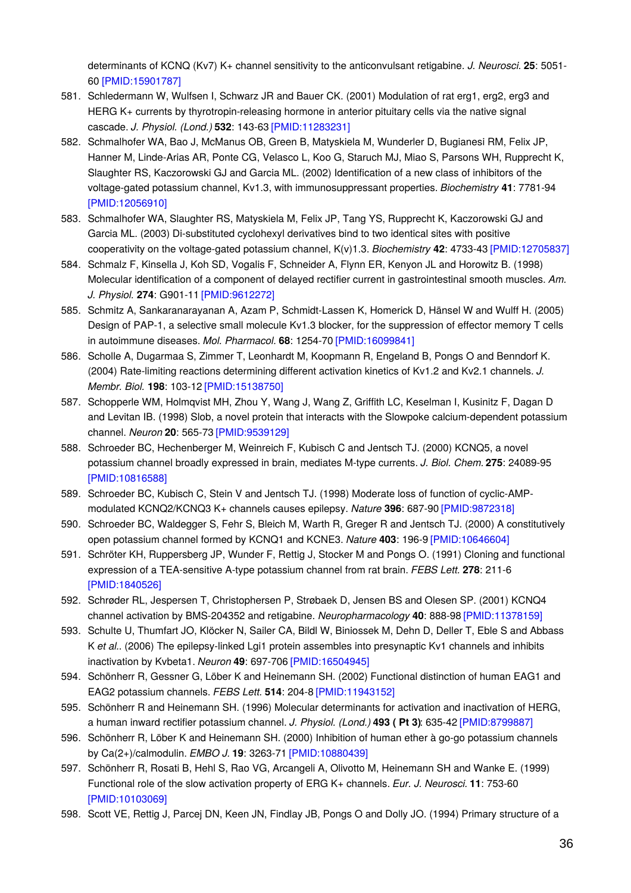determinants of KCNQ (Kv7) K+ channel sensitivity to the anticonvulsant retigabine. *J. Neurosci.* **25**: 5051-60 [PMID:15901787]

581. Schledermann W, Wulfsen I, Schwarz JR and Bauer CK. (2001) Modulation of rat erg1, erg2, erg3 and HERG K+ currents by thyrotropin-releasing hormone in anterior pituitary cells via the native signal cascade. *J. Physiol. (Lond.)* **532**: 143-63 [PMID:11283231]
582. Schmalhofer WA, Bao J, McManus OB, Green B, Matyskiela M, Wunderler D, Bugianesi RM, Felix JP, Hanner M, Linde-Arias AR, Ponte CG, Velasco L, Koo G, Staruch MJ, Miao S, Parsons WH, Rupprecht K, Slaughter RS, Kaczorowski GJ and Garcia ML. (2002) Identification of a new class of inhibitors of the voltage-gated potassium channel, Kv1.3, with immunosuppressant properties. *Biochemistry* **41**: 7781-94 [PMID:12056910]
583. Schmalhofer WA, Slaughter RS, Matyskiela M, Felix JP, Tang YS, Rupprecht K, Kaczorowski GJ and Garcia ML. (2003) Di-substituted cyclohexyl derivatives bind to two identical sites with positive cooperativity on the voltage-gated potassium channel, K(v)1.3. *Biochemistry* **42**: 4733-43 [PMID:12705837]
584. Schmalz F, Kinsella J, Koh SD, Vogalis F, Schneider A, Flynn ER, Kenyon JL and Horowitz B. (1998) Molecular identification of a component of delayed rectifier current in gastrointestinal smooth muscles. *Am. J. Physiol.* **274**: G901-11 [PMID:9612272]
585. Schmitz A, Sankaranarayanan A, Azam P, Schmidt-Lassen K, Homerick D, Hänsel W and Wulff H. (2005) Design of PAP-1, a selective small molecule Kv1.3 blocker, for the suppression of effector memory T cells in autoimmune diseases. *Mol. Pharmacol.* **68**: 1254-70 [PMID:16099841]
586. Scholle A, Dugarmaa S, Zimmer T, Leonhardt M, Koopmann R, Engeland B, Pongs O and Benndorf K. (2004) Rate-limiting reactions determining different activation kinetics of Kv1.2 and Kv2.1 channels. *J. Membr. Biol.* **198**: 103-12 [PMID:15138750]
587. Schopperle WM, Holmqvist MH, Zhou Y, Wang J, Wang Z, Griffith LC, Keselman I, Kusinitz F, Dagan D and Levitan IB. (1998) Slob, a novel protein that interacts with the Slowpoke calcium-dependent potassium channel. *Neuron* **20**: 565-73 [PMID:9539129]
588. Schroeder BC, Hechenberger M, Weinreich F, Kubisch C and Jentsch TJ. (2000) KCNQ5, a novel potassium channel broadly expressed in brain, mediates M-type currents. *J. Biol. Chem.* **275**: 24089-95 [PMID:10816588]
589. Schroeder BC, Kubisch C, Stein V and Jentsch TJ. (1998) Moderate loss of function of cyclic-AMP-modulated KCNQ2/KCNQ3 K+ channels causes epilepsy. *Nature* **396**: 687-90 [PMID:9872318]
590. Schroeder BC, Waldegger S, Fehr S, Bleich M, Warth R, Greger R and Jentsch TJ. (2000) A constitutively open potassium channel formed by KCNQ1 and KCNE3. *Nature* **403**: 196-9 [PMID:10646604]
591. Schröter KH, Ruppersberg JP, Wunder F, Rettig J, Stocker M and Pongs O. (1991) Cloning and functional expression of a TEA-sensitive A-type potassium channel from rat brain. *FEBS Lett.* **278**: 211-6 [PMID:1840526]
592. Schrøder RL, Jespersen T, Christophersen P, Strøbaek D, Jensen BS and Olesen SP. (2001) KCNQ4 channel activation by BMS-204352 and retigabine. *Neuropharmacology* **40**: 888-98 [PMID:11378159]
593. Schulte U, Thumfart JO, Klöcker N, Sailer CA, Bildl W, Biniossek M, Dehn D, Deller T, Eble S and Abbass K *et al.*. (2006) The epilepsy-linked Lgi1 protein assembles into presynaptic Kv1 channels and inhibits inactivation by Kvbeta1. *Neuron* **49**: 697-706 [PMID:16504945]
594. Schönherr R, Gessner G, Löber K and Heinemann SH. (2002) Functional distinction of human EAG1 and EAG2 potassium channels. *FEBS Lett.* **514**: 204-8 [PMID:11943152]
595. Schönherr R and Heinemann SH. (1996) Molecular determinants for activation and inactivation of HERG, a human inward rectifier potassium channel. *J. Physiol. (Lond.)* **493 ( Pt 3)**: 635-42 [PMID:8799887]
596. Schönherr R, Löber K and Heinemann SH. (2000) Inhibition of human ether à go-go potassium channels by Ca(2+)/calmodulin. *EMBO J.* **19**: 3263-71 [PMID:10880439]
597. Schönherr R, Rosati B, Hehl S, Rao VG, Arcangeli A, Olivotto M, Heinemann SH and Wanke E. (1999) Functional role of the slow activation property of ERG K+ channels. *Eur. J. Neurosci.* **11**: 753-60 [PMID:10103069]
598. Scott VE, Rettig J, Parcej DN, Keen JN, Findlay JB, Pongs O and Dolly JO. (1994) Primary structure of a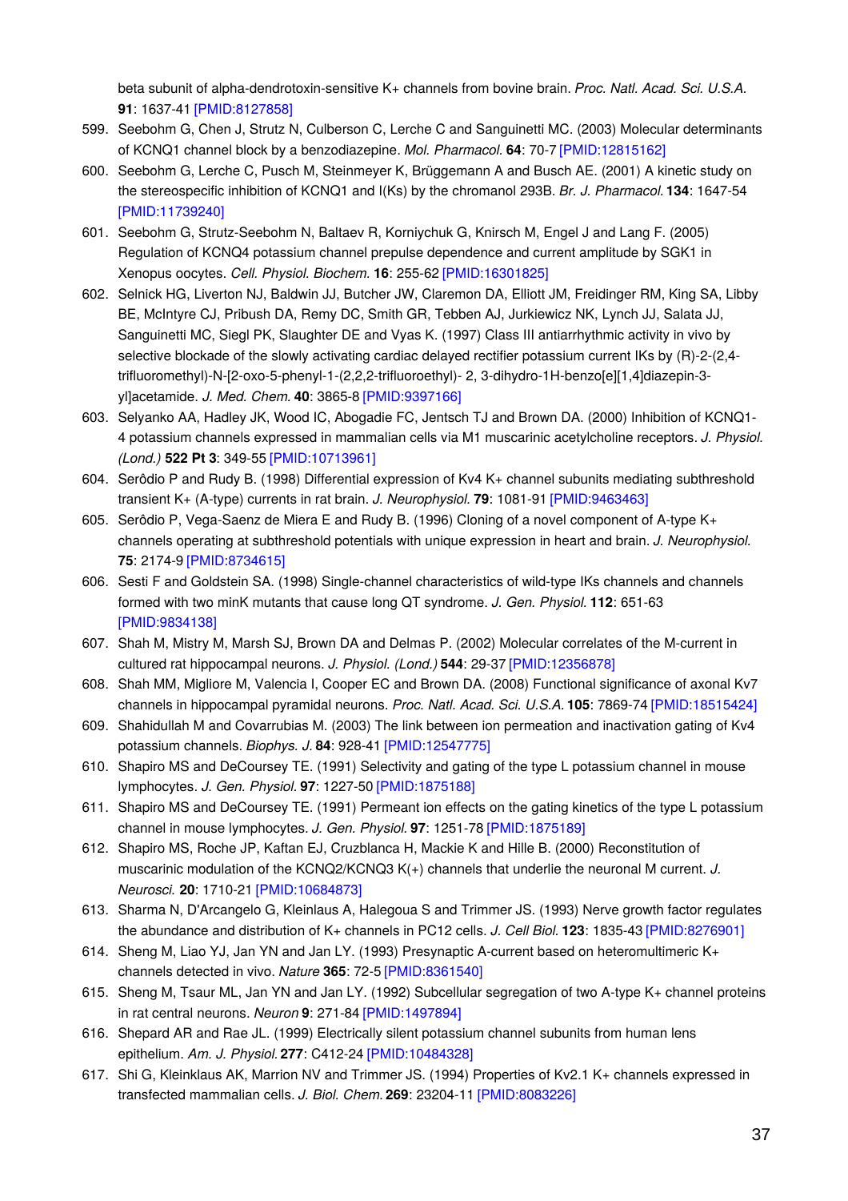beta subunit of alpha-dendrotoxin-sensitive K+ channels from bovine brain. *Proc. Natl. Acad. Sci. U.S.A.* **91**: 1637-41 [PMID:8127858]

599. Seebohm G, Chen J, Strutz N, Culberson C, Lerche C and Sanguinetti MC. (2003) Molecular determinants of KCNQ1 channel block by a benzodiazepine. *Mol. Pharmacol.* **64**: 70-7 [PMID:12815162]
600. Seebohm G, Lerche C, Pusch M, Steinmeyer K, Brüggemann A and Busch AE. (2001) A kinetic study on the stereospecific inhibition of KCNQ1 and I(Ks) by the chromanol 293B. *Br. J. Pharmacol.* **134**: 1647-54 [PMID:11739240]
601. Seebohm G, Strutz-Seebohm N, Baltaev R, Korniychuk G, Knirsch M, Engel J and Lang F. (2005) Regulation of KCNQ4 potassium channel prepulse dependence and current amplitude by SGK1 in Xenopus oocytes. *Cell. Physiol. Biochem.* **16**: 255-62 [PMID:16301825]
602. Selnick HG, Liverton NJ, Baldwin JJ, Butcher JW, Claremon DA, Elliott JM, Freidinger RM, King SA, Libby BE, McIntyre CJ, Pribush DA, Remy DC, Smith GR, Tebben AJ, Jurkiewicz NK, Lynch JJ, Salata JJ, Sanguinetti MC, Siegl PK, Slaughter DE and Vyas K. (1997) Class III antiarrhythmic activity in vivo by selective blockade of the slowly activating cardiac delayed rectifier potassium current IKs by (R)-2-(2,4-trifluoromethyl)-N-[2-oxo-5-phenyl-1-(2,2,2-trifluoroethyl)- 2, 3-dihydro-1H-benzo[e][1,4]diazepin-3-yl]acetamide. *J. Med. Chem.* **40**: 3865-8 [PMID:9397166]
603. Selyanko AA, Hadley JK, Wood IC, Abogadie FC, Jentsch TJ and Brown DA. (2000) Inhibition of KCNQ1-4 potassium channels expressed in mammalian cells via M1 muscarinic acetylcholine receptors. *J. Physiol. (Lond.)* **522 Pt 3**: 349-55 [PMID:10713961]
604. Serôdio P and Rudy B. (1998) Differential expression of Kv4 K+ channel subunits mediating subthreshold transient K+ (A-type) currents in rat brain. *J. Neurophysiol.* **79**: 1081-91 [PMID:9463463]
605. Serôdio P, Vega-Saenz de Miera E and Rudy B. (1996) Cloning of a novel component of A-type K+ channels operating at subthreshold potentials with unique expression in heart and brain. *J. Neurophysiol.* **75**: 2174-9 [PMID:8734615]
606. Sesti F and Goldstein SA. (1998) Single-channel characteristics of wild-type IKs channels and channels formed with two minK mutants that cause long QT syndrome. *J. Gen. Physiol.* **112**: 651-63 [PMID:9834138]
607. Shah M, Mistry M, Marsh SJ, Brown DA and Delmas P. (2002) Molecular correlates of the M-current in cultured rat hippocampal neurons. *J. Physiol. (Lond.)* **544**: 29-37 [PMID:12356878]
608. Shah MM, Migliore M, Valencia I, Cooper EC and Brown DA. (2008) Functional significance of axonal Kv7 channels in hippocampal pyramidal neurons. *Proc. Natl. Acad. Sci. U.S.A.* **105**: 7869-74 [PMID:18515424]
609. Shahidullah M and Covarrubias M. (2003) The link between ion permeation and inactivation gating of Kv4 potassium channels. *Biophys. J.* **84**: 928-41 [PMID:12547775]
610. Shapiro MS and DeCoursey TE. (1991) Selectivity and gating of the type L potassium channel in mouse lymphocytes. *J. Gen. Physiol.* **97**: 1227-50 [PMID:1875188]
611. Shapiro MS and DeCoursey TE. (1991) Permeant ion effects on the gating kinetics of the type L potassium channel in mouse lymphocytes. *J. Gen. Physiol.* **97**: 1251-78 [PMID:1875189]
612. Shapiro MS, Roche JP, Kaftan EJ, Cruzblanca H, Mackie K and Hille B. (2000) Reconstitution of muscarinic modulation of the KCNQ2/KCNQ3 K(+) channels that underlie the neuronal M current. *J. Neurosci.* **20**: 1710-21 [PMID:10684873]
613. Sharma N, D'Arcangelo G, Kleinlaus A, Halegoua S and Trimmer JS. (1993) Nerve growth factor regulates the abundance and distribution of K+ channels in PC12 cells. *J. Cell Biol.* **123**: 1835-43 [PMID:8276901]
614. Sheng M, Liao YJ, Jan YN and Jan LY. (1993) Presynaptic A-current based on heteromultimeric K+ channels detected in vivo. *Nature* **365**: 72-5 [PMID:8361540]
615. Sheng M, Tsaur ML, Jan YN and Jan LY. (1992) Subcellular segregation of two A-type K+ channel proteins in rat central neurons. *Neuron* **9**: 271-84 [PMID:1497894]
616. Shepard AR and Rae JL. (1999) Electrically silent potassium channel subunits from human lens epithelium. *Am. J. Physiol.* **277**: C412-24 [PMID:10484328]
617. Shi G, Kleinklaus AK, Marrion NV and Trimmer JS. (1994) Properties of Kv2.1 K+ channels expressed in transfected mammalian cells. *J. Biol. Chem.* **269**: 23204-11 [PMID:8083226]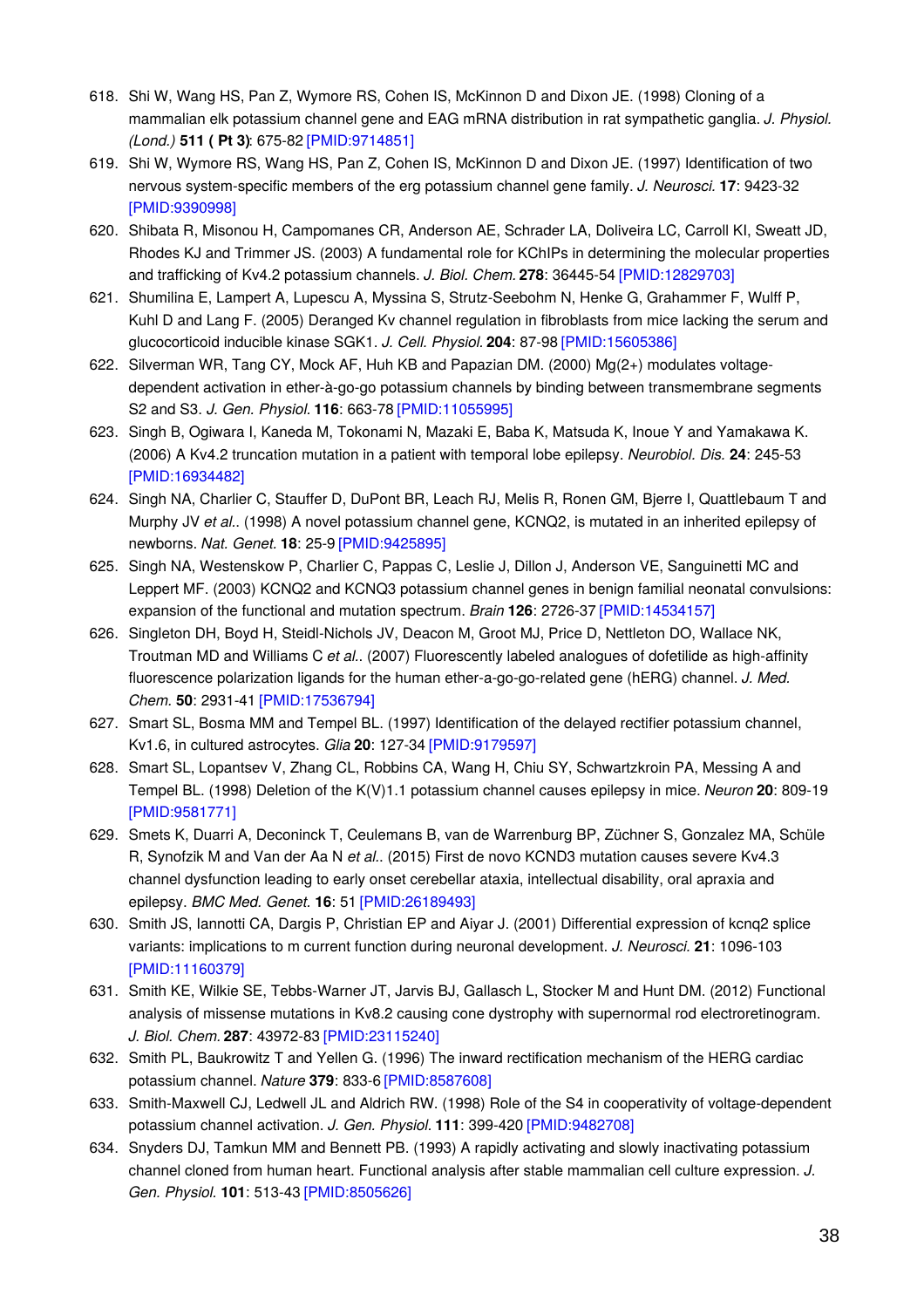618. Shi W, Wang HS, Pan Z, Wymore RS, Cohen IS, McKinnon D and Dixon JE. (1998) Cloning of a mammalian elk potassium channel gene and EAG mRNA distribution in rat sympathetic ganglia. *J. Physiol. (Lond.)* **511 ( Pt 3)**: 675-82 [PMID:9714851]
619. Shi W, Wymore RS, Wang HS, Pan Z, Cohen IS, McKinnon D and Dixon JE. (1997) Identification of two nervous system-specific members of the erg potassium channel gene family. *J. Neurosci.* **17**: 9423-32 [PMID:9390998]
620. Shibata R, Misonou H, Campomanes CR, Anderson AE, Schrader LA, Doliveira LC, Carroll KI, Sweatt JD, Rhodes KJ and Trimmer JS. (2003) A fundamental role for KChIPs in determining the molecular properties and trafficking of Kv4.2 potassium channels. *J. Biol. Chem.* **278**: 36445-54 [PMID:12829703]
621. Shumilina E, Lampert A, Lupescu A, Myssina S, Strutz-Seebohm N, Henke G, Grahammer F, Wulff P, Kuhl D and Lang F. (2005) Deranged Kv channel regulation in fibroblasts from mice lacking the serum and glucocorticoid inducible kinase SGK1. *J. Cell. Physiol.* **204**: 87-98 [PMID:15605386]
622. Silverman WR, Tang CY, Mock AF, Huh KB and Papazian DM. (2000) Mg(2+) modulates voltage-dependent activation in ether-à-go-go potassium channels by binding between transmembrane segments S2 and S3. *J. Gen. Physiol.* **116**: 663-78 [PMID:11055995]
623. Singh B, Ogiwara I, Kaneda M, Tokonami N, Mazaki E, Baba K, Matsuda K, Inoue Y and Yamakawa K. (2006) A Kv4.2 truncation mutation in a patient with temporal lobe epilepsy. *Neurobiol. Dis.* **24**: 245-53 [PMID:16934482]
624. Singh NA, Charlier C, Stauffer D, DuPont BR, Leach RJ, Melis R, Ronen GM, Bjerre I, Quattlebaum T and Murphy JV *et al.*. (1998) A novel potassium channel gene, KCNQ2, is mutated in an inherited epilepsy of newborns. *Nat. Genet.* **18**: 25-9 [PMID:9425895]
625. Singh NA, Westenskow P, Charlier C, Pappas C, Leslie J, Dillon J, Anderson VE, Sanguinetti MC and Leppert MF. (2003) KCNQ2 and KCNQ3 potassium channel genes in benign familial neonatal convulsions: expansion of the functional and mutation spectrum. *Brain* **126**: 2726-37 [PMID:14534157]
626. Singleton DH, Boyd H, Steidl-Nichols JV, Deacon M, Groot MJ, Price D, Nettleton DO, Wallace NK, Troutman MD and Williams C *et al.*. (2007) Fluorescently labeled analogues of dofetilide as high-affinity fluorescence polarization ligands for the human ether-a-go-go-related gene (hERG) channel. *J. Med. Chem.* **50**: 2931-41 [PMID:17536794]
627. Smart SL, Bosma MM and Tempel BL. (1997) Identification of the delayed rectifier potassium channel, Kv1.6, in cultured astrocytes. *Glia* **20**: 127-34 [PMID:9179597]
628. Smart SL, Lopantsev V, Zhang CL, Robbins CA, Wang H, Chiu SY, Schwartzkroin PA, Messing A and Tempel BL. (1998) Deletion of the K(V)1.1 potassium channel causes epilepsy in mice. *Neuron* **20**: 809-19 [PMID:9581771]
629. Smets K, Duarri A, Deconinck T, Ceulemans B, van de Warrenburg BP, Züchner S, Gonzalez MA, Schüle R, Synofzik M and Van der Aa N *et al.*. (2015) First de novo KCND3 mutation causes severe Kv4.3 channel dysfunction leading to early onset cerebellar ataxia, intellectual disability, oral apraxia and epilepsy. *BMC Med. Genet.* **16**: 51 [PMID:26189493]
630. Smith JS, Iannotti CA, Dargis P, Christian EP and Aiyar J. (2001) Differential expression of kcnq2 splice variants: implications to m current function during neuronal development. *J. Neurosci.* **21**: 1096-103 [PMID:11160379]
631. Smith KE, Wilkie SE, Tebbs-Warner JT, Jarvis BJ, Gallasch L, Stocker M and Hunt DM. (2012) Functional analysis of missense mutations in Kv8.2 causing cone dystrophy with supernormal rod electroretinogram. *J. Biol. Chem.* **287**: 43972-83 [PMID:23115240]
632. Smith PL, Baukrowitz T and Yellen G. (1996) The inward rectification mechanism of the HERG cardiac potassium channel. *Nature* **379**: 833-6 [PMID:8587608]
633. Smith-Maxwell CJ, Ledwell JL and Aldrich RW. (1998) Role of the S4 in cooperativity of voltage-dependent potassium channel activation. *J. Gen. Physiol.* **111**: 399-420 [PMID:9482708]
634. Snyders DJ, Tamkun MM and Bennett PB. (1993) A rapidly activating and slowly inactivating potassium channel cloned from human heart. Functional analysis after stable mammalian cell culture expression. *J. Gen. Physiol.* **101**: 513-43 [PMID:8505626]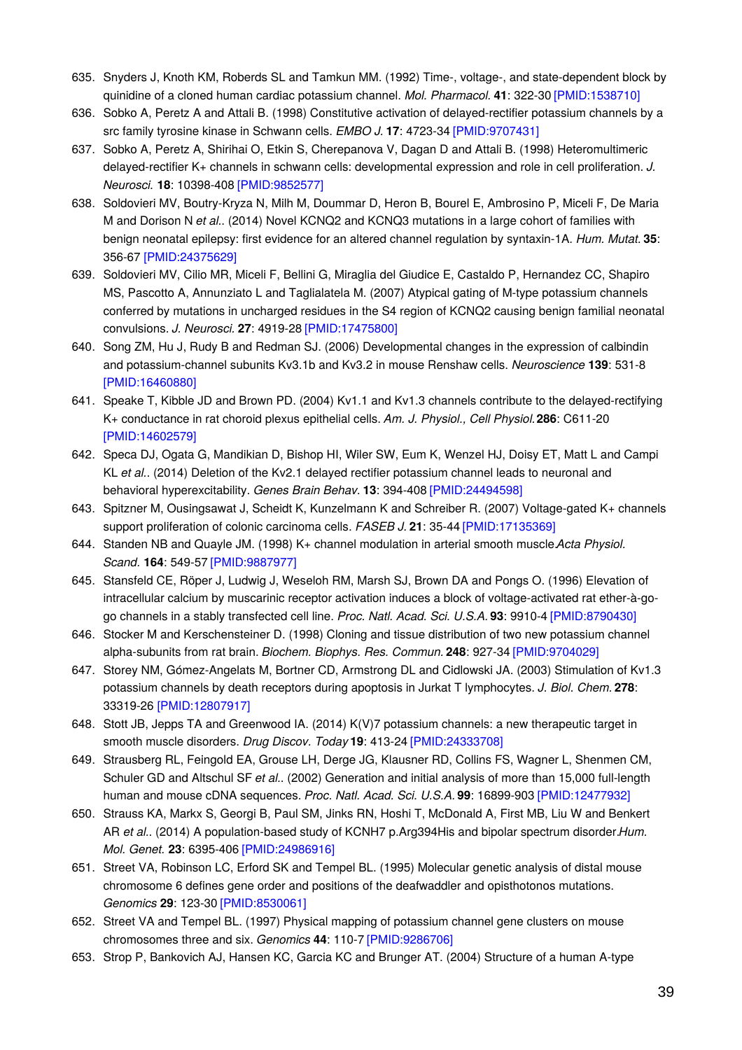635. Snyders J, Knoth KM, Roberds SL and Tamkun MM. (1992) Time-, voltage-, and state-dependent block by quinidine of a cloned human cardiac potassium channel. *Mol. Pharmacol.* **41**: 322-30 [PMID:1538710]
636. Sobko A, Peretz A and Attali B. (1998) Constitutive activation of delayed-rectifier potassium channels by a src family tyrosine kinase in Schwann cells. *EMBO J.* **17**: 4723-34 [PMID:9707431]
637. Sobko A, Peretz A, Shirihai O, Etkin S, Cherepanova V, Dagan D and Attali B. (1998) Heteromultimeric delayed-rectifier K+ channels in schwann cells: developmental expression and role in cell proliferation. *J. Neurosci.* **18**: 10398-408 [PMID:9852577]
638. Soldovieri MV, Boutry-Kryza N, Milh M, Doummar D, Heron B, Bourel E, Ambrosino P, Miceli F, De Maria M and Dorison N *et al.*. (2014) Novel KCNQ2 and KCNQ3 mutations in a large cohort of families with benign neonatal epilepsy: first evidence for an altered channel regulation by syntaxin-1A. *Hum. Mutat.* **35**: 356-67 [PMID:24375629]
639. Soldovieri MV, Cilio MR, Miceli F, Bellini G, Miraglia del Giudice E, Castaldo P, Hernandez CC, Shapiro MS, Pascotto A, Annunziato L and Taglialatela M. (2007) Atypical gating of M-type potassium channels conferred by mutations in uncharged residues in the S4 region of KCNQ2 causing benign familial neonatal convulsions. *J. Neurosci.* **27**: 4919-28 [PMID:17475800]
640. Song ZM, Hu J, Rudy B and Redman SJ. (2006) Developmental changes in the expression of calbindin and potassium-channel subunits Kv3.1b and Kv3.2 in mouse Renshaw cells. *Neuroscience* **139**: 531-8 [PMID:16460880]
641. Speake T, Kibble JD and Brown PD. (2004) Kv1.1 and Kv1.3 channels contribute to the delayed-rectifying K+ conductance in rat choroid plexus epithelial cells. *Am. J. Physiol., Cell Physiol.* **286**: C611-20 [PMID:14602579]
642. Speca DJ, Ogata G, Mandikian D, Bishop HI, Wiler SW, Eum K, Wenzel HJ, Doisy ET, Matt L and Campi KL *et al.*. (2014) Deletion of the Kv2.1 delayed rectifier potassium channel leads to neuronal and behavioral hyperexcitability. *Genes Brain Behav.* **13**: 394-408 [PMID:24494598]
643. Spitzner M, Ousingsawat J, Scheidt K, Kunzelmann K and Schreiber R. (2007) Voltage-gated K+ channels support proliferation of colonic carcinoma cells. *FASEB J.* **21**: 35-44 [PMID:17135369]
644. Standen NB and Quayle JM. (1998) K+ channel modulation in arterial smooth muscle *Acta Physiol. Scand.* **164**: 549-57 [PMID:9887977]
645. Stansfeld CE, Röper J, Ludwig J, Weseloh RM, Marsh SJ, Brown DA and Pongs O. (1996) Elevation of intracellular calcium by muscarinic receptor activation induces a block of voltage-activated rat ether-à-go-go channels in a stably transfected cell line. *Proc. Natl. Acad. Sci. U.S.A.* **93**: 9910-4 [PMID:8790430]
646. Stocker M and Kerschensteiner D. (1998) Cloning and tissue distribution of two new potassium channel alpha-subunits from rat brain. *Biochem. Biophys. Res. Commun.* **248**: 927-34 [PMID:9704029]
647. Storey NM, Gómez-Angelats M, Bortner CD, Armstrong DL and Cidlowski JA. (2003) Stimulation of Kv1.3 potassium channels by death receptors during apoptosis in Jurkat T lymphocytes. *J. Biol. Chem.* **278**: 33319-26 [PMID:12807917]
648. Stott JB, Jepps TA and Greenwood IA. (2014) K(V)7 potassium channels: a new therapeutic target in smooth muscle disorders. *Drug Discov. Today* **19**: 413-24 [PMID:24333708]
649. Strausberg RL, Feingold EA, Grouse LH, Derge JG, Klausner RD, Collins FS, Wagner L, Shenmen CM, Schuler GD and Altschul SF *et al.*. (2002) Generation and initial analysis of more than 15,000 full-length human and mouse cDNA sequences. *Proc. Natl. Acad. Sci. U.S.A.* **99**: 16899-903 [PMID:12477932]
650. Strauss KA, Markx S, Georgi B, Paul SM, Jinks RN, Hoshi T, McDonald A, First MB, Liu W and Benkert AR *et al.*. (2014) A population-based study of KCNH7 p.Arg394His and bipolar spectrum disorder. *Hum. Mol. Genet.* **23**: 6395-406 [PMID:24986916]
651. Street VA, Robinson LC, Erford SK and Tempel BL. (1995) Molecular genetic analysis of distal mouse chromosome 6 defines gene order and positions of the deafwaddler and opisthotonos mutations. *Genomics* **29**: 123-30 [PMID:8530061]
652. Street VA and Tempel BL. (1997) Physical mapping of potassium channel gene clusters on mouse chromosomes three and six. *Genomics* **44**: 110-7 [PMID:9286706]
653. Strop P, Bankovich AJ, Hansen KC, Garcia KC and Brunger AT. (2004) Structure of a human A-type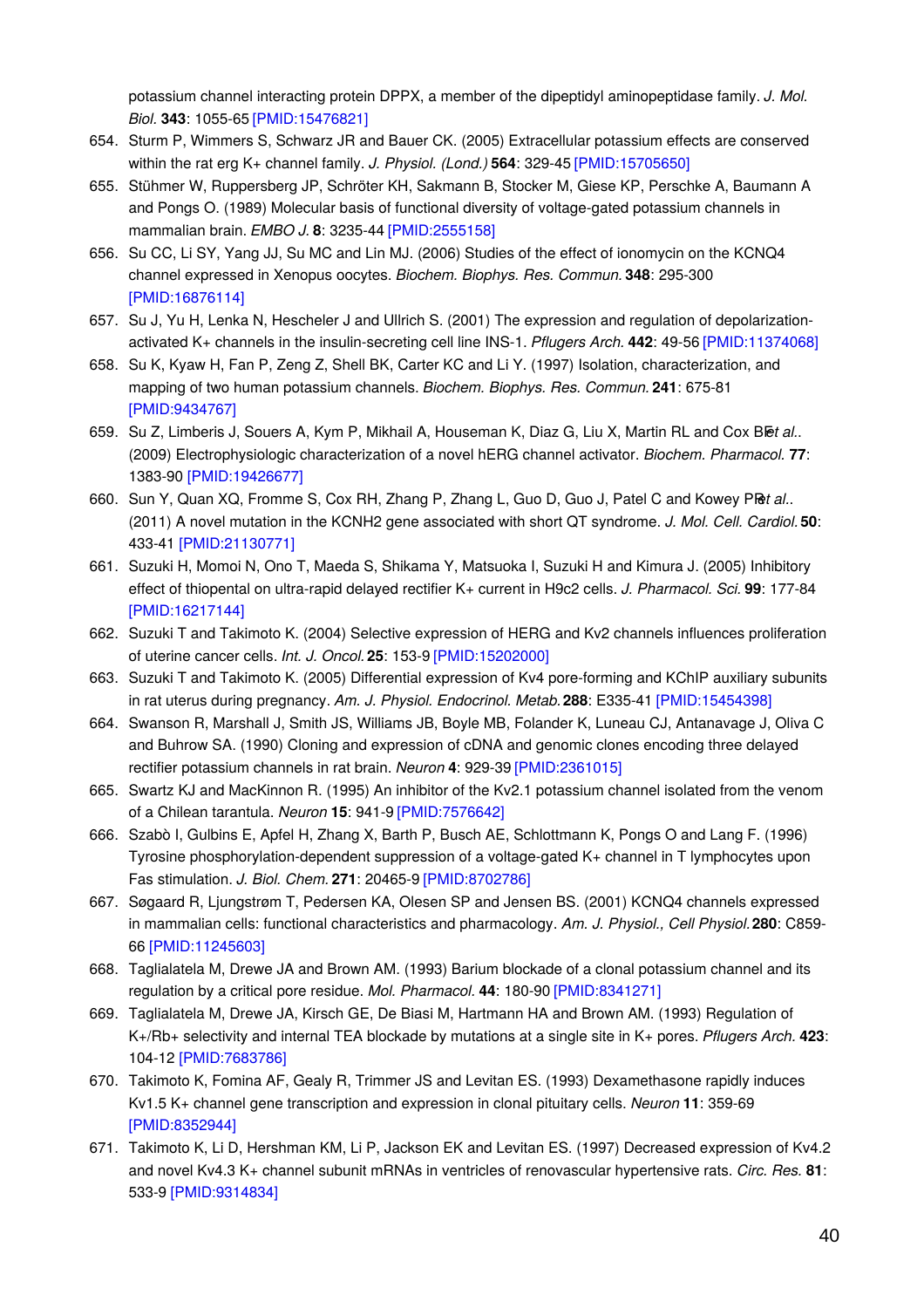potassium channel interacting protein DPPX, a member of the dipeptidyl aminopeptidase family. *J. Mol. Biol.* **343**: 1055-65 [PMID:15476821]

654. Sturm P, Wimmers S, Schwarz JR and Bauer CK. (2005) Extracellular potassium effects are conserved within the rat erg K+ channel family. *J. Physiol. (Lond.)* **564**: 329-45 [PMID:15705650]
655. Stühmer W, Ruppersberg JP, Schröter KH, Sakmann B, Stocker M, Giese KP, Perschke A, Baumann A and Pongs O. (1989) Molecular basis of functional diversity of voltage-gated potassium channels in mammalian brain. *EMBO J.* **8**: 3235-44 [PMID:2555158]
656. Su CC, Li SY, Yang JJ, Su MC and Lin MJ. (2006) Studies of the effect of ionomycin on the KCNQ4 channel expressed in Xenopus oocytes. *Biochem. Biophys. Res. Commun.* **348**: 295-300 [PMID:16876114]
657. Su J, Yu H, Lenka N, Hescheler J and Ullrich S. (2001) The expression and regulation of depolarization-activated K+ channels in the insulin-secreting cell line INS-1. *Pflugers Arch.* **442**: 49-56 [PMID:11374068]
658. Su K, Kyaw H, Fan P, Zeng Z, Shell BK, Carter KC and Li Y. (1997) Isolation, characterization, and mapping of two human potassium channels. *Biochem. Biophys. Res. Commun.* **241**: 675-81 [PMID:9434767]
659. Su Z, Limberis J, Souers A, Kym P, Mikhail A, Houseman K, Diaz G, Liu X, Martin RL and Cox BF *et al.*. (2009) Electrophysiologic characterization of a novel hERG channel activator. *Biochem. Pharmacol.* **77**: 1383-90 [PMID:19426677]
660. Sun Y, Quan XQ, Fromme S, Cox RH, Zhang P, Zhang L, Guo D, Guo J, Patel C and Kowey PR *et al.*. (2011) A novel mutation in the KCNH2 gene associated with short QT syndrome. *J. Mol. Cell. Cardiol.* **50**: 433-41 [PMID:21130771]
661. Suzuki H, Momoi N, Ono T, Maeda S, Shikama Y, Matsuoka I, Suzuki H and Kimura J. (2005) Inhibitory effect of thiopental on ultra-rapid delayed rectifier K+ current in H9c2 cells. *J. Pharmacol. Sci.* **99**: 177-84 [PMID:16217144]
662. Suzuki T and Takimoto K. (2004) Selective expression of HERG and Kv2 channels influences proliferation of uterine cancer cells. *Int. J. Oncol.* **25**: 153-9 [PMID:15202000]
663. Suzuki T and Takimoto K. (2005) Differential expression of Kv4 pore-forming and KChIP auxiliary subunits in rat uterus during pregnancy. *Am. J. Physiol. Endocrinol. Metab.* **288**: E335-41 [PMID:15454398]
664. Swanson R, Marshall J, Smith JS, Williams JB, Boyle MB, Folander K, Luneau CJ, Antanavage J, Oliva C and Buhrow SA. (1990) Cloning and expression of cDNA and genomic clones encoding three delayed rectifier potassium channels in rat brain. *Neuron* **4**: 929-39 [PMID:2361015]
665. Swartz KJ and MacKinnon R. (1995) An inhibitor of the Kv2.1 potassium channel isolated from the venom of a Chilean tarantula. *Neuron* **15**: 941-9 [PMID:7576642]
666. Szabò I, Gulbins E, Apfel H, Zhang X, Barth P, Busch AE, Schlottmann K, Pongs O and Lang F. (1996) Tyrosine phosphorylation-dependent suppression of a voltage-gated K+ channel in T lymphocytes upon Fas stimulation. *J. Biol. Chem.* **271**: 20465-9 [PMID:8702786]
667. Søgaard R, Ljungstrøm T, Pedersen KA, Olesen SP and Jensen BS. (2001) KCNQ4 channels expressed in mammalian cells: functional characteristics and pharmacology. *Am. J. Physiol., Cell Physiol.* **280**: C859-66 [PMID:11245603]
668. Taglialatela M, Drewe JA and Brown AM. (1993) Barium blockade of a clonal potassium channel and its regulation by a critical pore residue. *Mol. Pharmacol.* **44**: 180-90 [PMID:8341271]
669. Taglialatela M, Drewe JA, Kirsch GE, De Biasi M, Hartmann HA and Brown AM. (1993) Regulation of K+/Rb+ selectivity and internal TEA blockade by mutations at a single site in K+ pores. *Pflugers Arch.* **423**: 104-12 [PMID:7683786]
670. Takimoto K, Fomina AF, Gealy R, Trimmer JS and Levitan ES. (1993) Dexamethasone rapidly induces Kv1.5 K+ channel gene transcription and expression in clonal pituitary cells. *Neuron* **11**: 359-69 [PMID:8352944]
671. Takimoto K, Li D, Hershman KM, Li P, Jackson EK and Levitan ES. (1997) Decreased expression of Kv4.2 and novel Kv4.3 K+ channel subunit mRNAs in ventricles of renovascular hypertensive rats. *Circ. Res.* **81**: 533-9 [PMID:9314834]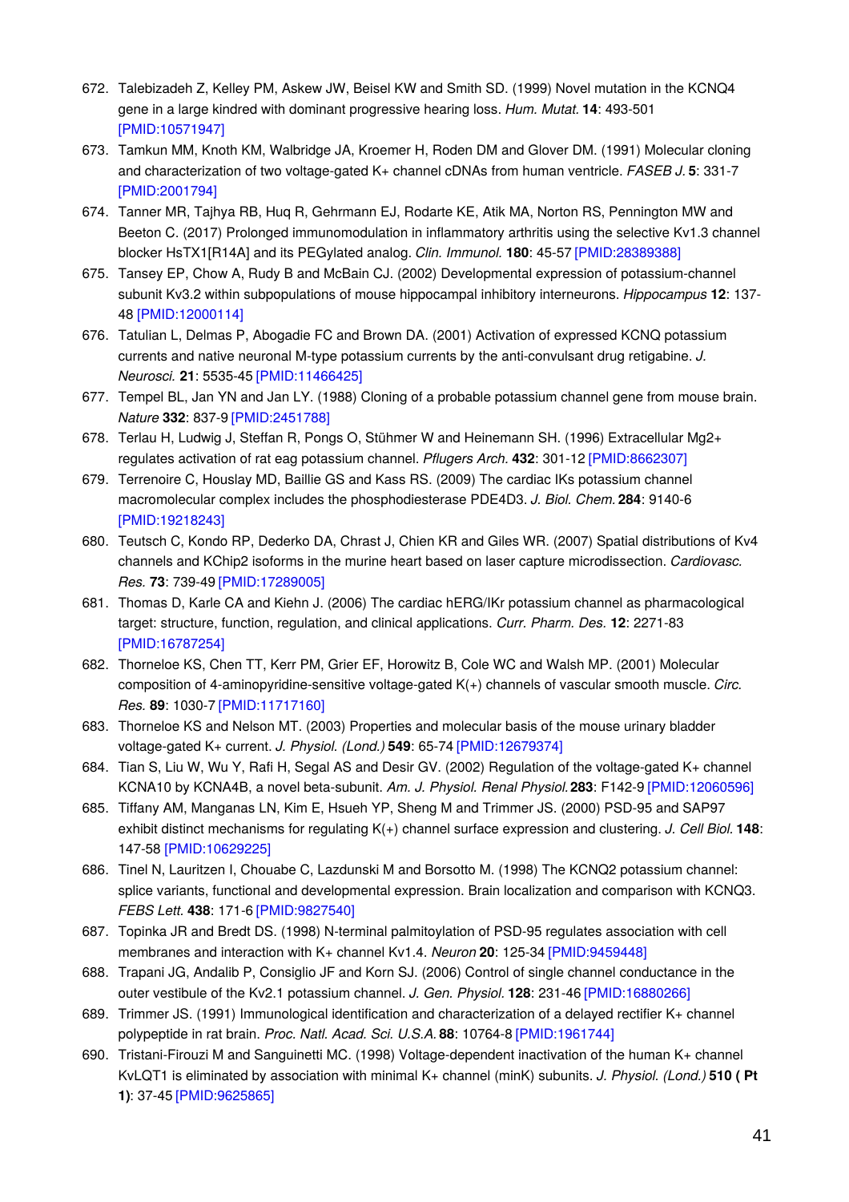672. Talebizadeh Z, Kelley PM, Askew JW, Beisel KW and Smith SD. (1999) Novel mutation in the KCNQ4 gene in a large kindred with dominant progressive hearing loss. *Hum. Mutat.* **14**: 493-501 [PMID:10571947]
673. Tamkun MM, Knoth KM, Walbridge JA, Kroemer H, Roden DM and Glover DM. (1991) Molecular cloning and characterization of two voltage-gated K+ channel cDNAs from human ventricle. *FASEB J.* **5**: 331-7 [PMID:2001794]
674. Tanner MR, Tajhya RB, Huq R, Gehrmann EJ, Rodarte KE, Atik MA, Norton RS, Pennington MW and Beeton C. (2017) Prolonged immunomodulation in inflammatory arthritis using the selective Kv1.3 channel blocker HsTX1[R14A] and its PEGylated analog. *Clin. Immunol.* **180**: 45-57 [PMID:28389388]
675. Tansey EP, Chow A, Rudy B and McBain CJ. (2002) Developmental expression of potassium-channel subunit Kv3.2 within subpopulations of mouse hippocampal inhibitory interneurons. *Hippocampus* **12**: 137-48 [PMID:12000114]
676. Tatulian L, Delmas P, Abogadie FC and Brown DA. (2001) Activation of expressed KCNQ potassium currents and native neuronal M-type potassium currents by the anti-convulsant drug retigabine. *J. Neurosci.* **21**: 5535-45 [PMID:11466425]
677. Tempel BL, Jan YN and Jan LY. (1988) Cloning of a probable potassium channel gene from mouse brain. *Nature* **332**: 837-9 [PMID:2451788]
678. Terlau H, Ludwig J, Steffan R, Pongs O, Stühmer W and Heinemann SH. (1996) Extracellular Mg2+ regulates activation of rat eag potassium channel. *Pflugers Arch.* **432**: 301-12 [PMID:8662307]
679. Terrenoire C, Houslay MD, Baillie GS and Kass RS. (2009) The cardiac IKs potassium channel macromolecular complex includes the phosphodiesterase PDE4D3. *J. Biol. Chem.* **284**: 9140-6 [PMID:19218243]
680. Teutsch C, Kondo RP, Dederko DA, Chrast J, Chien KR and Giles WR. (2007) Spatial distributions of Kv4 channels and KChip2 isoforms in the murine heart based on laser capture microdissection. *Cardiovasc. Res.* **73**: 739-49 [PMID:17289005]
681. Thomas D, Karle CA and Kiehn J. (2006) The cardiac hERG/IKr potassium channel as pharmacological target: structure, function, regulation, and clinical applications. *Curr. Pharm. Des.* **12**: 2271-83 [PMID:16787254]
682. Thorneloe KS, Chen TT, Kerr PM, Grier EF, Horowitz B, Cole WC and Walsh MP. (2001) Molecular composition of 4-aminopyridine-sensitive voltage-gated K(+) channels of vascular smooth muscle. *Circ. Res.* **89**: 1030-7 [PMID:11717160]
683. Thorneloe KS and Nelson MT. (2003) Properties and molecular basis of the mouse urinary bladder voltage-gated K+ current. *J. Physiol. (Lond.)* **549**: 65-74 [PMID:12679374]
684. Tian S, Liu W, Wu Y, Rafi H, Segal AS and Desir GV. (2002) Regulation of the voltage-gated K+ channel KCNA10 by KCNA4B, a novel beta-subunit. *Am. J. Physiol. Renal Physiol.* **283**: F142-9 [PMID:12060596]
685. Tiffany AM, Manganas LN, Kim E, Hsueh YP, Sheng M and Trimmer JS. (2000) PSD-95 and SAP97 exhibit distinct mechanisms for regulating K(+) channel surface expression and clustering. *J. Cell Biol.* **148**: 147-58 [PMID:10629225]
686. Tinel N, Lauritzen I, Chouabe C, Lazdunski M and Borsotto M. (1998) The KCNQ2 potassium channel: splice variants, functional and developmental expression. Brain localization and comparison with KCNQ3. *FEBS Lett.* **438**: 171-6 [PMID:9827540]
687. Topinka JR and Bredt DS. (1998) N-terminal palmitoylation of PSD-95 regulates association with cell membranes and interaction with K+ channel Kv1.4. *Neuron* **20**: 125-34 [PMID:9459448]
688. Trapani JG, Andalib P, Consiglio JF and Korn SJ. (2006) Control of single channel conductance in the outer vestibule of the Kv2.1 potassium channel. *J. Gen. Physiol.* **128**: 231-46 [PMID:16880266]
689. Trimmer JS. (1991) Immunological identification and characterization of a delayed rectifier K+ channel polypeptide in rat brain. *Proc. Natl. Acad. Sci. U.S.A.* **88**: 10764-8 [PMID:1961744]
690. Tristani-Firouzi M and Sanguinetti MC. (1998) Voltage-dependent inactivation of the human K+ channel KvLQT1 is eliminated by association with minimal K+ channel (minK) subunits. *J. Physiol. (Lond.)* **510 ( Pt 1)**: 37-45 [PMID:9625865]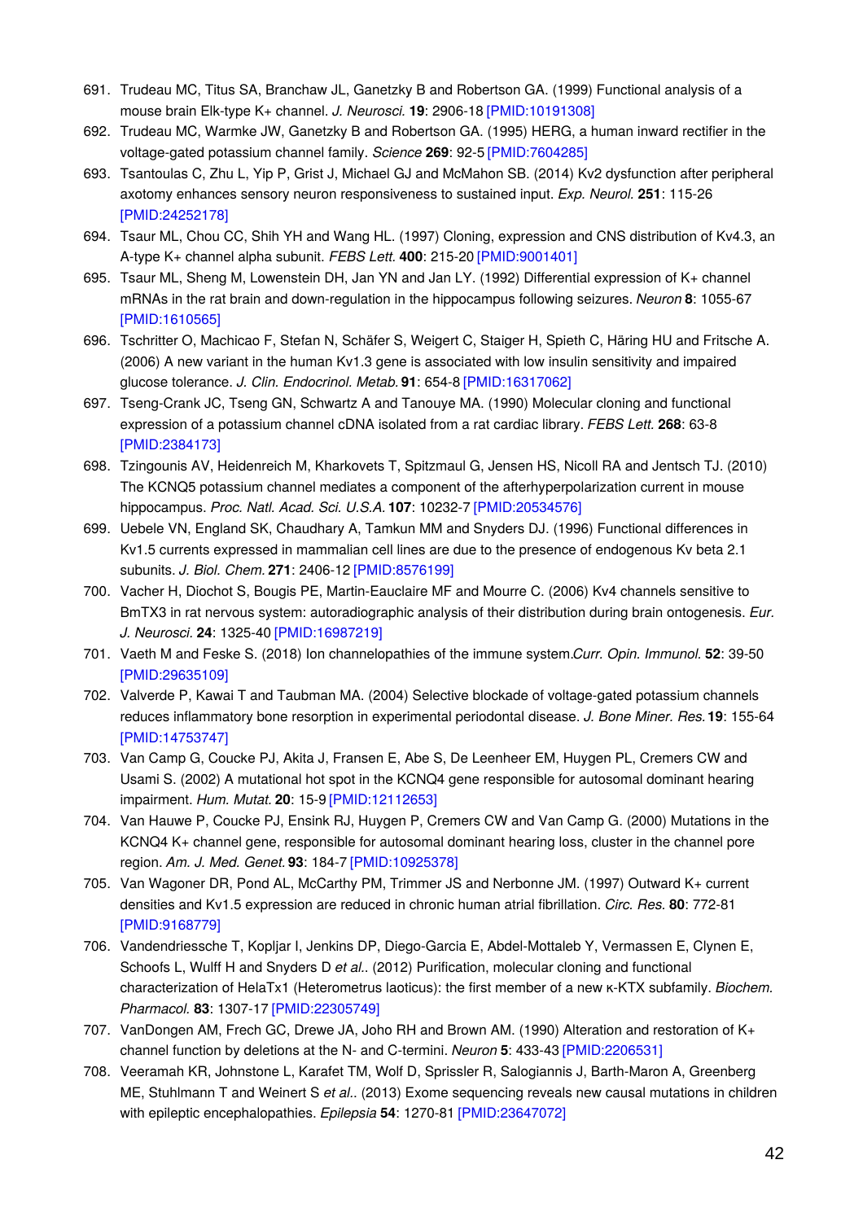691. Trudeau MC, Titus SA, Branchaw JL, Ganetzky B and Robertson GA. (1999) Functional analysis of a mouse brain Elk-type K+ channel. *J. Neurosci.* **19**: 2906-18 [PMID:10191308]
692. Trudeau MC, Warmke JW, Ganetzky B and Robertson GA. (1995) HERG, a human inward rectifier in the voltage-gated potassium channel family. *Science* **269**: 92-5 [PMID:7604285]
693. Tsantoulas C, Zhu L, Yip P, Grist J, Michael GJ and McMahon SB. (2014) Kv2 dysfunction after peripheral axotomy enhances sensory neuron responsiveness to sustained input. *Exp. Neurol.* **251**: 115-26 [PMID:24252178]
694. Tsaur ML, Chou CC, Shih YH and Wang HL. (1997) Cloning, expression and CNS distribution of Kv4.3, an A-type K+ channel alpha subunit. *FEBS Lett.* **400**: 215-20 [PMID:9001401]
695. Tsaur ML, Sheng M, Lowenstein DH, Jan YN and Jan LY. (1992) Differential expression of K+ channel mRNAs in the rat brain and down-regulation in the hippocampus following seizures. *Neuron* **8**: 1055-67 [PMID:1610565]
696. Tschritter O, Machicao F, Stefan N, Schäfer S, Weigert C, Staiger H, Spieth C, Häring HU and Fritsche A. (2006) A new variant in the human Kv1.3 gene is associated with low insulin sensitivity and impaired glucose tolerance. *J. Clin. Endocrinol. Metab.* **91**: 654-8 [PMID:16317062]
697. Tseng-Crank JC, Tseng GN, Schwartz A and Tanouye MA. (1990) Molecular cloning and functional expression of a potassium channel cDNA isolated from a rat cardiac library. *FEBS Lett.* **268**: 63-8 [PMID:2384173]
698. Tzingounis AV, Heidenreich M, Kharkovets T, Spitzmaul G, Jensen HS, Nicoll RA and Jentsch TJ. (2010) The KCNQ5 potassium channel mediates a component of the afterhyperpolarization current in mouse hippocampus. *Proc. Natl. Acad. Sci. U.S.A.* **107**: 10232-7 [PMID:20534576]
699. Uebele VN, England SK, Chaudhary A, Tamkun MM and Snyders DJ. (1996) Functional differences in Kv1.5 currents expressed in mammalian cell lines are due to the presence of endogenous Kv beta 2.1 subunits. *J. Biol. Chem.* **271**: 2406-12 [PMID:8576199]
700. Vacher H, Diochot S, Bougis PE, Martin-Eauclaire MF and Mourre C. (2006) Kv4 channels sensitive to BmTX3 in rat nervous system: autoradiographic analysis of their distribution during brain ontogenesis. *Eur. J. Neurosci.* **24**: 1325-40 [PMID:16987219]
701. Vaeth M and Feske S. (2018) Ion channelopathies of the immune system.*Curr. Opin. Immunol.* **52**: 39-50 [PMID:29635109]
702. Valverde P, Kawai T and Taubman MA. (2004) Selective blockade of voltage-gated potassium channels reduces inflammatory bone resorption in experimental periodontal disease. *J. Bone Miner. Res.* **19**: 155-64 [PMID:14753747]
703. Van Camp G, Coucke PJ, Akita J, Fransen E, Abe S, De Leenheer EM, Huygen PL, Cremers CW and Usami S. (2002) A mutational hot spot in the KCNQ4 gene responsible for autosomal dominant hearing impairment. *Hum. Mutat.* **20**: 15-9 [PMID:12112653]
704. Van Hauwe P, Coucke PJ, Ensink RJ, Huygen P, Cremers CW and Van Camp G. (2000) Mutations in the KCNQ4 K+ channel gene, responsible for autosomal dominant hearing loss, cluster in the channel pore region. *Am. J. Med. Genet.* **93**: 184-7 [PMID:10925378]
705. Van Wagoner DR, Pond AL, McCarthy PM, Trimmer JS and Nerbonne JM. (1997) Outward K+ current densities and Kv1.5 expression are reduced in chronic human atrial fibrillation. *Circ. Res.* **80**: 772-81 [PMID:9168779]
706. Vandendriessche T, Kopljar I, Jenkins DP, Diego-Garcia E, Abdel-Mottaleb Y, Vermassen E, Clynen E, Schoofs L, Wulff H and Snyders D *et al.*. (2012) Purification, molecular cloning and functional characterization of HelaTx1 (Heterometrus laoticus): the first member of a new κ-KTX subfamily. *Biochem. Pharmacol.* **83**: 1307-17 [PMID:22305749]
707. VanDongen AM, Frech GC, Drewe JA, Joho RH and Brown AM. (1990) Alteration and restoration of K+ channel function by deletions at the N- and C-termini. *Neuron* **5**: 433-43 [PMID:2206531]
708. Veeramah KR, Johnstone L, Karafet TM, Wolf D, Sprissler R, Salogiannis J, Barth-Maron A, Greenberg ME, Stuhlmann T and Weinert S *et al.*. (2013) Exome sequencing reveals new causal mutations in children with epileptic encephalopathies. *Epilepsia* **54**: 1270-81 [PMID:23647072]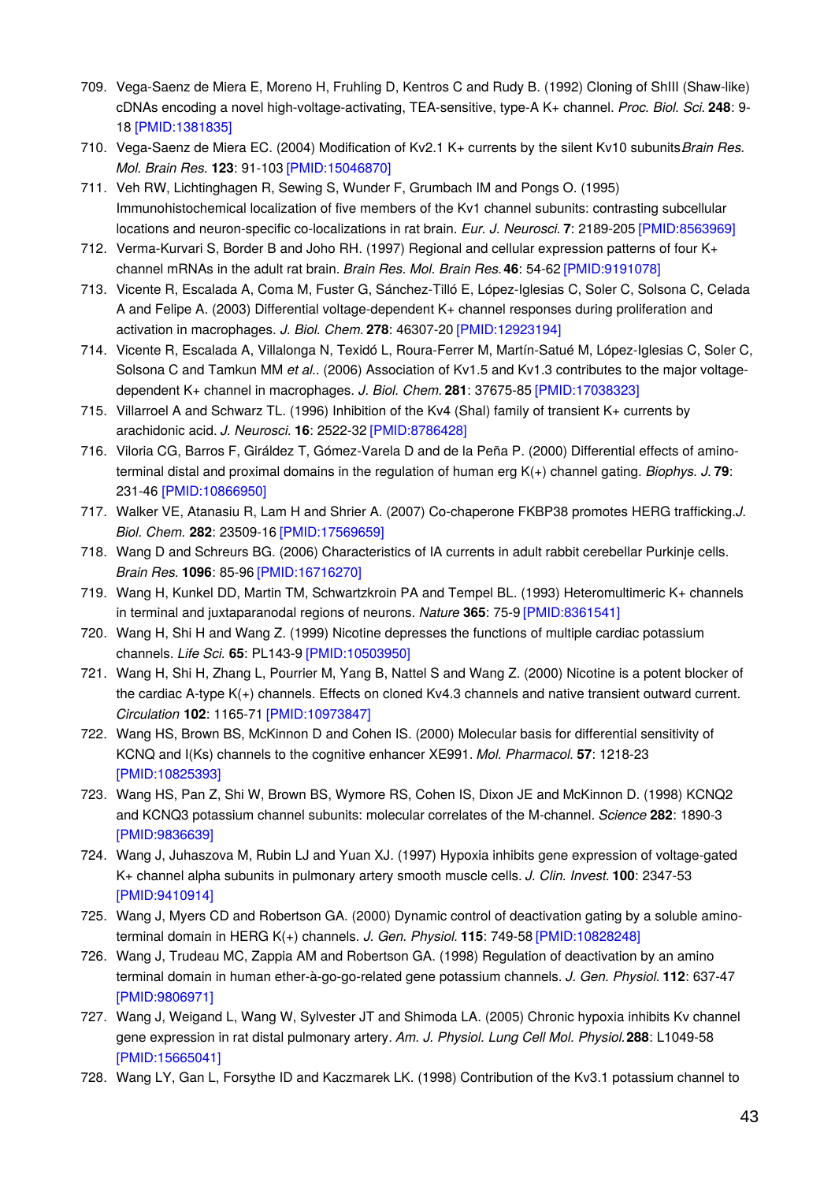709. Vega-Saenz de Miera E, Moreno H, Fruhling D, Kentros C and Rudy B. (1992) Cloning of ShIII (Shaw-like) cDNAs encoding a novel high-voltage-activating, TEA-sensitive, type-A K+ channel. *Proc. Biol. Sci.* **248**: 9-18 [PMID:1381835]
710. Vega-Saenz de Miera EC. (2004) Modification of Kv2.1 K+ currents by the silent Kv10 subunits *Brain Res. Mol. Brain Res.* **123**: 91-103 [PMID:15046870]
711. Veh RW, Lichtinghagen R, Sewing S, Wunder F, Grumbach IM and Pongs O. (1995) Immunohistochemical localization of five members of the Kv1 channel subunits: contrasting subcellular locations and neuron-specific co-localizations in rat brain. *Eur. J. Neurosci.* **7**: 2189-205 [PMID:8563969]
712. Verma-Kurvari S, Border B and Joho RH. (1997) Regional and cellular expression patterns of four K+ channel mRNAs in the adult rat brain. *Brain Res. Mol. Brain Res.* **46**: 54-62 [PMID:9191078]
713. Vicente R, Escalada A, Coma M, Fuster G, Sánchez-Tilló E, López-Iglesias C, Soler C, Solsona C, Celada A and Felipe A. (2003) Differential voltage-dependent K+ channel responses during proliferation and activation in macrophages. *J. Biol. Chem.* **278**: 46307-20 [PMID:12923194]
714. Vicente R, Escalada A, Villalonga N, Texidó L, Roura-Ferrer M, Martín-Satué M, López-Iglesias C, Soler C, Solsona C and Tamkun MM *et al.*. (2006) Association of Kv1.5 and Kv1.3 contributes to the major voltage-dependent K+ channel in macrophages. *J. Biol. Chem.* **281**: 37675-85 [PMID:17038323]
715. Villarroel A and Schwarz TL. (1996) Inhibition of the Kv4 (Shal) family of transient K+ currents by arachidonic acid. *J. Neurosci.* **16**: 2522-32 [PMID:8786428]
716. Viloria CG, Barros F, Giráldez T, Gómez-Varela D and de la Peña P. (2000) Differential effects of amino-terminal distal and proximal domains in the regulation of human erg K(+) channel gating. *Biophys. J.* **79**: 231-46 [PMID:10866950]
717. Walker VE, Atanasiu R, Lam H and Shrier A. (2007) Co-chaperone FKBP38 promotes HERG trafficking. *J. Biol. Chem.* **282**: 23509-16 [PMID:17569659]
718. Wang D and Schreurs BG. (2006) Characteristics of IA currents in adult rabbit cerebellar Purkinje cells. *Brain Res.* **1096**: 85-96 [PMID:16716270]
719. Wang H, Kunkel DD, Martin TM, Schwartzkroin PA and Tempel BL. (1993) Heteromultimeric K+ channels in terminal and juxtaparanodal regions of neurons. *Nature* **365**: 75-9 [PMID:8361541]
720. Wang H, Shi H and Wang Z. (1999) Nicotine depresses the functions of multiple cardiac potassium channels. *Life Sci.* **65**: PL143-9 [PMID:10503950]
721. Wang H, Shi H, Zhang L, Pourrier M, Yang B, Nattel S and Wang Z. (2000) Nicotine is a potent blocker of the cardiac A-type K(+) channels. Effects on cloned Kv4.3 channels and native transient outward current. *Circulation* **102**: 1165-71 [PMID:10973847]
722. Wang HS, Brown BS, McKinnon D and Cohen IS. (2000) Molecular basis for differential sensitivity of KCNQ and I(Ks) channels to the cognitive enhancer XE991. *Mol. Pharmacol.* **57**: 1218-23 [PMID:10825393]
723. Wang HS, Pan Z, Shi W, Brown BS, Wymore RS, Cohen IS, Dixon JE and McKinnon D. (1998) KCNQ2 and KCNQ3 potassium channel subunits: molecular correlates of the M-channel. *Science* **282**: 1890-3 [PMID:9836639]
724. Wang J, Juhaszova M, Rubin LJ and Yuan XJ. (1997) Hypoxia inhibits gene expression of voltage-gated K+ channel alpha subunits in pulmonary artery smooth muscle cells. *J. Clin. Invest.* **100**: 2347-53 [PMID:9410914]
725. Wang J, Myers CD and Robertson GA. (2000) Dynamic control of deactivation gating by a soluble amino-terminal domain in HERG K(+) channels. *J. Gen. Physiol.* **115**: 749-58 [PMID:10828248]
726. Wang J, Trudeau MC, Zappia AM and Robertson GA. (1998) Regulation of deactivation by an amino terminal domain in human ether-à-go-go-related gene potassium channels. *J. Gen. Physiol.* **112**: 637-47 [PMID:9806971]
727. Wang J, Weigand L, Wang W, Sylvester JT and Shimoda LA. (2005) Chronic hypoxia inhibits Kv channel gene expression in rat distal pulmonary artery. *Am. J. Physiol. Lung Cell Mol. Physiol.* **288**: L1049-58 [PMID:15665041]
728. Wang LY, Gan L, Forsythe ID and Kaczmarek LK. (1998) Contribution of the Kv3.1 potassium channel to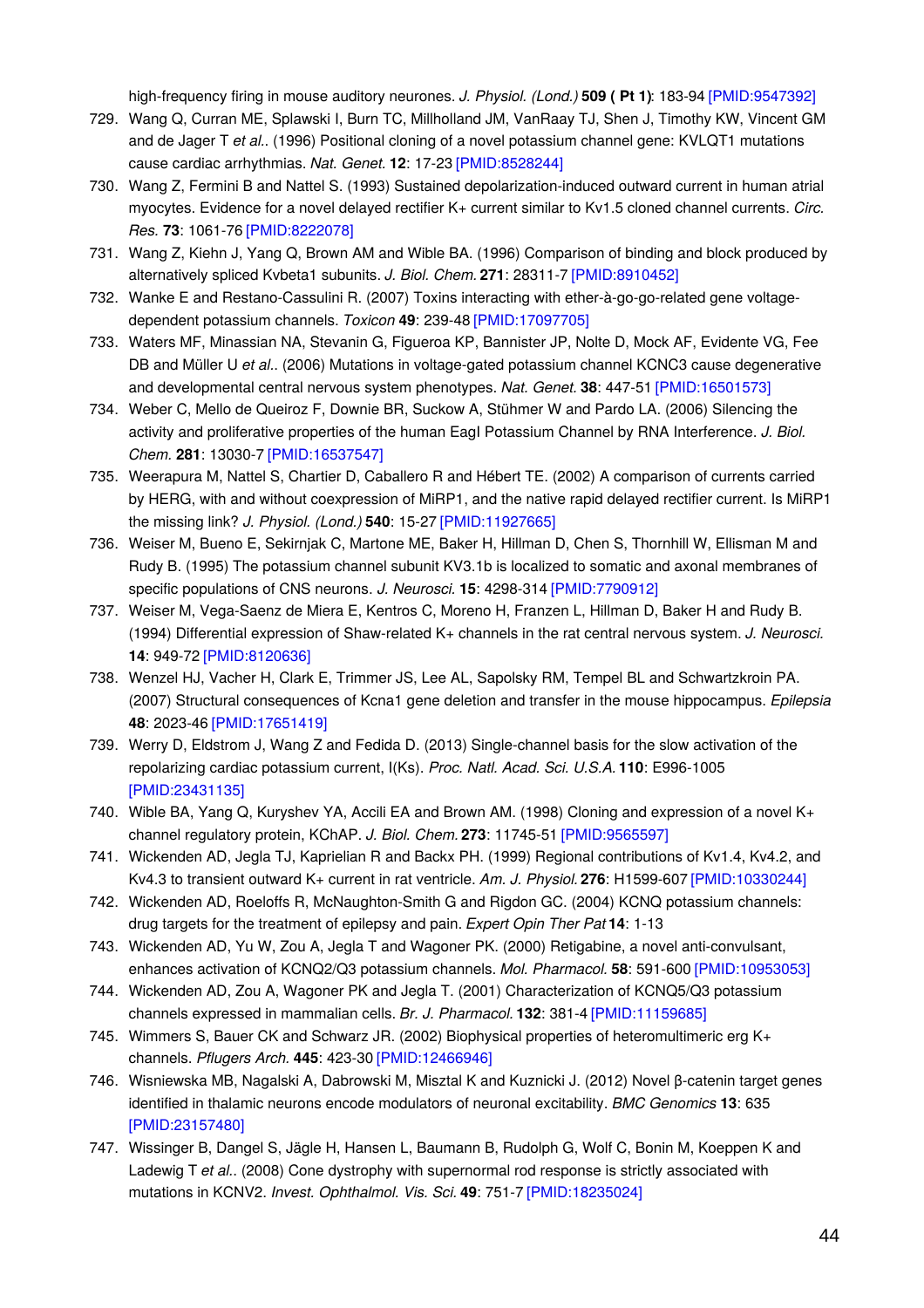high-frequency firing in mouse auditory neurones. *J. Physiol. (Lond.)* **509 ( Pt 1)**: 183-94 [PMID:9547392]

729. Wang Q, Curran ME, Splawski I, Burn TC, Millholland JM, VanRaay TJ, Shen J, Timothy KW, Vincent GM and de Jager T *et al.*. (1996) Positional cloning of a novel potassium channel gene: KVLQT1 mutations cause cardiac arrhythmias. *Nat. Genet.* **12**: 17-23 [PMID:8528244]
730. Wang Z, Fermini B and Nattel S. (1993) Sustained depolarization-induced outward current in human atrial myocytes. Evidence for a novel delayed rectifier K+ current similar to Kv1.5 cloned channel currents. *Circ. Res.* **73**: 1061-76 [PMID:8222078]
731. Wang Z, Kiehn J, Yang Q, Brown AM and Wible BA. (1996) Comparison of binding and block produced by alternatively spliced Kvbeta1 subunits. *J. Biol. Chem.* **271**: 28311-7 [PMID:8910452]
732. Wanke E and Restano-Cassulini R. (2007) Toxins interacting with ether-à-go-go-related gene voltage-dependent potassium channels. *Toxicon* **49**: 239-48 [PMID:17097705]
733. Waters MF, Minassian NA, Stevanin G, Figueroa KP, Bannister JP, Nolte D, Mock AF, Evidente VG, Fee DB and Müller U *et al.*. (2006) Mutations in voltage-gated potassium channel KCNC3 cause degenerative and developmental central nervous system phenotypes. *Nat. Genet.* **38**: 447-51 [PMID:16501573]
734. Weber C, Mello de Queiroz F, Downie BR, Suckow A, Stühmer W and Pardo LA. (2006) Silencing the activity and proliferative properties of the human EagI Potassium Channel by RNA Interference. *J. Biol. Chem.* **281**: 13030-7 [PMID:16537547]
735. Weerapura M, Nattel S, Chartier D, Caballero R and Hébert TE. (2002) A comparison of currents carried by HERG, with and without coexpression of MiRP1, and the native rapid delayed rectifier current. Is MiRP1 the missing link? *J. Physiol. (Lond.)* **540**: 15-27 [PMID:11927665]
736. Weiser M, Bueno E, Sekirnjak C, Martone ME, Baker H, Hillman D, Chen S, Thornhill W, Ellisman M and Rudy B. (1995) The potassium channel subunit KV3.1b is localized to somatic and axonal membranes of specific populations of CNS neurons. *J. Neurosci.* **15**: 4298-314 [PMID:7790912]
737. Weiser M, Vega-Saenz de Miera E, Kentros C, Moreno H, Franzen L, Hillman D, Baker H and Rudy B. (1994) Differential expression of Shaw-related K+ channels in the rat central nervous system. *J. Neurosci.* **14**: 949-72 [PMID:8120636]
738. Wenzel HJ, Vacher H, Clark E, Trimmer JS, Lee AL, Sapolsky RM, Tempel BL and Schwartzkroin PA. (2007) Structural consequences of Kcna1 gene deletion and transfer in the mouse hippocampus. *Epilepsia* **48**: 2023-46 [PMID:17651419]
739. Werry D, Eldstrom J, Wang Z and Fedida D. (2013) Single-channel basis for the slow activation of the repolarizing cardiac potassium current, I(Ks). *Proc. Natl. Acad. Sci. U.S.A.* **110**: E996-1005 [PMID:23431135]
740. Wible BA, Yang Q, Kuryshev YA, Accili EA and Brown AM. (1998) Cloning and expression of a novel K+ channel regulatory protein, KChAP. *J. Biol. Chem.* **273**: 11745-51 [PMID:9565597]
741. Wickenden AD, Jegla TJ, Kaprielian R and Backx PH. (1999) Regional contributions of Kv1.4, Kv4.2, and Kv4.3 to transient outward K+ current in rat ventricle. *Am. J. Physiol.* **276**: H1599-607 [PMID:10330244]
742. Wickenden AD, Roeloffs R, McNaughton-Smith G and Rigdon GC. (2004) KCNQ potassium channels: drug targets for the treatment of epilepsy and pain. *Expert Opin Ther Pat* **14**: 1-13
743. Wickenden AD, Yu W, Zou A, Jegla T and Wagoner PK. (2000) Retigabine, a novel anti-convulsant, enhances activation of KCNQ2/Q3 potassium channels. *Mol. Pharmacol.* **58**: 591-600 [PMID:10953053]
744. Wickenden AD, Zou A, Wagoner PK and Jegla T. (2001) Characterization of KCNQ5/Q3 potassium channels expressed in mammalian cells. *Br. J. Pharmacol.* **132**: 381-4 [PMID:11159685]
745. Wimmers S, Bauer CK and Schwarz JR. (2002) Biophysical properties of heteromultimeric erg K+ channels. *Pflugers Arch.* **445**: 423-30 [PMID:12466946]
746. Wisniewska MB, Nagalski A, Dabrowski M, Misztal K and Kuznicki J. (2012) Novel β-catenin target genes identified in thalamic neurons encode modulators of neuronal excitability. *BMC Genomics* **13**: 635 [PMID:23157480]
747. Wissinger B, Dangel S, Jägle H, Hansen L, Baumann B, Rudolph G, Wolf C, Bonin M, Koeppen K and Ladewig T *et al.*. (2008) Cone dystrophy with supernormal rod response is strictly associated with mutations in KCNV2. *Invest. Ophthalmol. Vis. Sci.* **49**: 751-7 [PMID:18235024]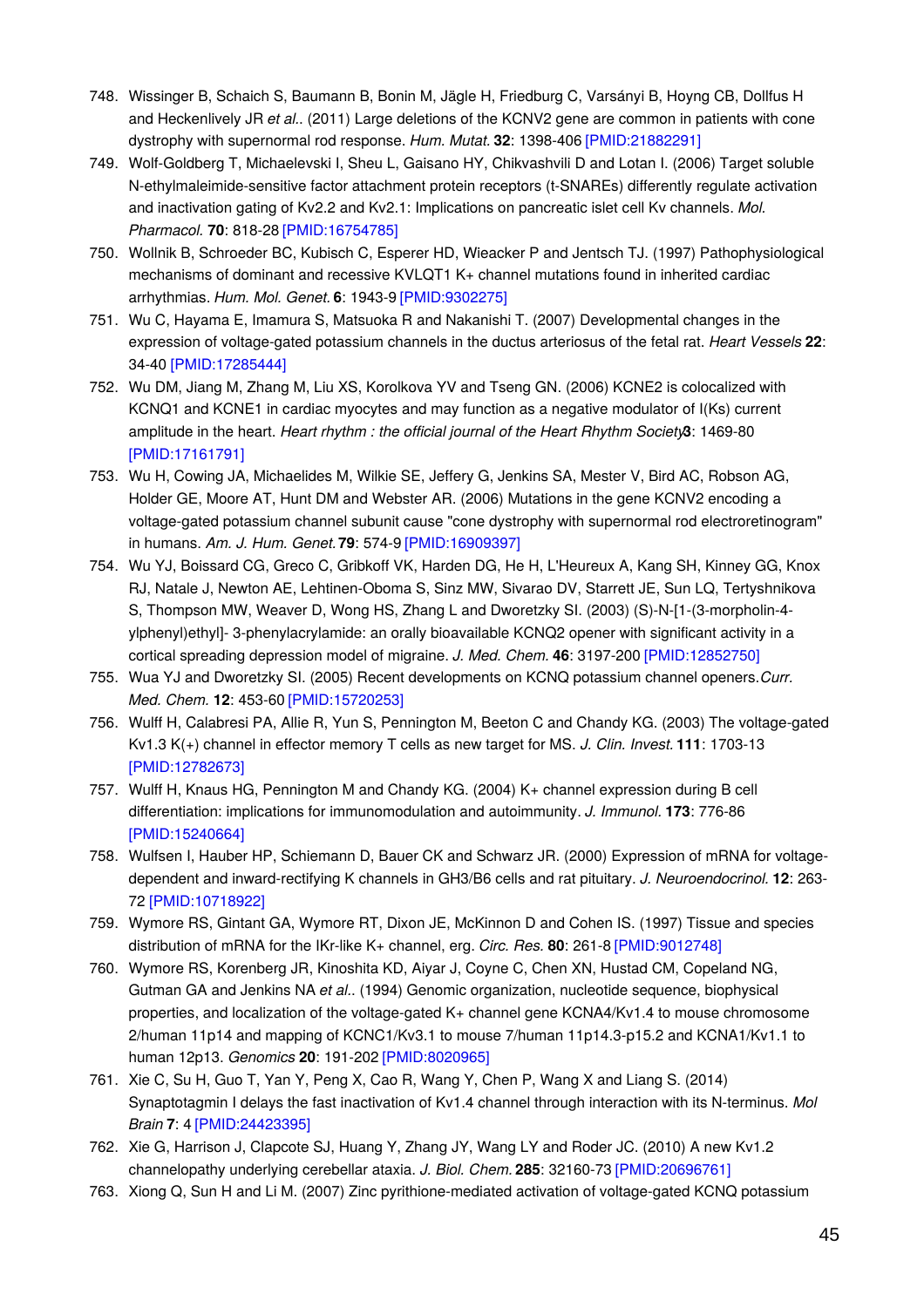748. Wissinger B, Schaich S, Baumann B, Bonin M, Jägle H, Friedburg C, Varsányi B, Hoyng CB, Dollfus H and Heckenlively JR *et al.*. (2011) Large deletions of the KCNV2 gene are common in patients with cone dystrophy with supernormal rod response. *Hum. Mutat.* **32**: 1398-406 [PMID:21882291]
749. Wolf-Goldberg T, Michaelevski I, Sheu L, Gaisano HY, Chikvashvili D and Lotan I. (2006) Target soluble N-ethylmaleimide-sensitive factor attachment protein receptors (t-SNAREs) differently regulate activation and inactivation gating of Kv2.2 and Kv2.1: Implications on pancreatic islet cell Kv channels. *Mol. Pharmacol.* **70**: 818-28 [PMID:16754785]
750. Wollnik B, Schroeder BC, Kubisch C, Esperer HD, Wieacker P and Jentsch TJ. (1997) Pathophysiological mechanisms of dominant and recessive KVLQT1 K+ channel mutations found in inherited cardiac arrhythmias. *Hum. Mol. Genet.* **6**: 1943-9 [PMID:9302275]
751. Wu C, Hayama E, Imamura S, Matsuoka R and Nakanishi T. (2007) Developmental changes in the expression of voltage-gated potassium channels in the ductus arteriosus of the fetal rat. *Heart Vessels* **22**: 34-40 [PMID:17285444]
752. Wu DM, Jiang M, Zhang M, Liu XS, Korolkova YV and Tseng GN. (2006) KCNE2 is colocalized with KCNQ1 and KCNE1 in cardiac myocytes and may function as a negative modulator of I(Ks) current amplitude in the heart. *Heart rhythm : the official journal of the Heart Rhythm Society* **3**: 1469-80 [PMID:17161791]
753. Wu H, Cowing JA, Michaelides M, Wilkie SE, Jeffery G, Jenkins SA, Mester V, Bird AC, Robson AG, Holder GE, Moore AT, Hunt DM and Webster AR. (2006) Mutations in the gene KCNV2 encoding a voltage-gated potassium channel subunit cause "cone dystrophy with supernormal rod electroretinogram" in humans. *Am. J. Hum. Genet.* **79**: 574-9 [PMID:16909397]
754. Wu YJ, Boissard CG, Greco C, Gribkoff VK, Harden DG, He H, L'Heureux A, Kang SH, Kinney GG, Knox RJ, Natale J, Newton AE, Lehtinen-Oboma S, Sinz MW, Sivarao DV, Starrett JE, Sun LQ, Tertyshnikova S, Thompson MW, Weaver D, Wong HS, Zhang L and Dworetzky SI. (2003) (S)-N-[1-(3-morpholin-4-ylphenyl)ethyl]- 3-phenylacrylamide: an orally bioavailable KCNQ2 opener with significant activity in a cortical spreading depression model of migraine. *J. Med. Chem.* **46**: 3197-200 [PMID:12852750]
755. Wua YJ and Dworetzky SI. (2005) Recent developments on KCNQ potassium channel openers. *Curr. Med. Chem.* **12**: 453-60 [PMID:15720253]
756. Wulff H, Calabresi PA, Allie R, Yun S, Pennington M, Beeton C and Chandy KG. (2003) The voltage-gated Kv1.3 K(+) channel in effector memory T cells as new target for MS. *J. Clin. Invest.* **111**: 1703-13 [PMID:12782673]
757. Wulff H, Knaus HG, Pennington M and Chandy KG. (2004) K+ channel expression during B cell differentiation: implications for immunomodulation and autoimmunity. *J. Immunol.* **173**: 776-86 [PMID:15240664]
758. Wulfsen I, Hauber HP, Schiemann D, Bauer CK and Schwarz JR. (2000) Expression of mRNA for voltage-dependent and inward-rectifying K channels in GH3/B6 cells and rat pituitary. *J. Neuroendocrinol.* **12**: 263-72 [PMID:10718922]
759. Wymore RS, Gintant GA, Wymore RT, Dixon JE, McKinnon D and Cohen IS. (1997) Tissue and species distribution of mRNA for the IKr-like K+ channel, erg. *Circ. Res.* **80**: 261-8 [PMID:9012748]
760. Wymore RS, Korenberg JR, Kinoshita KD, Aiyar J, Coyne C, Chen XN, Hustad CM, Copeland NG, Gutman GA and Jenkins NA *et al.*. (1994) Genomic organization, nucleotide sequence, biophysical properties, and localization of the voltage-gated K+ channel gene KCNA4/Kv1.4 to mouse chromosome 2/human 11p14 and mapping of KCNC1/Kv3.1 to mouse 7/human 11p14.3-p15.2 and KCNA1/Kv1.1 to human 12p13. *Genomics* **20**: 191-202 [PMID:8020965]
761. Xie C, Su H, Guo T, Yan Y, Peng X, Cao R, Wang Y, Chen P, Wang X and Liang S. (2014) Synaptotagmin I delays the fast inactivation of Kv1.4 channel through interaction with its N-terminus. *Mol Brain* **7**: 4 [PMID:24423395]
762. Xie G, Harrison J, Clapcote SJ, Huang Y, Zhang JY, Wang LY and Roder JC. (2010) A new Kv1.2 channelopathy underlying cerebellar ataxia. *J. Biol. Chem.* **285**: 32160-73 [PMID:20696761]
763. Xiong Q, Sun H and Li M. (2007) Zinc pyrithione-mediated activation of voltage-gated KCNQ potassium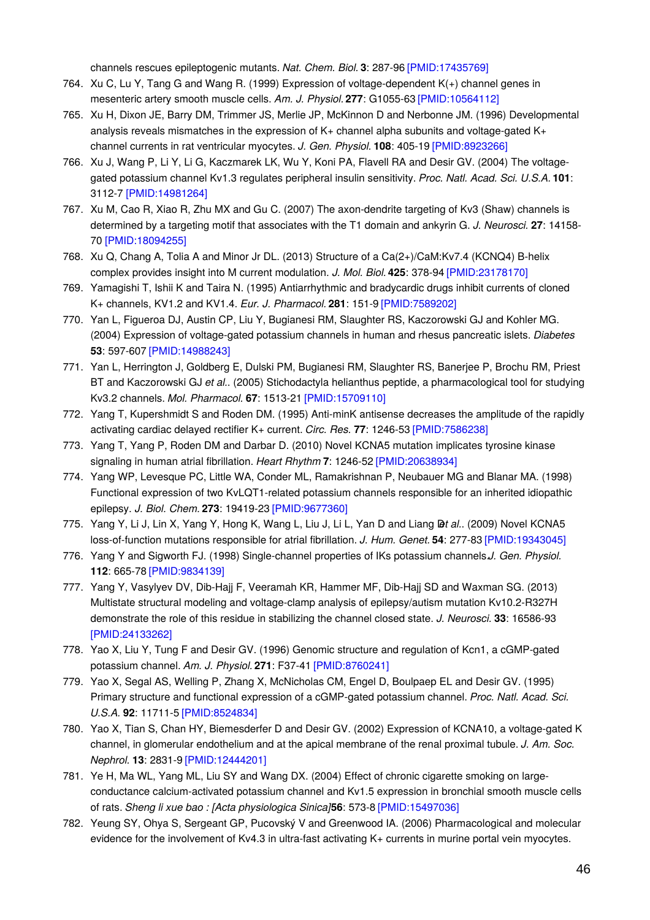channels rescues epileptogenic mutants. *Nat. Chem. Biol.* **3**: 287-96 [PMID:17435769]

764. Xu C, Lu Y, Tang G and Wang R. (1999) Expression of voltage-dependent K(+) channel genes in mesenteric artery smooth muscle cells. *Am. J. Physiol.* **277**: G1055-63 [PMID:10564112]
765. Xu H, Dixon JE, Barry DM, Trimmer JS, Merlie JP, McKinnon D and Nerbonne JM. (1996) Developmental analysis reveals mismatches in the expression of K+ channel alpha subunits and voltage-gated K+ channel currents in rat ventricular myocytes. *J. Gen. Physiol.* **108**: 405-19 [PMID:8923266]
766. Xu J, Wang P, Li Y, Li G, Kaczmarek LK, Wu Y, Koni PA, Flavell RA and Desir GV. (2004) The voltage-gated potassium channel Kv1.3 regulates peripheral insulin sensitivity. *Proc. Natl. Acad. Sci. U.S.A.* **101**: 3112-7 [PMID:14981264]
767. Xu M, Cao R, Xiao R, Zhu MX and Gu C. (2007) The axon-dendrite targeting of Kv3 (Shaw) channels is determined by a targeting motif that associates with the T1 domain and ankyrin G. *J. Neurosci.* **27**: 14158-70 [PMID:18094255]
768. Xu Q, Chang A, Tolia A and Minor Jr DL. (2013) Structure of a Ca(2+)/CaM:Kv7.4 (KCNQ4) B-helix complex provides insight into M current modulation. *J. Mol. Biol.* **425**: 378-94 [PMID:23178170]
769. Yamagishi T, Ishii K and Taira N. (1995) Antiarrhythmic and bradycardic drugs inhibit currents of cloned K+ channels, KV1.2 and KV1.4. *Eur. J. Pharmacol.* **281**: 151-9 [PMID:7589202]
770. Yan L, Figueroa DJ, Austin CP, Liu Y, Bugianesi RM, Slaughter RS, Kaczorowski GJ and Kohler MG. (2004) Expression of voltage-gated potassium channels in human and rhesus pancreatic islets. *Diabetes* **53**: 597-607 [PMID:14988243]
771. Yan L, Herrington J, Goldberg E, Dulski PM, Bugianesi RM, Slaughter RS, Banerjee P, Brochu RM, Priest BT and Kaczorowski GJ *et al.*. (2005) Stichodactyla helianthus peptide, a pharmacological tool for studying Kv3.2 channels. *Mol. Pharmacol.* **67**: 1513-21 [PMID:15709110]
772. Yang T, Kupershmidt S and Roden DM. (1995) Anti-minK antisense decreases the amplitude of the rapidly activating cardiac delayed rectifier K+ current. *Circ. Res.* **77**: 1246-53 [PMID:7586238]
773. Yang T, Yang P, Roden DM and Darbar D. (2010) Novel KCNA5 mutation implicates tyrosine kinase signaling in human atrial fibrillation. *Heart Rhythm* **7**: 1246-52 [PMID:20638934]
774. Yang WP, Levesque PC, Little WA, Conder ML, Ramakrishnan P, Neubauer MG and Blanar MA. (1998) Functional expression of two KvLQT1-related potassium channels responsible for an inherited idiopathic epilepsy. *J. Biol. Chem.* **273**: 19419-23 [PMID:9677360]
775. Yang Y, Li J, Lin X, Yang Y, Hong K, Wang L, Liu J, Li L, Yan D and Liang D *et al.*. (2009) Novel KCNA5 loss-of-function mutations responsible for atrial fibrillation. *J. Hum. Genet.* **54**: 277-83 [PMID:19343045]
776. Yang Y and Sigworth FJ. (1998) Single-channel properties of IKs potassium channels *J. Gen. Physiol.* **112**: 665-78 [PMID:9834139]
777. Yang Y, Vasylyev DV, Dib-Hajj F, Veeramah KR, Hammer MF, Dib-Hajj SD and Waxman SG. (2013) Multistate structural modeling and voltage-clamp analysis of epilepsy/autism mutation Kv10.2-R327H demonstrate the role of this residue in stabilizing the channel closed state. *J. Neurosci.* **33**: 16586-93 [PMID:24133262]
778. Yao X, Liu Y, Tung F and Desir GV. (1996) Genomic structure and regulation of Kcn1, a cGMP-gated potassium channel. *Am. J. Physiol.* **271**: F37-41 [PMID:8760241]
779. Yao X, Segal AS, Welling P, Zhang X, McNicholas CM, Engel D, Boulpaep EL and Desir GV. (1995) Primary structure and functional expression of a cGMP-gated potassium channel. *Proc. Natl. Acad. Sci. U.S.A.* **92**: 11711-5 [PMID:8524834]
780. Yao X, Tian S, Chan HY, Biemesderfer D and Desir GV. (2002) Expression of KCNA10, a voltage-gated K channel, in glomerular endothelium and at the apical membrane of the renal proximal tubule. *J. Am. Soc. Nephrol.* **13**: 2831-9 [PMID:12444201]
781. Ye H, Ma WL, Yang ML, Liu SY and Wang DX. (2004) Effect of chronic cigarette smoking on large-conductance calcium-activated potassium channel and Kv1.5 expression in bronchial smooth muscle cells of rats. *Sheng li xue bao : [Acta physiologica Sinica]* **56**: 573-8 [PMID:15497036]
782. Yeung SY, Ohya S, Sergeant GP, Pucovský V and Greenwood IA. (2006) Pharmacological and molecular evidence for the involvement of Kv4.3 in ultra-fast activating K+ currents in murine portal vein myocytes.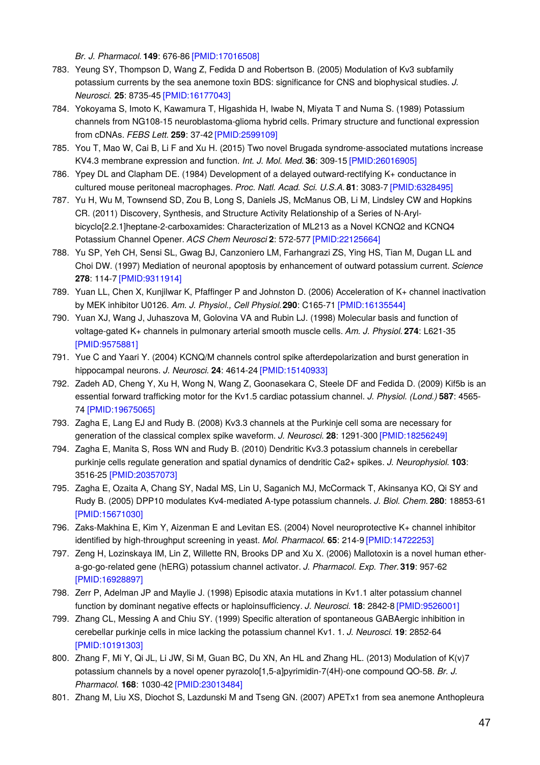*Br. J. Pharmacol.* **149**: 676-86 [PMID:17016508]

783. Yeung SY, Thompson D, Wang Z, Fedida D and Robertson B. (2005) Modulation of Kv3 subfamily potassium currents by the sea anemone toxin BDS: significance for CNS and biophysical studies. *J. Neurosci.* **25**: 8735-45 [PMID:16177043]
784. Yokoyama S, Imoto K, Kawamura T, Higashida H, Iwabe N, Miyata T and Numa S. (1989) Potassium channels from NG108-15 neuroblastoma-glioma hybrid cells. Primary structure and functional expression from cDNAs. *FEBS Lett.* **259**: 37-42 [PMID:2599109]
785. You T, Mao W, Cai B, Li F and Xu H. (2015) Two novel Brugada syndrome-associated mutations increase KV4.3 membrane expression and function. *Int. J. Mol. Med.* **36**: 309-15 [PMID:26016905]
786. Ypey DL and Clapham DE. (1984) Development of a delayed outward-rectifying K+ conductance in cultured mouse peritoneal macrophages. *Proc. Natl. Acad. Sci. U.S.A.* **81**: 3083-7 [PMID:6328495]
787. Yu H, Wu M, Townsend SD, Zou B, Long S, Daniels JS, McManus OB, Li M, Lindsley CW and Hopkins CR. (2011) Discovery, Synthesis, and Structure Activity Relationship of a Series of N-Aryl-bicyclo[2.2.1]heptane-2-carboxamides: Characterization of ML213 as a Novel KCNQ2 and KCNQ4 Potassium Channel Opener. *ACS Chem Neurosci* **2**: 572-577 [PMID:22125664]
788. Yu SP, Yeh CH, Sensi SL, Gwag BJ, Canzoniero LM, Farhangrazi ZS, Ying HS, Tian M, Dugan LL and Choi DW. (1997) Mediation of neuronal apoptosis by enhancement of outward potassium current. *Science* **278**: 114-7 [PMID:9311914]
789. Yuan LL, Chen X, Kunjilwar K, Pfaffinger P and Johnston D. (2006) Acceleration of K+ channel inactivation by MEK inhibitor U0126. *Am. J. Physiol., Cell Physiol.* **290**: C165-71 [PMID:16135544]
790. Yuan XJ, Wang J, Juhaszova M, Golovina VA and Rubin LJ. (1998) Molecular basis and function of voltage-gated K+ channels in pulmonary arterial smooth muscle cells. *Am. J. Physiol.* **274**: L621-35 [PMID:9575881]
791. Yue C and Yaari Y. (2004) KCNQ/M channels control spike afterdepolarization and burst generation in hippocampal neurons. *J. Neurosci.* **24**: 4614-24 [PMID:15140933]
792. Zadeh AD, Cheng Y, Xu H, Wong N, Wang Z, Goonasekara C, Steele DF and Fedida D. (2009) Kif5b is an essential forward trafficking motor for the Kv1.5 cardiac potassium channel. *J. Physiol. (Lond.)* **587**: 4565-74 [PMID:19675065]
793. Zagha E, Lang EJ and Rudy B. (2008) Kv3.3 channels at the Purkinje cell soma are necessary for generation of the classical complex spike waveform. *J. Neurosci.* **28**: 1291-300 [PMID:18256249]
794. Zagha E, Manita S, Ross WN and Rudy B. (2010) Dendritic Kv3.3 potassium channels in cerebellar purkinje cells regulate generation and spatial dynamics of dendritic Ca2+ spikes. *J. Neurophysiol.* **103**: 3516-25 [PMID:20357073]
795. Zagha E, Ozaita A, Chang SY, Nadal MS, Lin U, Saganich MJ, McCormack T, Akinsanya KO, Qi SY and Rudy B. (2005) DPP10 modulates Kv4-mediated A-type potassium channels. *J. Biol. Chem.* **280**: 18853-61 [PMID:15671030]
796. Zaks-Makhina E, Kim Y, Aizenman E and Levitan ES. (2004) Novel neuroprotective K+ channel inhibitor identified by high-throughput screening in yeast. *Mol. Pharmacol.* **65**: 214-9 [PMID:14722253]
797. Zeng H, Lozinskaya IM, Lin Z, Willette RN, Brooks DP and Xu X. (2006) Mallotoxin is a novel human ether-a-go-go-related gene (hERG) potassium channel activator. *J. Pharmacol. Exp. Ther.* **319**: 957-62 [PMID:16928897]
798. Zerr P, Adelman JP and Maylie J. (1998) Episodic ataxia mutations in Kv1.1 alter potassium channel function by dominant negative effects or haploinsufficiency. *J. Neurosci.* **18**: 2842-8 [PMID:9526001]
799. Zhang CL, Messing A and Chiu SY. (1999) Specific alteration of spontaneous GABAergic inhibition in cerebellar purkinje cells in mice lacking the potassium channel Kv1. 1. *J. Neurosci.* **19**: 2852-64 [PMID:10191303]
800. Zhang F, Mi Y, Qi JL, Li JW, Si M, Guan BC, Du XN, An HL and Zhang HL. (2013) Modulation of K(v)7 potassium channels by a novel opener pyrazolo[1,5-a]pyrimidin-7(4H)-one compound QO-58. *Br. J. Pharmacol.* **168**: 1030-42 [PMID:23013484]
801. Zhang M, Liu XS, Diochot S, Lazdunski M and Tseng GN. (2007) APETx1 from sea anemone Anthopleura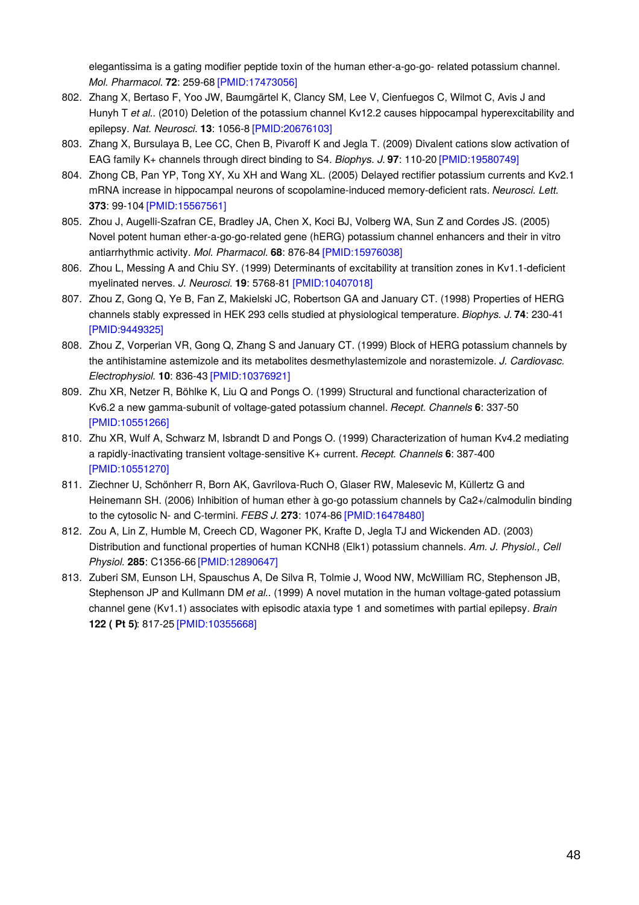elegantissima is a gating modifier peptide toxin of the human ether-a-go-go- related potassium channel. *Mol. Pharmacol.* **72**: 259-68 [PMID:17473056]

802. Zhang X, Bertaso F, Yoo JW, Baumgärtel K, Clancy SM, Lee V, Cienfuegos C, Wilmot C, Avis J and Hunyh T *et al.*. (2010) Deletion of the potassium channel Kv12.2 causes hippocampal hyperexcitability and epilepsy. *Nat. Neurosci.* **13**: 1056-8 [PMID:20676103]
803. Zhang X, Bursulaya B, Lee CC, Chen B, Pivaroff K and Jegla T. (2009) Divalent cations slow activation of EAG family K+ channels through direct binding to S4. *Biophys. J.* **97**: 110-20 [PMID:19580749]
804. Zhong CB, Pan YP, Tong XY, Xu XH and Wang XL. (2005) Delayed rectifier potassium currents and Kv2.1 mRNA increase in hippocampal neurons of scopolamine-induced memory-deficient rats. *Neurosci. Lett.* **373**: 99-104 [PMID:15567561]
805. Zhou J, Augelli-Szafran CE, Bradley JA, Chen X, Koci BJ, Volberg WA, Sun Z and Cordes JS. (2005) Novel potent human ether-a-go-go-related gene (hERG) potassium channel enhancers and their in vitro antiarrhythmic activity. *Mol. Pharmacol.* **68**: 876-84 [PMID:15976038]
806. Zhou L, Messing A and Chiu SY. (1999) Determinants of excitability at transition zones in Kv1.1-deficient myelinated nerves. *J. Neurosci.* **19**: 5768-81 [PMID:10407018]
807. Zhou Z, Gong Q, Ye B, Fan Z, Makielski JC, Robertson GA and January CT. (1998) Properties of HERG channels stably expressed in HEK 293 cells studied at physiological temperature. *Biophys. J.* **74**: 230-41 [PMID:9449325]
808. Zhou Z, Vorperian VR, Gong Q, Zhang S and January CT. (1999) Block of HERG potassium channels by the antihistamine astemizole and its metabolites desmethylastemizole and norastemizole. *J. Cardiovasc. Electrophysiol.* **10**: 836-43 [PMID:10376921]
809. Zhu XR, Netzer R, Böhlke K, Liu Q and Pongs O. (1999) Structural and functional characterization of Kv6.2 a new gamma-subunit of voltage-gated potassium channel. *Recept. Channels* **6**: 337-50 [PMID:10551266]
810. Zhu XR, Wulf A, Schwarz M, Isbrandt D and Pongs O. (1999) Characterization of human Kv4.2 mediating a rapidly-inactivating transient voltage-sensitive K+ current. *Recept. Channels* **6**: 387-400 [PMID:10551270]
811. Ziechner U, Schönherr R, Born AK, Gavrilova-Ruch O, Glaser RW, Malesevic M, Küllertz G and Heinemann SH. (2006) Inhibition of human ether à go-go potassium channels by Ca2+/calmodulin binding to the cytosolic N- and C-termini. *FEBS J.* **273**: 1074-86 [PMID:16478480]
812. Zou A, Lin Z, Humble M, Creech CD, Wagoner PK, Krafte D, Jegla TJ and Wickenden AD. (2003) Distribution and functional properties of human KCNH8 (Elk1) potassium channels. *Am. J. Physiol., Cell Physiol.* **285**: C1356-66 [PMID:12890647]
813. Zuberi SM, Eunson LH, Spauschus A, De Silva R, Tolmie J, Wood NW, McWilliam RC, Stephenson JB, Stephenson JP and Kullmann DM *et al.*. (1999) A novel mutation in the human voltage-gated potassium channel gene (Kv1.1) associates with episodic ataxia type 1 and sometimes with partial epilepsy. *Brain* **122 ( Pt 5)**: 817-25 [PMID:10355668]